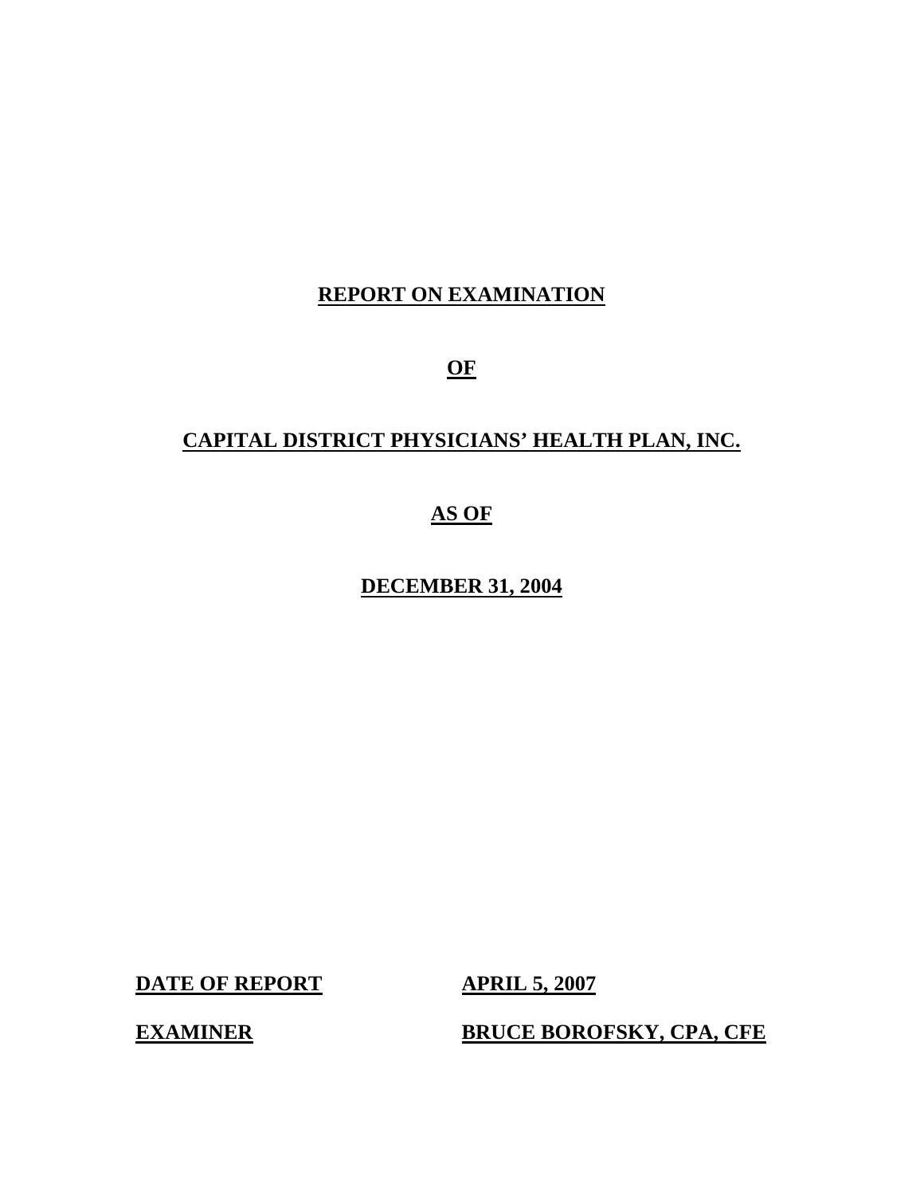# REPORT ON EXAMINATION

# OF

# CAPITAL DISTRICT PHYSICIANS' HEALTH PLAN, INC.

# AS OF

# DECEMBER 31, 2004

**DATE OF REPORT** **APRIL 5, 2007**

**EXAMINER** **BRUCE BOROFSKY, CPA, CFE**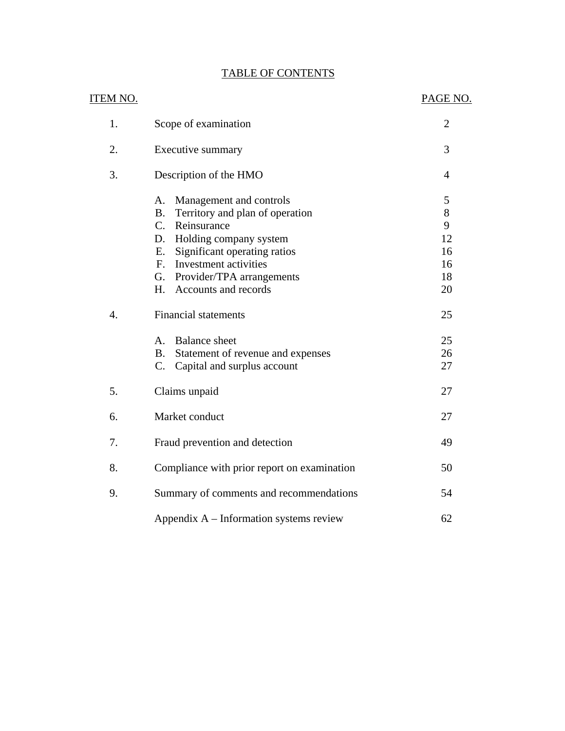# TABLE OF CONTENTS

| ITEM NO. | | PAGE NO. |
|---|---|---|
| 1. | Scope of examination | 2 |
| 2. | Executive summary | 3 |
| 3. | Description of the HMO | 4 |
| | A. Management and controls | 5 |
| | B. Territory and plan of operation | 8 |
| | C. Reinsurance | 9 |
| | D. Holding company system | 12 |
| | E. Significant operating ratios | 16 |
| | F. Investment activities | 16 |
| | G. Provider/TPA arrangements | 18 |
| | H. Accounts and records | 20 |
| 4. | Financial statements | 25 |
| | A. Balance sheet | 25 |
| | B. Statement of revenue and expenses | 26 |
| | C. Capital and surplus account | 27 |
| 5. | Claims unpaid | 27 |
| 6. | Market conduct | 27 |
| 7. | Fraud prevention and detection | 49 |
| 8. | Compliance with prior report on examination | 50 |
| 9. | Summary of comments and recommendations | 54 |
| | Appendix A – Information systems review | 62 |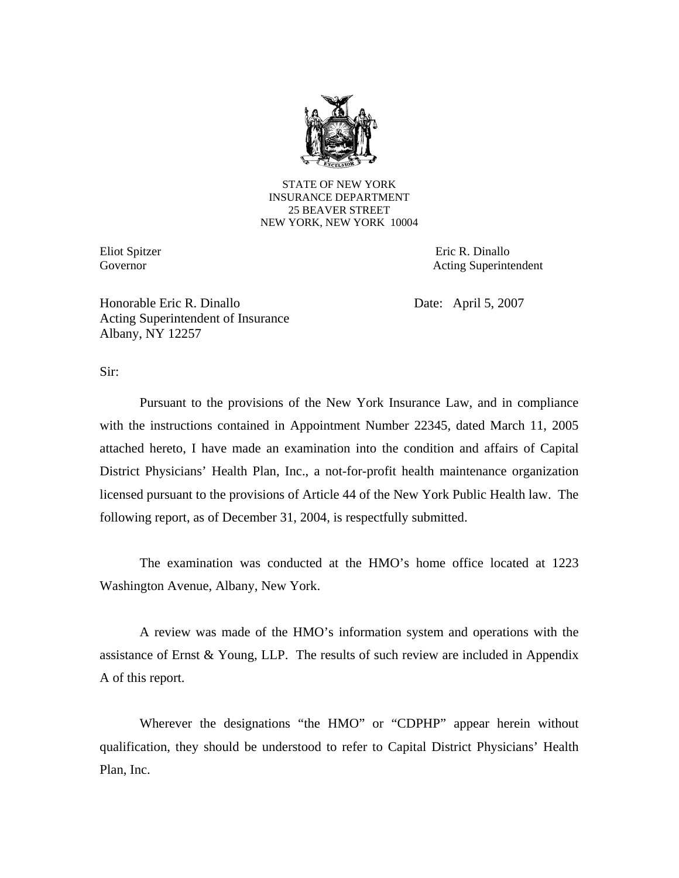STATE OF NEW YORK
INSURANCE DEPARTMENT
25 BEAVER STREET
NEW YORK, NEW YORK 10004

| | |
|---|---|
| Eliot Spitzer | Eric R. Dinallo |
| Governor | Acting Superintendent |

Honorable Eric R. Dinallo
Acting Superintendent of Insurance
Albany, NY 12257

Date: April 5, 2007

Sir:

Pursuant to the provisions of the New York Insurance Law, and in compliance with the instructions contained in Appointment Number 22345, dated March 11, 2005 attached hereto, I have made an examination into the condition and affairs of Capital District Physicians' Health Plan, Inc., a not-for-profit health maintenance organization licensed pursuant to the provisions of Article 44 of the New York Public Health law. The following report, as of December 31, 2004, is respectfully submitted.

The examination was conducted at the HMO's home office located at 1223 Washington Avenue, Albany, New York.

A review was made of the HMO's information system and operations with the assistance of Ernst & Young, LLP. The results of such review are included in Appendix A of this report.

Wherever the designations "the HMO" or "CDPHP" appear herein without qualification, they should be understood to refer to Capital District Physicians' Health Plan, Inc.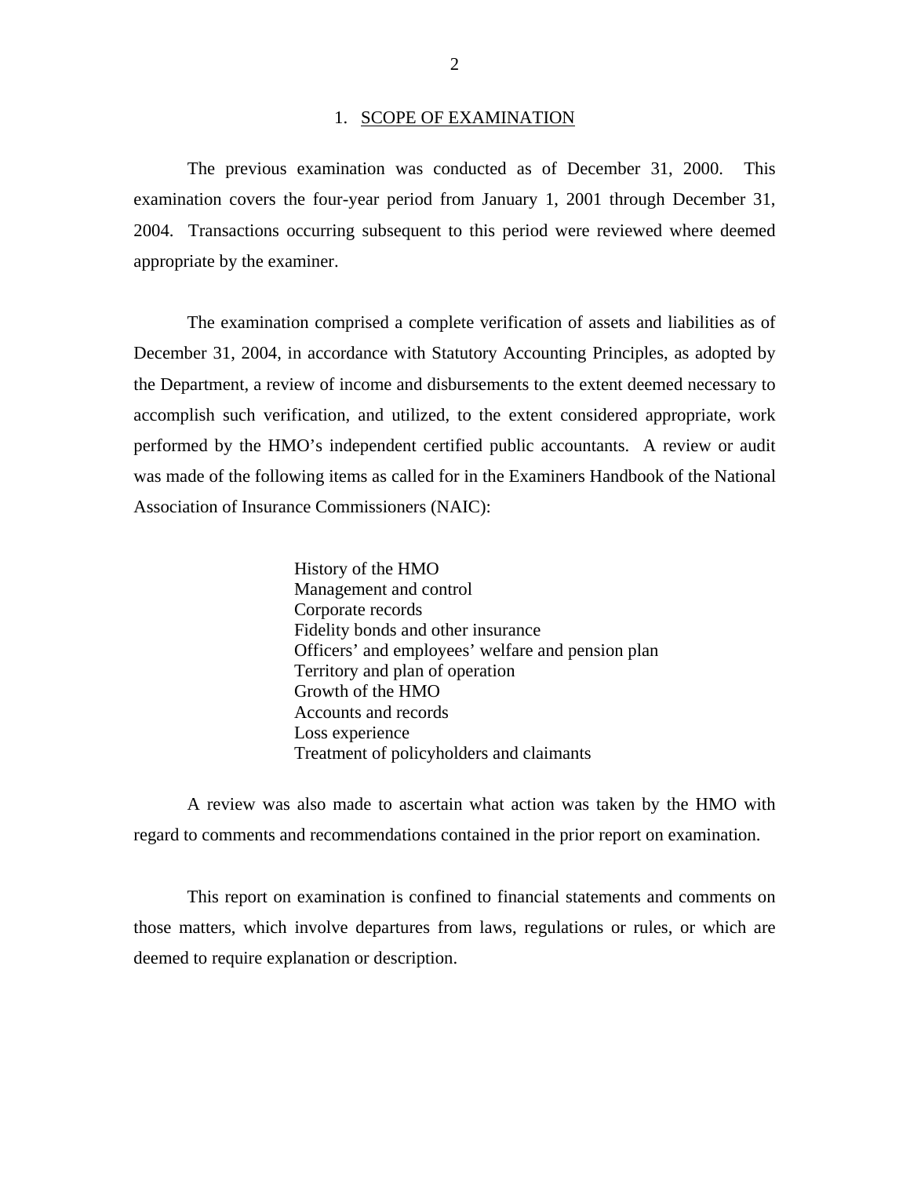## 1. SCOPE OF EXAMINATION

The previous examination was conducted as of December 31, 2000. This examination covers the four-year period from January 1, 2001 through December 31, 2004. Transactions occurring subsequent to this period were reviewed where deemed appropriate by the examiner.

The examination comprised a complete verification of assets and liabilities as of December 31, 2004, in accordance with Statutory Accounting Principles, as adopted by the Department, a review of income and disbursements to the extent deemed necessary to accomplish such verification, and utilized, to the extent considered appropriate, work performed by the HMO's independent certified public accountants. A review or audit was made of the following items as called for in the Examiners Handbook of the National Association of Insurance Commissioners (NAIC):

- History of the HMO
- Management and control
- Corporate records
- Fidelity bonds and other insurance
- Officers' and employees' welfare and pension plan
- Territory and plan of operation
- Growth of the HMO
- Accounts and records
- Loss experience
- Treatment of policyholders and claimants

A review was also made to ascertain what action was taken by the HMO with regard to comments and recommendations contained in the prior report on examination.

This report on examination is confined to financial statements and comments on those matters, which involve departures from laws, regulations or rules, or which are deemed to require explanation or description.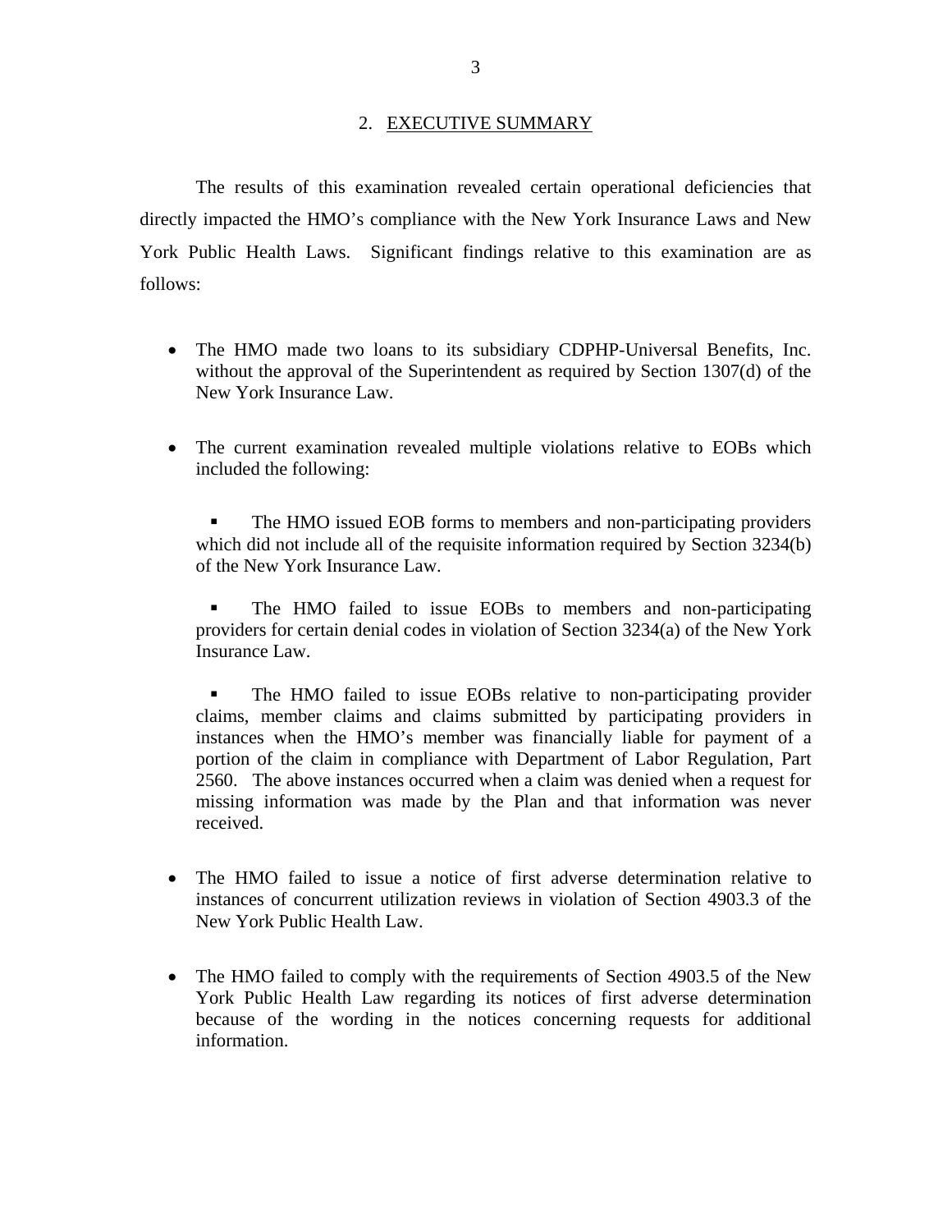## 2. EXECUTIVE SUMMARY

The results of this examination revealed certain operational deficiencies that directly impacted the HMO's compliance with the New York Insurance Laws and New York Public Health Laws. Significant findings relative to this examination are as follows:

- The HMO made two loans to its subsidiary CDPHP-Universal Benefits, Inc. without the approval of the Superintendent as required by Section 1307(d) of the New York Insurance Law.

- The current examination revealed multiple violations relative to EOBs which included the following:

  - The HMO issued EOB forms to members and non-participating providers which did not include all of the requisite information required by Section 3234(b) of the New York Insurance Law.

  - The HMO failed to issue EOBs to members and non-participating providers for certain denial codes in violation of Section 3234(a) of the New York Insurance Law.

  - The HMO failed to issue EOBs relative to non-participating provider claims, member claims and claims submitted by participating providers in instances when the HMO's member was financially liable for payment of a portion of the claim in compliance with Department of Labor Regulation, Part 2560. The above instances occurred when a claim was denied when a request for missing information was made by the Plan and that information was never received.

- The HMO failed to issue a notice of first adverse determination relative to instances of concurrent utilization reviews in violation of Section 4903.3 of the New York Public Health Law.

- The HMO failed to comply with the requirements of Section 4903.5 of the New York Public Health Law regarding its notices of first adverse determination because of the wording in the notices concerning requests for additional information.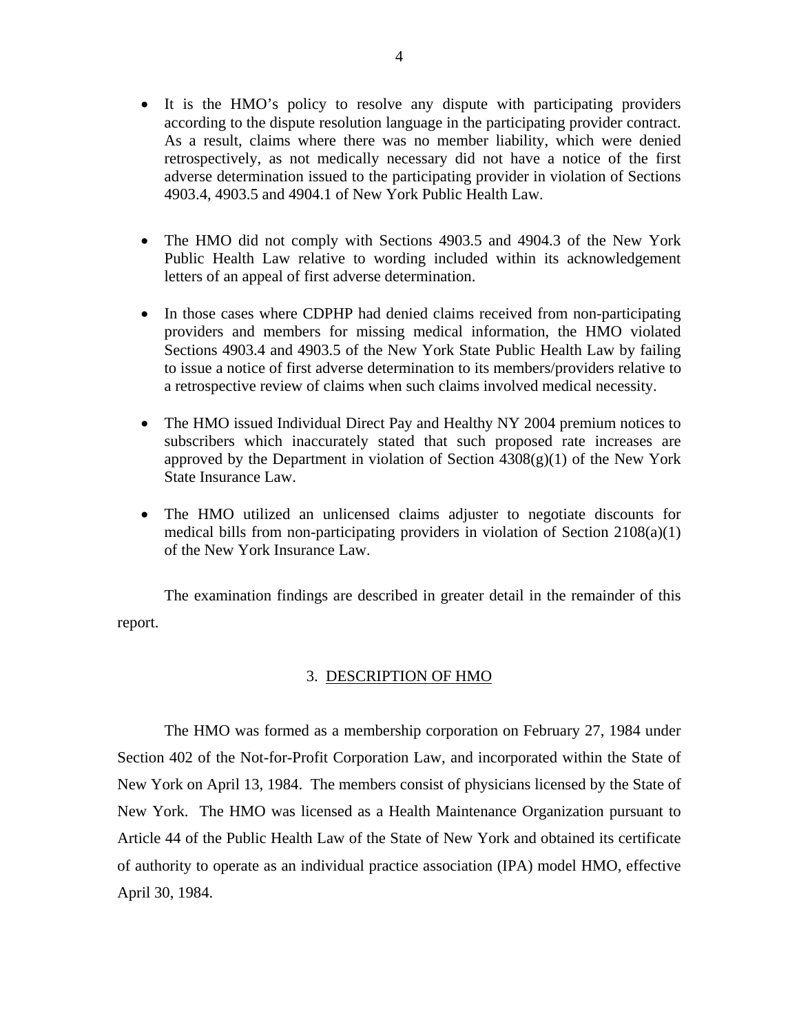- It is the HMO's policy to resolve any dispute with participating providers according to the dispute resolution language in the participating provider contract. As a result, claims where there was no member liability, which were denied retrospectively, as not medically necessary did not have a notice of the first adverse determination issued to the participating provider in violation of Sections 4903.4, 4903.5 and 4904.1 of New York Public Health Law.

- The HMO did not comply with Sections 4903.5 and 4904.3 of the New York Public Health Law relative to wording included within its acknowledgement letters of an appeal of first adverse determination.

- In those cases where CDPHP had denied claims received from non-participating providers and members for missing medical information, the HMO violated Sections 4903.4 and 4903.5 of the New York State Public Health Law by failing to issue a notice of first adverse determination to its members/providers relative to a retrospective review of claims when such claims involved medical necessity.

- The HMO issued Individual Direct Pay and Healthy NY 2004 premium notices to subscribers which inaccurately stated that such proposed rate increases are approved by the Department in violation of Section 4308(g)(1) of the New York State Insurance Law.

- The HMO utilized an unlicensed claims adjuster to negotiate discounts for medical bills from non-participating providers in violation of Section 2108(a)(1) of the New York Insurance Law.

The examination findings are described in greater detail in the remainder of this report.

## 3. DESCRIPTION OF HMO

The HMO was formed as a membership corporation on February 27, 1984 under Section 402 of the Not-for-Profit Corporation Law, and incorporated within the State of New York on April 13, 1984. The members consist of physicians licensed by the State of New York. The HMO was licensed as a Health Maintenance Organization pursuant to Article 44 of the Public Health Law of the State of New York and obtained its certificate of authority to operate as an individual practice association (IPA) model HMO, effective April 30, 1984.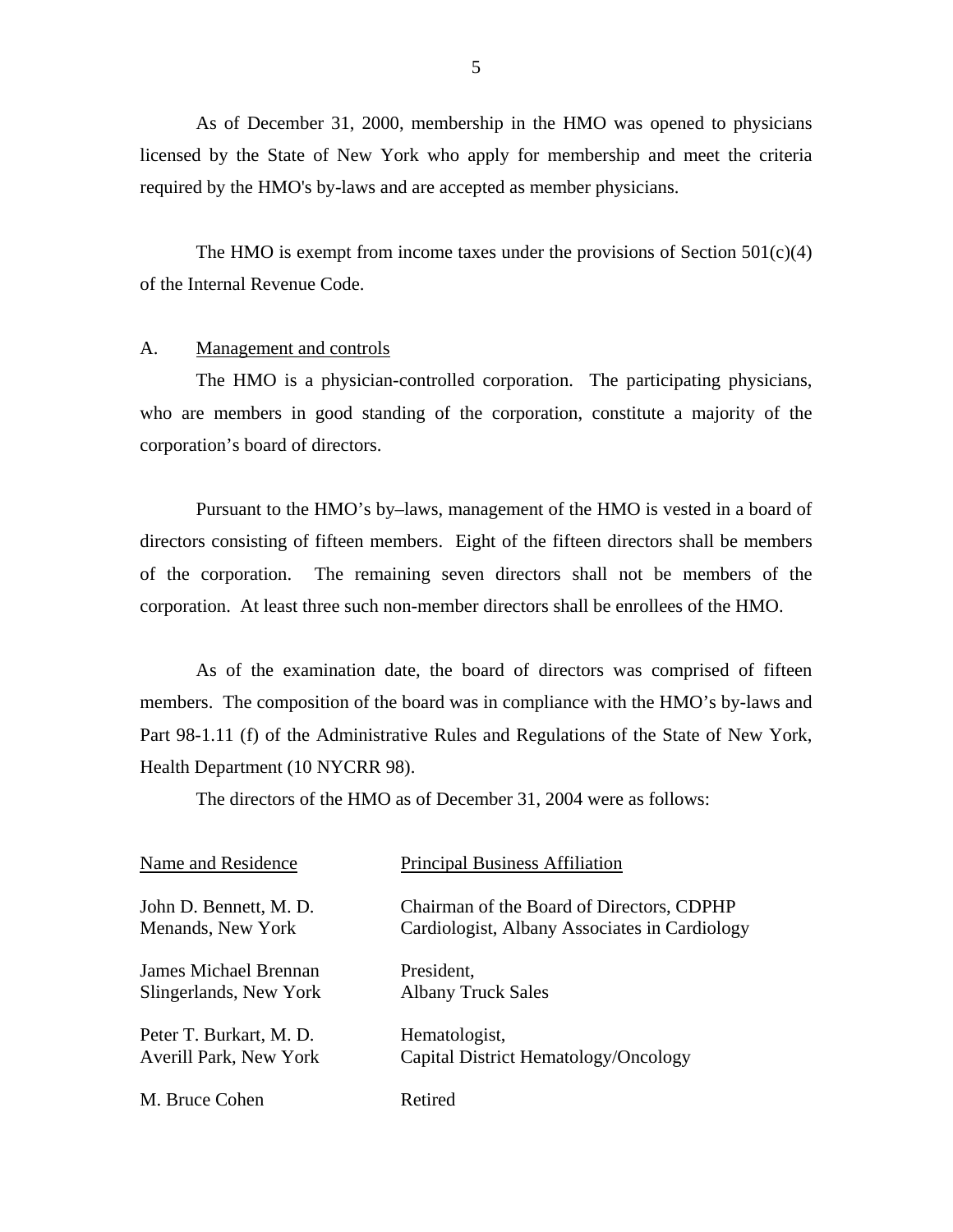As of December 31, 2000, membership in the HMO was opened to physicians licensed by the State of New York who apply for membership and meet the criteria required by the HMO's by-laws and are accepted as member physicians.

The HMO is exempt from income taxes under the provisions of Section 501(c)(4) of the Internal Revenue Code.

## A. Management and controls

The HMO is a physician-controlled corporation. The participating physicians, who are members in good standing of the corporation, constitute a majority of the corporation's board of directors.

Pursuant to the HMO's by–laws, management of the HMO is vested in a board of directors consisting of fifteen members. Eight of the fifteen directors shall be members of the corporation. The remaining seven directors shall not be members of the corporation. At least three such non-member directors shall be enrollees of the HMO.

As of the examination date, the board of directors was comprised of fifteen members. The composition of the board was in compliance with the HMO's by-laws and Part 98-1.11 (f) of the Administrative Rules and Regulations of the State of New York, Health Department (10 NYCRR 98).

The directors of the HMO as of December 31, 2004 were as follows:

| Name and Residence | Principal Business Affiliation |
|---|---|
| John D. Bennett, M. D.<br>Menands, New York | Chairman of the Board of Directors, CDPHP<br>Cardiologist, Albany Associates in Cardiology |
| James Michael Brennan<br>Slingerlands, New York | President,<br>Albany Truck Sales |
| Peter T. Burkart, M. D.<br>Averill Park, New York | Hematologist,<br>Capital District Hematology/Oncology |
| M. Bruce Cohen | Retired |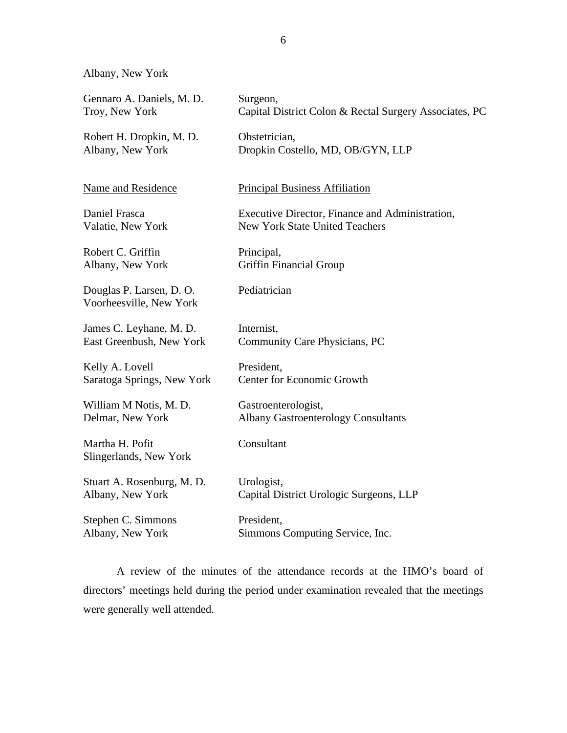Albany, New York

| | |
|---|---|
| Gennaro A. Daniels, M. D.<br>Troy, New York | Surgeon,<br>Capital District Colon & Rectal Surgery Associates, PC |
| Robert H. Dropkin, M. D.<br>Albany, New York | Obstetrician,<br>Dropkin Costello, MD, OB/GYN, LLP |

| Name and Residence | Principal Business Affiliation |
|---|---|
| Daniel Frasca<br>Valatie, New York | Executive Director, Finance and Administration,<br>New York State United Teachers |
| Robert C. Griffin<br>Albany, New York | Principal,<br>Griffin Financial Group |
| Douglas P. Larsen, D. O.<br>Voorheesville, New York | Pediatrician |
| James C. Leyhane, M. D.<br>East Greenbush, New York | Internist,<br>Community Care Physicians, PC |
| Kelly A. Lovell<br>Saratoga Springs, New York | President,<br>Center for Economic Growth |
| William M Notis, M. D.<br>Delmar, New York | Gastroenterologist,<br>Albany Gastroenterology Consultants |
| Martha H. Pofit<br>Slingerlands, New York | Consultant |
| Stuart A. Rosenburg, M. D.<br>Albany, New York | Urologist,<br>Capital District Urologic Surgeons, LLP |
| Stephen C. Simmons<br>Albany, New York | President,<br>Simmons Computing Service, Inc. |

A review of the minutes of the attendance records at the HMO's board of directors' meetings held during the period under examination revealed that the meetings were generally well attended.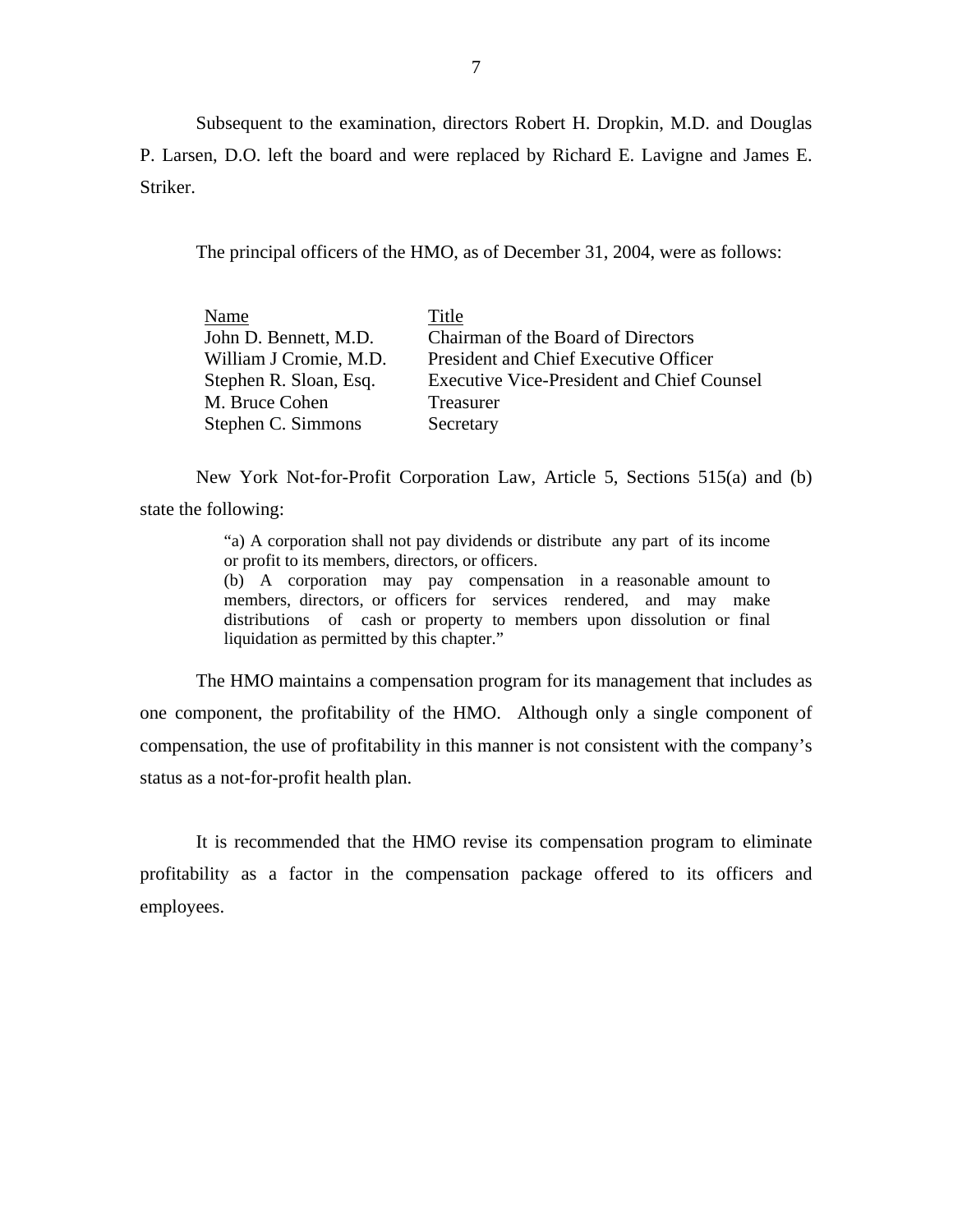Subsequent to the examination, directors Robert H. Dropkin, M.D. and Douglas P. Larsen, D.O. left the board and were replaced by Richard E. Lavigne and James E. Striker.

The principal officers of the HMO, as of December 31, 2004, were as follows:

| Name | Title |
|---|---|
| John D. Bennett, M.D. | Chairman of the Board of Directors |
| William J Cromie, M.D. | President and Chief Executive Officer |
| Stephen R. Sloan, Esq. | Executive Vice-President and Chief Counsel |
| M. Bruce Cohen | Treasurer |
| Stephen C. Simmons | Secretary |

New York Not-for-Profit Corporation Law, Article 5, Sections 515(a) and (b) state the following:

> "a) A corporation shall not pay dividends or distribute any part of its income or profit to its members, directors, or officers.
> (b) A corporation may pay compensation in a reasonable amount to members, directors, or officers for services rendered, and may make distributions of cash or property to members upon dissolution or final liquidation as permitted by this chapter."

The HMO maintains a compensation program for its management that includes as one component, the profitability of the HMO. Although only a single component of compensation, the use of profitability in this manner is not consistent with the company's status as a not-for-profit health plan.

It is recommended that the HMO revise its compensation program to eliminate profitability as a factor in the compensation package offered to its officers and employees.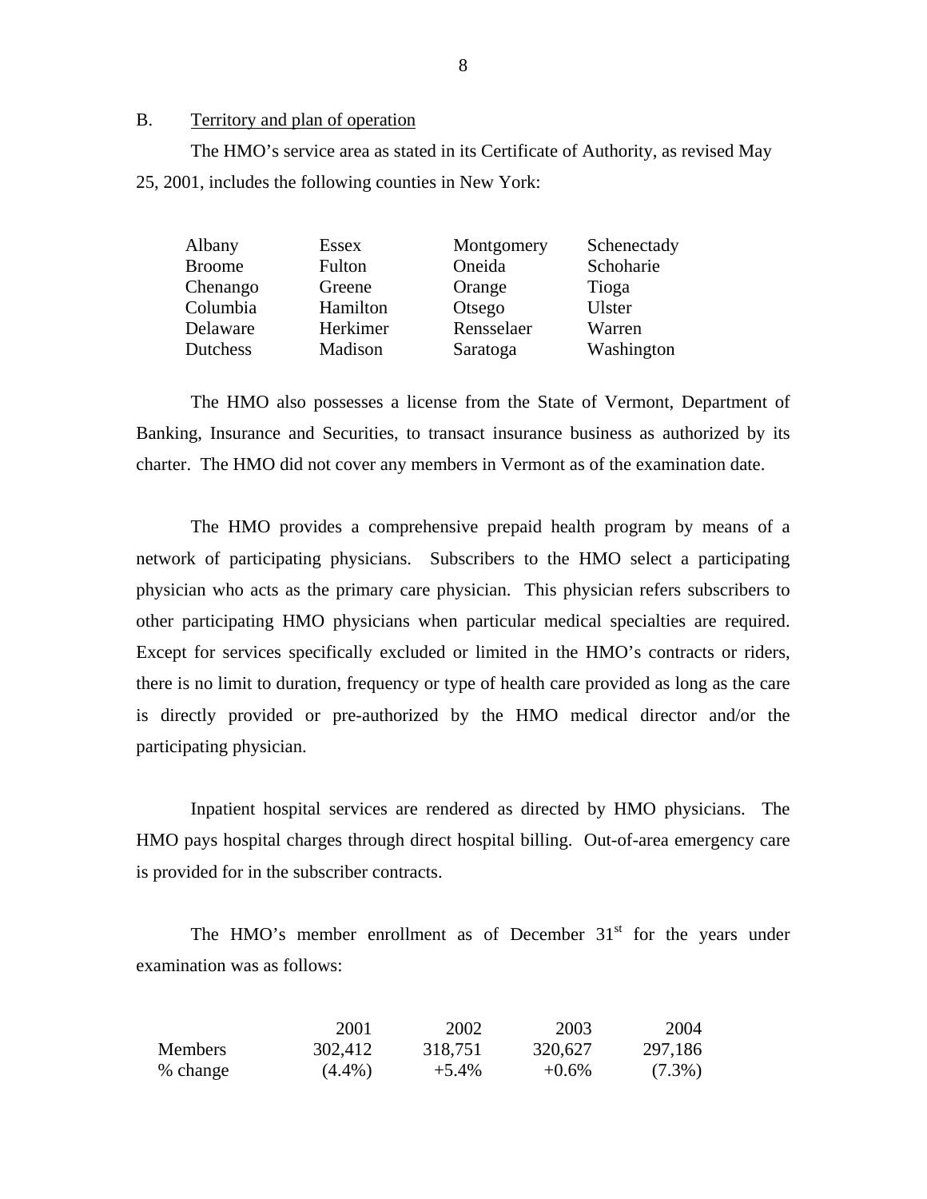B. Territory and plan of operation

The HMO's service area as stated in its Certificate of Authority, as revised May 25, 2001, includes the following counties in New York:

| | | | |
|---|---|---|---|
| Albany | Essex | Montgomery | Schenectady |
| Broome | Fulton | Oneida | Schoharie |
| Chenango | Greene | Orange | Tioga |
| Columbia | Hamilton | Otsego | Ulster |
| Delaware | Herkimer | Rensselaer | Warren |
| Dutchess | Madison | Saratoga | Washington |

The HMO also possesses a license from the State of Vermont, Department of Banking, Insurance and Securities, to transact insurance business as authorized by its charter. The HMO did not cover any members in Vermont as of the examination date.

The HMO provides a comprehensive prepaid health program by means of a network of participating physicians. Subscribers to the HMO select a participating physician who acts as the primary care physician. This physician refers subscribers to other participating HMO physicians when particular medical specialties are required. Except for services specifically excluded or limited in the HMO's contracts or riders, there is no limit to duration, frequency or type of health care provided as long as the care is directly provided or pre-authorized by the HMO medical director and/or the participating physician.

Inpatient hospital services are rendered as directed by HMO physicians. The HMO pays hospital charges through direct hospital billing. Out-of-area emergency care is provided for in the subscriber contracts.

The HMO's member enrollment as of December 31st for the years under examination was as follows:

| | 2001 | 2002 | 2003 | 2004 |
|---|---|---|---|---|
| Members | 302,412 | 318,751 | 320,627 | 297,186 |
| % change | (4.4%) | +5.4% | +0.6% | (7.3%) |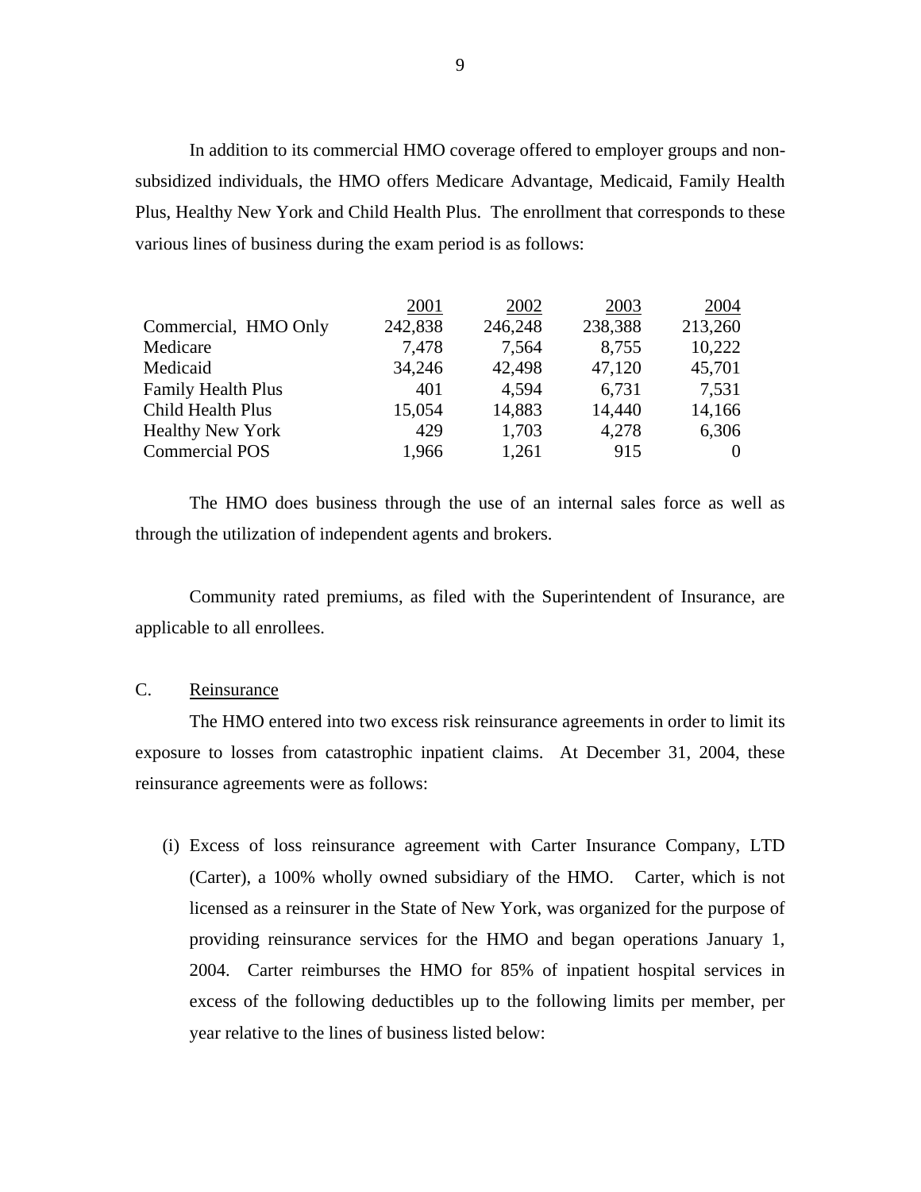In addition to its commercial HMO coverage offered to employer groups and non-subsidized individuals, the HMO offers Medicare Advantage, Medicaid, Family Health Plus, Healthy New York and Child Health Plus. The enrollment that corresponds to these various lines of business during the exam period is as follows:

| | 2001 | 2002 | 2003 | 2004 |
|---|---|---|---|---|
| Commercial, HMO Only | 242,838 | 246,248 | 238,388 | 213,260 |
| Medicare | 7,478 | 7,564 | 8,755 | 10,222 |
| Medicaid | 34,246 | 42,498 | 47,120 | 45,701 |
| Family Health Plus | 401 | 4,594 | 6,731 | 7,531 |
| Child Health Plus | 15,054 | 14,883 | 14,440 | 14,166 |
| Healthy New York | 429 | 1,703 | 4,278 | 6,306 |
| Commercial POS | 1,966 | 1,261 | 915 | 0 |

The HMO does business through the use of an internal sales force as well as through the utilization of independent agents and brokers.

Community rated premiums, as filed with the Superintendent of Insurance, are applicable to all enrollees.

## C. Reinsurance

The HMO entered into two excess risk reinsurance agreements in order to limit its exposure to losses from catastrophic inpatient claims. At December 31, 2004, these reinsurance agreements were as follows:

(i) Excess of loss reinsurance agreement with Carter Insurance Company, LTD (Carter), a 100% wholly owned subsidiary of the HMO. Carter, which is not licensed as a reinsurer in the State of New York, was organized for the purpose of providing reinsurance services for the HMO and began operations January 1, 2004. Carter reimburses the HMO for 85% of inpatient hospital services in excess of the following deductibles up to the following limits per member, per year relative to the lines of business listed below: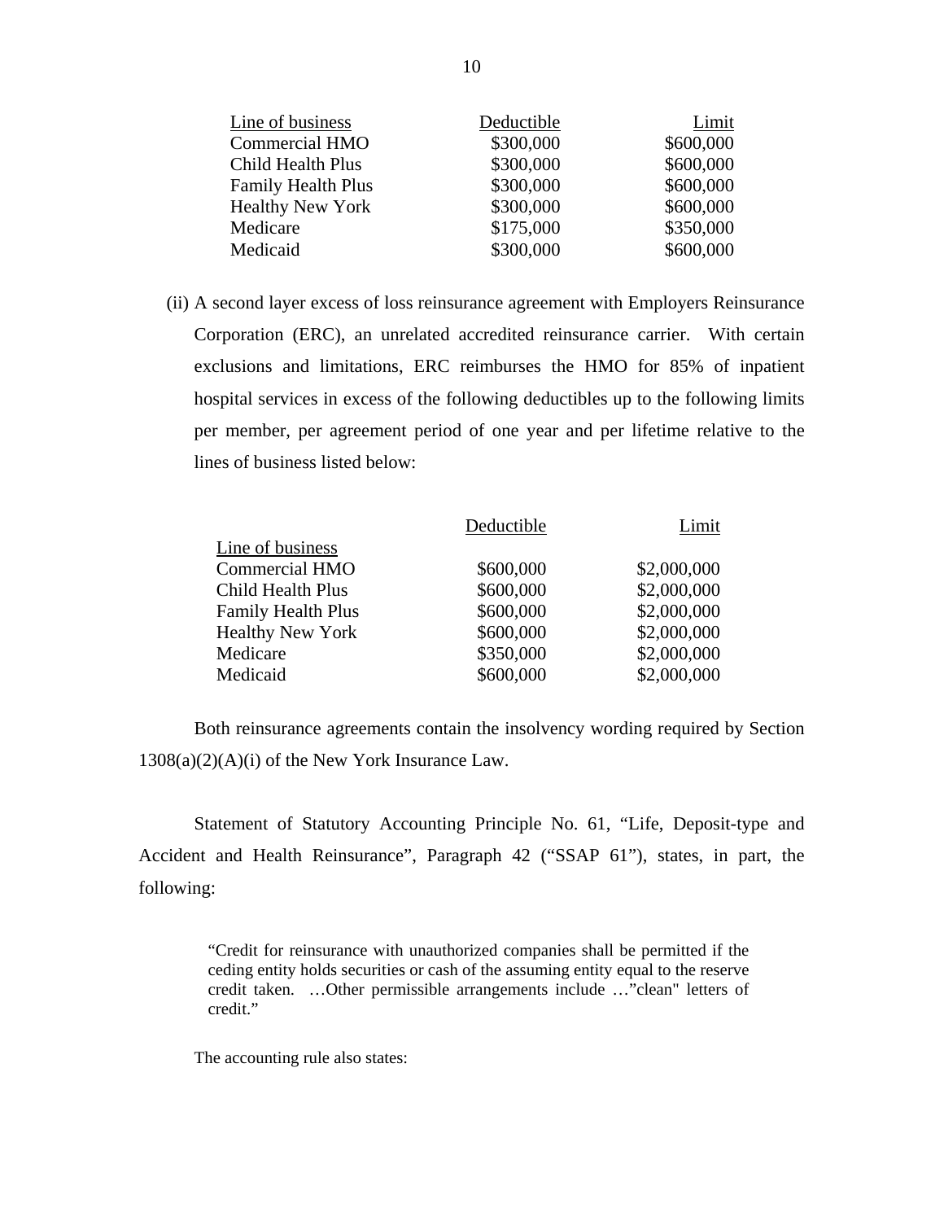| Line of business | Deductible | Limit |
|---|---|---|
| Commercial HMO | $300,000 | $600,000 |
| Child Health Plus | $300,000 | $600,000 |
| Family Health Plus | $300,000 | $600,000 |
| Healthy New York | $300,000 | $600,000 |
| Medicare | $175,000 | $350,000 |
| Medicaid | $300,000 | $600,000 |

(ii) A second layer excess of loss reinsurance agreement with Employers Reinsurance Corporation (ERC), an unrelated accredited reinsurance carrier. With certain exclusions and limitations, ERC reimburses the HMO for 85% of inpatient hospital services in excess of the following deductibles up to the following limits per member, per agreement period of one year and per lifetime relative to the lines of business listed below:

| Line of business | Deductible | Limit |
|---|---|---|
| Commercial HMO | $600,000 | $2,000,000 |
| Child Health Plus | $600,000 | $2,000,000 |
| Family Health Plus | $600,000 | $2,000,000 |
| Healthy New York | $600,000 | $2,000,000 |
| Medicare | $350,000 | $2,000,000 |
| Medicaid | $600,000 | $2,000,000 |

Both reinsurance agreements contain the insolvency wording required by Section 1308(a)(2)(A)(i) of the New York Insurance Law.

Statement of Statutory Accounting Principle No. 61, "Life, Deposit-type and Accident and Health Reinsurance", Paragraph 42 ("SSAP 61"), states, in part, the following:

> "Credit for reinsurance with unauthorized companies shall be permitted if the ceding entity holds securities or cash of the assuming entity equal to the reserve credit taken. …Other permissible arrangements include …"clean" letters of credit."

The accounting rule also states: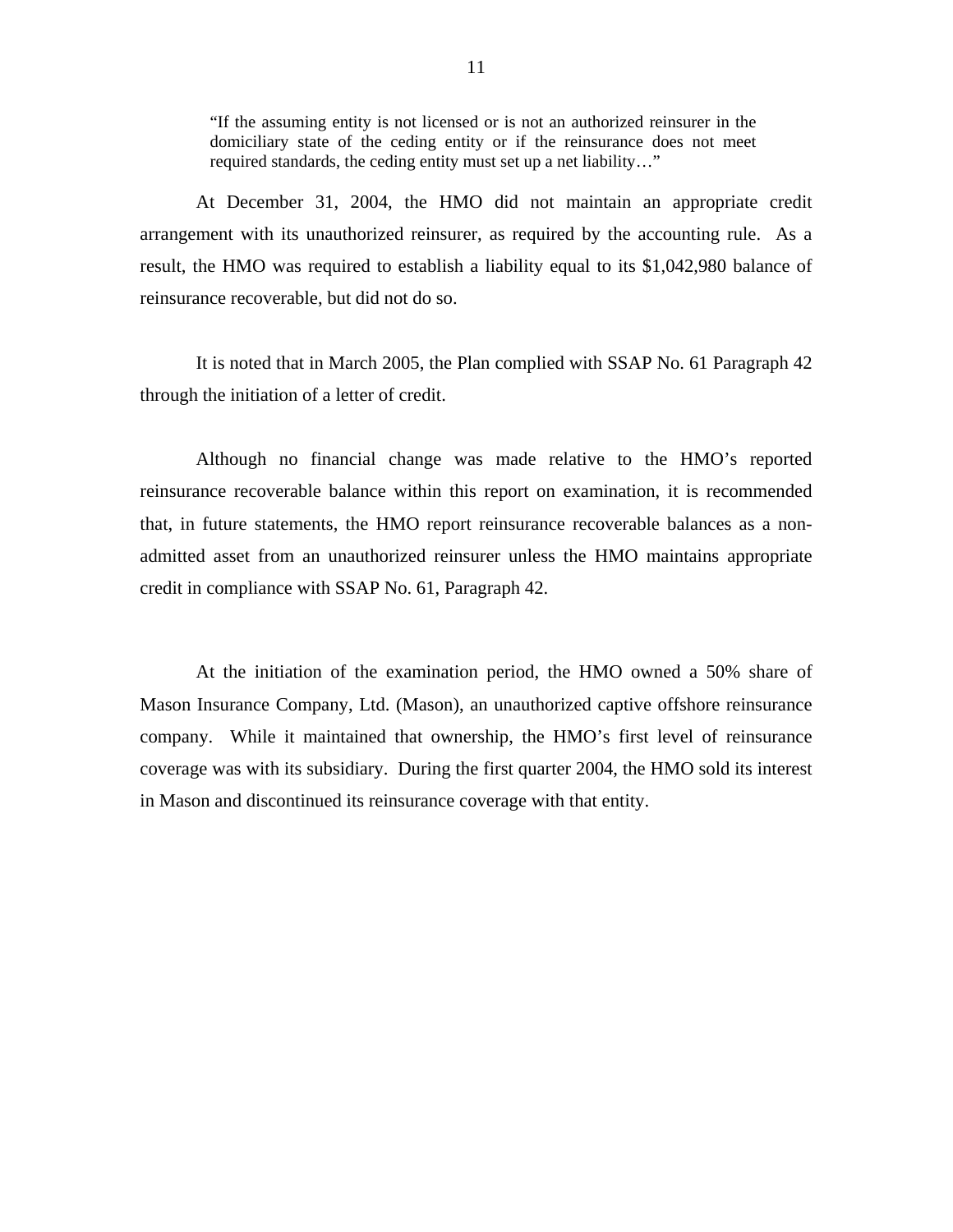> "If the assuming entity is not licensed or is not an authorized reinsurer in the domiciliary state of the ceding entity or if the reinsurance does not meet required standards, the ceding entity must set up a net liability…"

At December 31, 2004, the HMO did not maintain an appropriate credit arrangement with its unauthorized reinsurer, as required by the accounting rule. As a result, the HMO was required to establish a liability equal to its $1,042,980 balance of reinsurance recoverable, but did not do so.

It is noted that in March 2005, the Plan complied with SSAP No. 61 Paragraph 42 through the initiation of a letter of credit.

Although no financial change was made relative to the HMO's reported reinsurance recoverable balance within this report on examination, it is recommended that, in future statements, the HMO report reinsurance recoverable balances as a non-admitted asset from an unauthorized reinsurer unless the HMO maintains appropriate credit in compliance with SSAP No. 61, Paragraph 42.

At the initiation of the examination period, the HMO owned a 50% share of Mason Insurance Company, Ltd. (Mason), an unauthorized captive offshore reinsurance company. While it maintained that ownership, the HMO's first level of reinsurance coverage was with its subsidiary. During the first quarter 2004, the HMO sold its interest in Mason and discontinued its reinsurance coverage with that entity.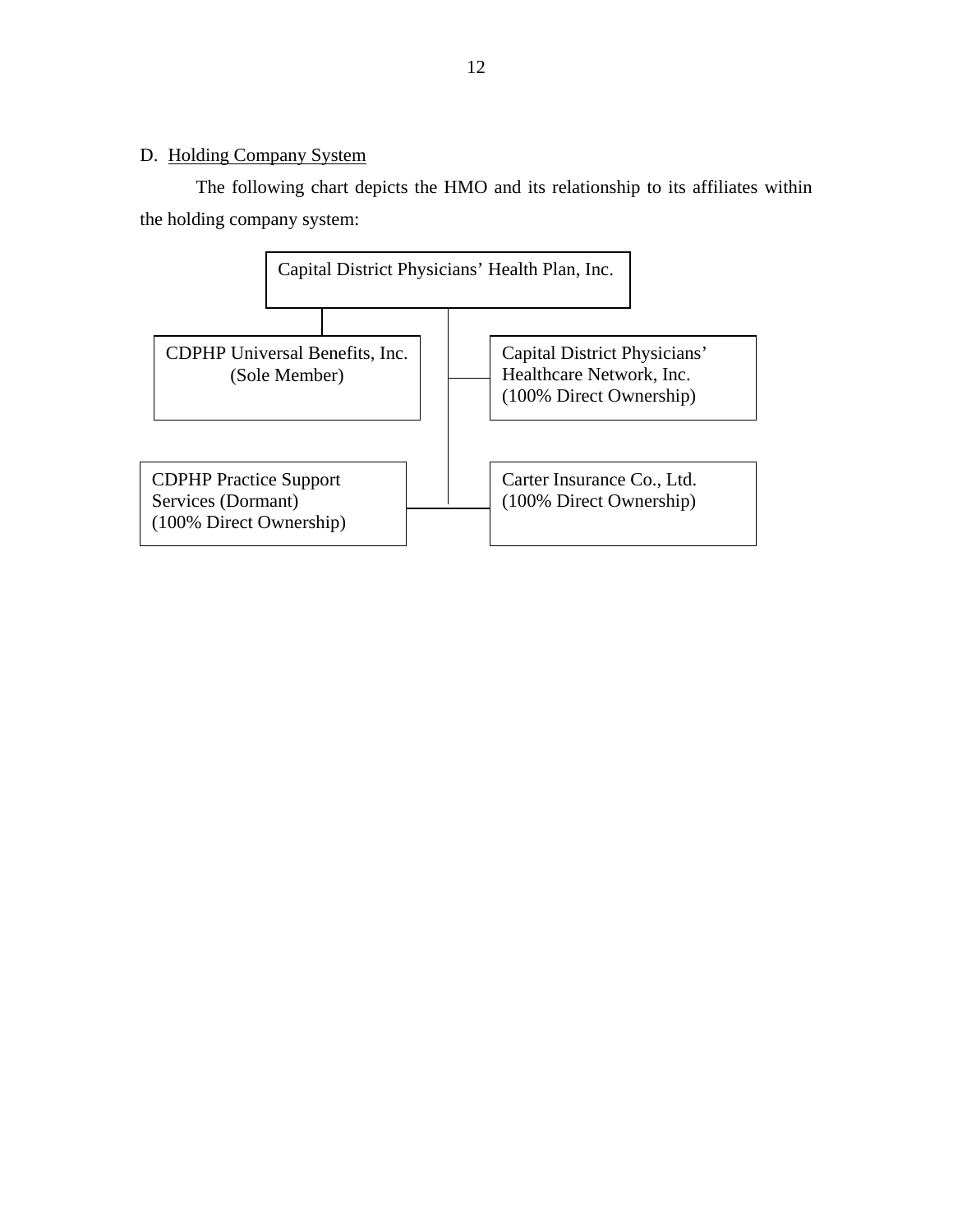D. Holding Company System

The following chart depicts the HMO and its relationship to its affiliates within the holding company system:

Capital District Physicians' Health Plan, Inc.

- CDPHP Universal Benefits, Inc. (Sole Member)
- Capital District Physicians' Healthcare Network, Inc. (100% Direct Ownership)
- CDPHP Practice Support Services (Dormant) (100% Direct Ownership)
- Carter Insurance Co., Ltd. (100% Direct Ownership)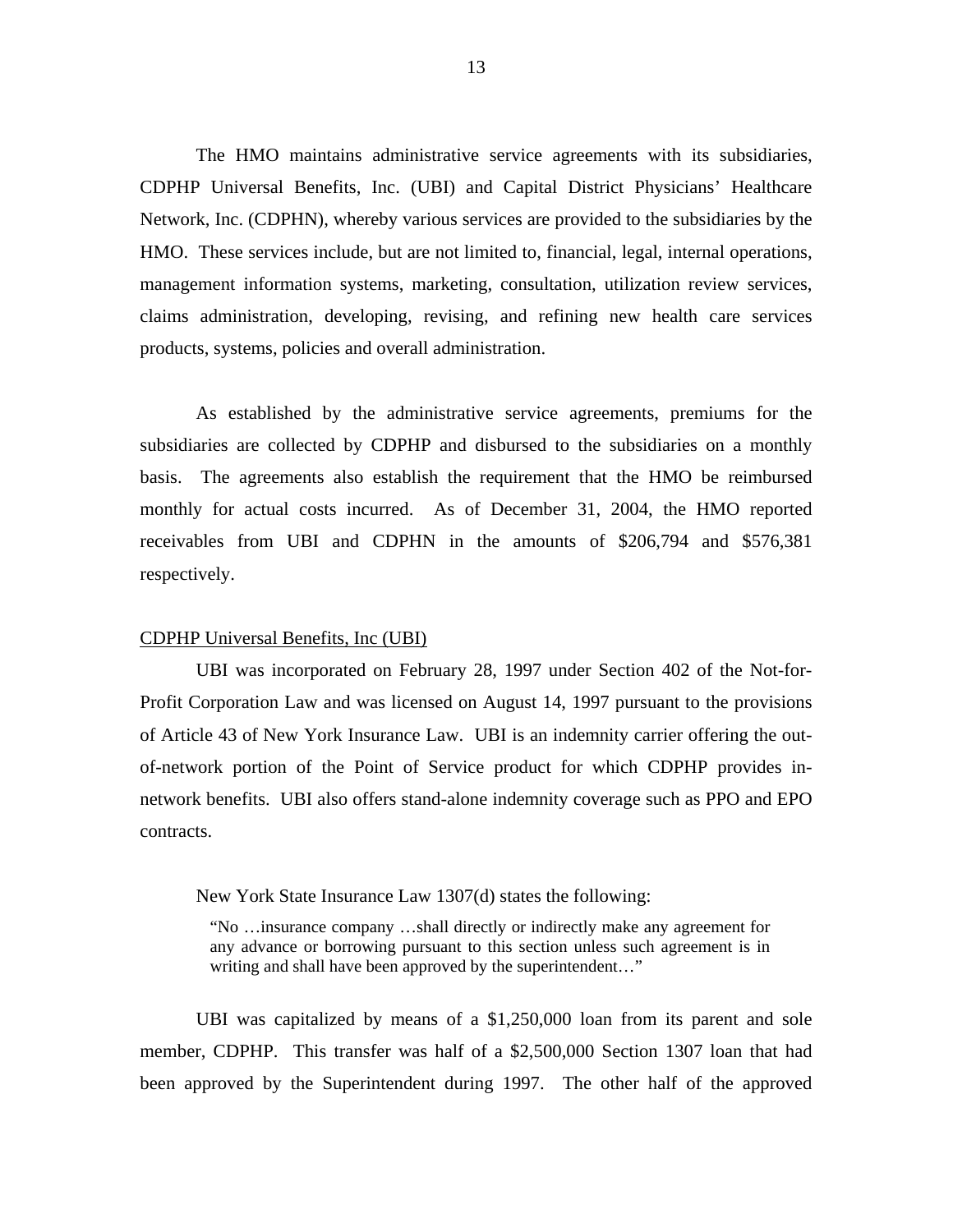The HMO maintains administrative service agreements with its subsidiaries, CDPHP Universal Benefits, Inc. (UBI) and Capital District Physicians' Healthcare Network, Inc. (CDPHN), whereby various services are provided to the subsidiaries by the HMO. These services include, but are not limited to, financial, legal, internal operations, management information systems, marketing, consultation, utilization review services, claims administration, developing, revising, and refining new health care services products, systems, policies and overall administration.

As established by the administrative service agreements, premiums for the subsidiaries are collected by CDPHP and disbursed to the subsidiaries on a monthly basis. The agreements also establish the requirement that the HMO be reimbursed monthly for actual costs incurred. As of December 31, 2004, the HMO reported receivables from UBI and CDPHN in the amounts of $206,794 and $576,381 respectively.

CDPHP Universal Benefits, Inc (UBI)

UBI was incorporated on February 28, 1997 under Section 402 of the Not-for-Profit Corporation Law and was licensed on August 14, 1997 pursuant to the provisions of Article 43 of New York Insurance Law. UBI is an indemnity carrier offering the out-of-network portion of the Point of Service product for which CDPHP provides in-network benefits. UBI also offers stand-alone indemnity coverage such as PPO and EPO contracts.

New York State Insurance Law 1307(d) states the following:

> "No …insurance company …shall directly or indirectly make any agreement for any advance or borrowing pursuant to this section unless such agreement is in writing and shall have been approved by the superintendent…"

UBI was capitalized by means of a $1,250,000 loan from its parent and sole member, CDPHP. This transfer was half of a $2,500,000 Section 1307 loan that had been approved by the Superintendent during 1997. The other half of the approved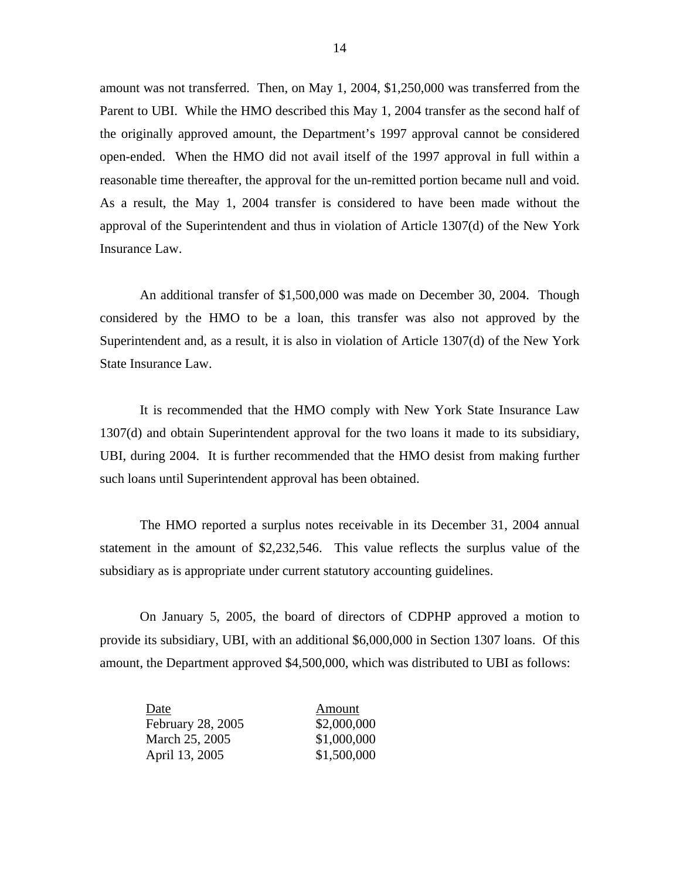amount was not transferred. Then, on May 1, 2004, $1,250,000 was transferred from the Parent to UBI. While the HMO described this May 1, 2004 transfer as the second half of the originally approved amount, the Department's 1997 approval cannot be considered open-ended. When the HMO did not avail itself of the 1997 approval in full within a reasonable time thereafter, the approval for the un-remitted portion became null and void. As a result, the May 1, 2004 transfer is considered to have been made without the approval of the Superintendent and thus in violation of Article 1307(d) of the New York Insurance Law.

An additional transfer of $1,500,000 was made on December 30, 2004. Though considered by the HMO to be a loan, this transfer was also not approved by the Superintendent and, as a result, it is also in violation of Article 1307(d) of the New York State Insurance Law.

It is recommended that the HMO comply with New York State Insurance Law 1307(d) and obtain Superintendent approval for the two loans it made to its subsidiary, UBI, during 2004. It is further recommended that the HMO desist from making further such loans until Superintendent approval has been obtained.

The HMO reported a surplus notes receivable in its December 31, 2004 annual statement in the amount of $2,232,546. This value reflects the surplus value of the subsidiary as is appropriate under current statutory accounting guidelines.

On January 5, 2005, the board of directors of CDPHP approved a motion to provide its subsidiary, UBI, with an additional $6,000,000 in Section 1307 loans. Of this amount, the Department approved $4,500,000, which was distributed to UBI as follows:

| Date | Amount |
|---|---|
| February 28, 2005 | $2,000,000 |
| March 25, 2005 | $1,000,000 |
| April 13, 2005 | $1,500,000 |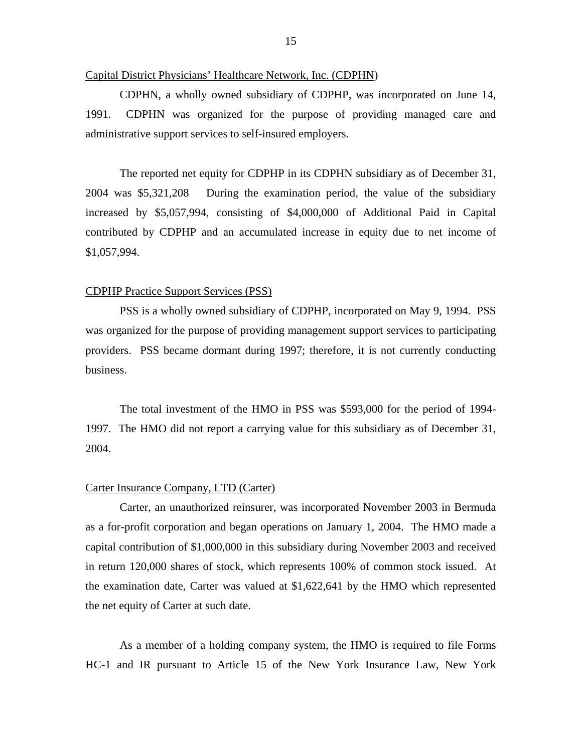Capital District Physicians' Healthcare Network, Inc. (CDPHN)

CDPHN, a wholly owned subsidiary of CDPHP, was incorporated on June 14, 1991. CDPHN was organized for the purpose of providing managed care and administrative support services to self-insured employers.

The reported net equity for CDPHP in its CDPHN subsidiary as of December 31, 2004 was $5,321,208 During the examination period, the value of the subsidiary increased by $5,057,994, consisting of $4,000,000 of Additional Paid in Capital contributed by CDPHP and an accumulated increase in equity due to net income of $1,057,994.

CDPHP Practice Support Services (PSS)

PSS is a wholly owned subsidiary of CDPHP, incorporated on May 9, 1994. PSS was organized for the purpose of providing management support services to participating providers. PSS became dormant during 1997; therefore, it is not currently conducting business.

The total investment of the HMO in PSS was $593,000 for the period of 1994-1997. The HMO did not report a carrying value for this subsidiary as of December 31, 2004.

Carter Insurance Company, LTD (Carter)

Carter, an unauthorized reinsurer, was incorporated November 2003 in Bermuda as a for-profit corporation and began operations on January 1, 2004. The HMO made a capital contribution of $1,000,000 in this subsidiary during November 2003 and received in return 120,000 shares of stock, which represents 100% of common stock issued. At the examination date, Carter was valued at $1,622,641 by the HMO which represented the net equity of Carter at such date.

As a member of a holding company system, the HMO is required to file Forms HC-1 and IR pursuant to Article 15 of the New York Insurance Law, New York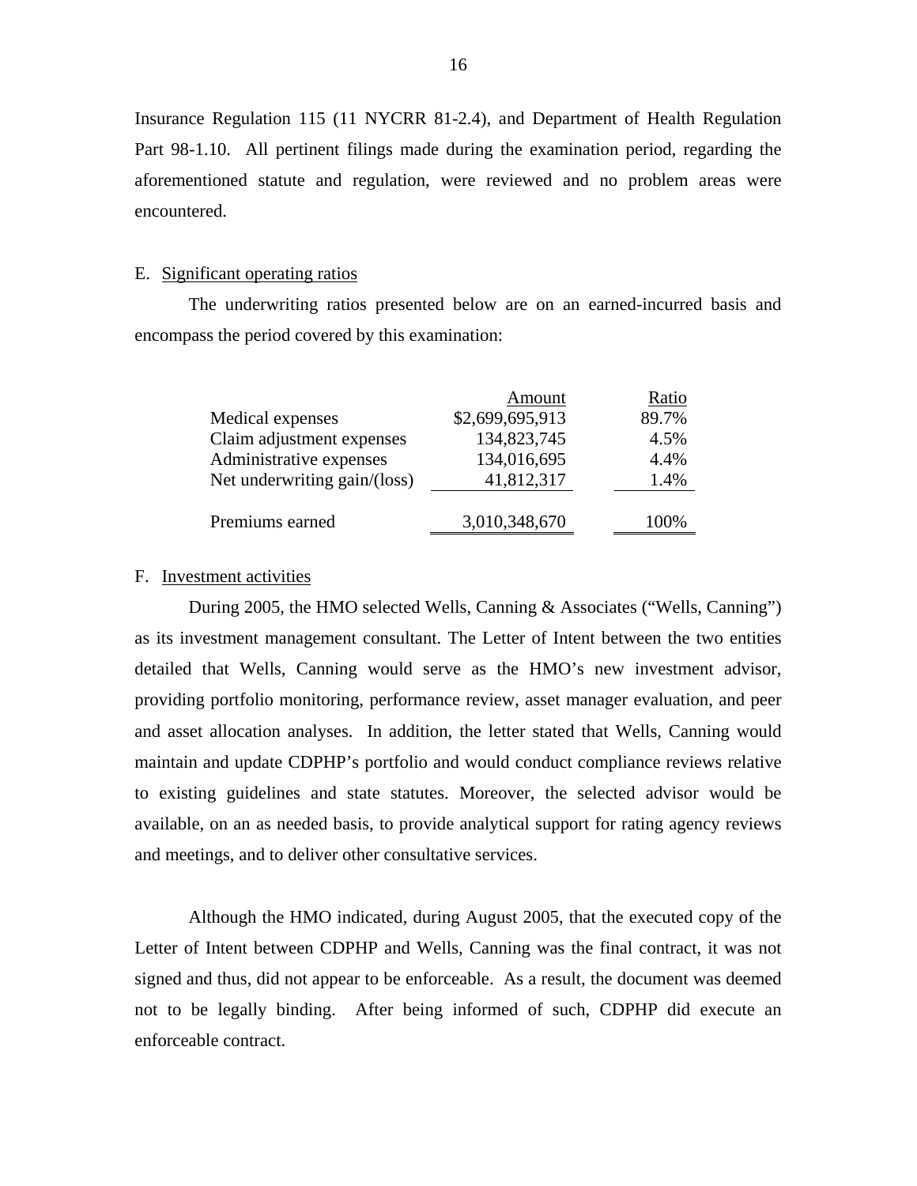Insurance Regulation 115 (11 NYCRR 81-2.4), and Department of Health Regulation Part 98-1.10. All pertinent filings made during the examination period, regarding the aforementioned statute and regulation, were reviewed and no problem areas were encountered.

E. Significant operating ratios

The underwriting ratios presented below are on an earned-incurred basis and encompass the period covered by this examination:

| | Amount | Ratio |
|---|---|---|
| Medical expenses | $2,699,695,913 | 89.7% |
| Claim adjustment expenses | 134,823,745 | 4.5% |
| Administrative expenses | 134,016,695 | 4.4% |
| Net underwriting gain/(loss) | 41,812,317 | 1.4% |
| Premiums earned | 3,010,348,670 | 100% |

F. Investment activities

During 2005, the HMO selected Wells, Canning & Associates ("Wells, Canning") as its investment management consultant. The Letter of Intent between the two entities detailed that Wells, Canning would serve as the HMO's new investment advisor, providing portfolio monitoring, performance review, asset manager evaluation, and peer and asset allocation analyses. In addition, the letter stated that Wells, Canning would maintain and update CDPHP's portfolio and would conduct compliance reviews relative to existing guidelines and state statutes. Moreover, the selected advisor would be available, on an as needed basis, to provide analytical support for rating agency reviews and meetings, and to deliver other consultative services.

Although the HMO indicated, during August 2005, that the executed copy of the Letter of Intent between CDPHP and Wells, Canning was the final contract, it was not signed and thus, did not appear to be enforceable. As a result, the document was deemed not to be legally binding. After being informed of such, CDPHP did execute an enforceable contract.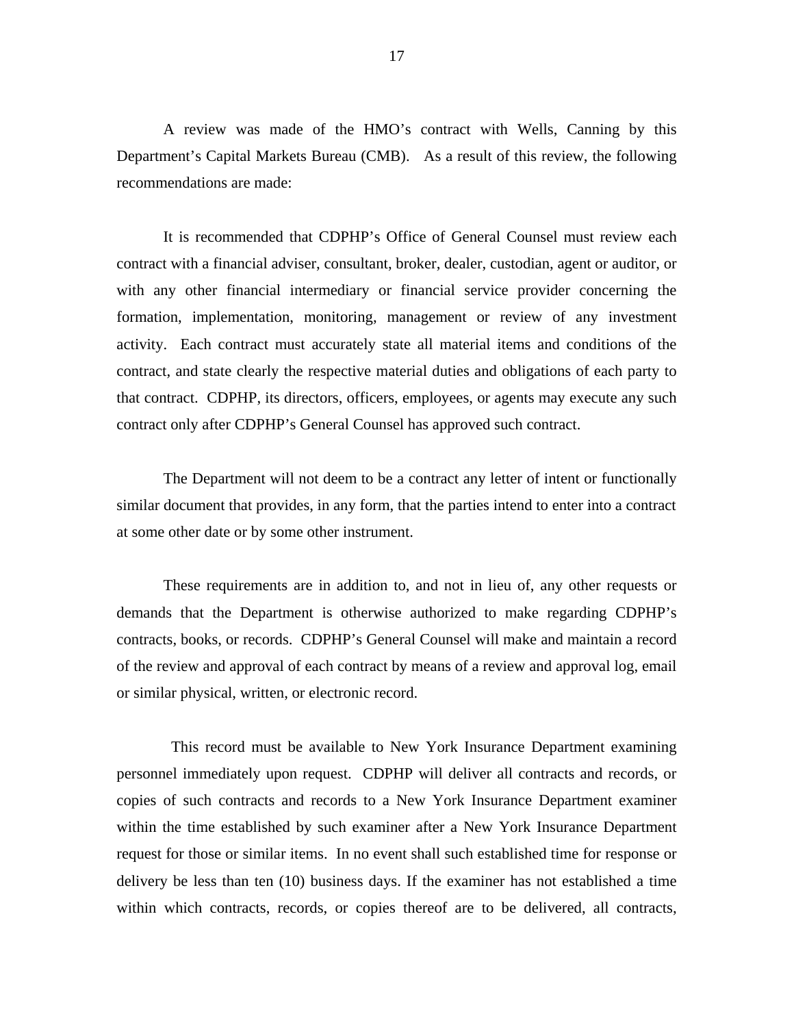A review was made of the HMO's contract with Wells, Canning by this Department's Capital Markets Bureau (CMB). As a result of this review, the following recommendations are made:

It is recommended that CDPHP's Office of General Counsel must review each contract with a financial adviser, consultant, broker, dealer, custodian, agent or auditor, or with any other financial intermediary or financial service provider concerning the formation, implementation, monitoring, management or review of any investment activity. Each contract must accurately state all material items and conditions of the contract, and state clearly the respective material duties and obligations of each party to that contract. CDPHP, its directors, officers, employees, or agents may execute any such contract only after CDPHP's General Counsel has approved such contract.

The Department will not deem to be a contract any letter of intent or functionally similar document that provides, in any form, that the parties intend to enter into a contract at some other date or by some other instrument.

These requirements are in addition to, and not in lieu of, any other requests or demands that the Department is otherwise authorized to make regarding CDPHP's contracts, books, or records. CDPHP's General Counsel will make and maintain a record of the review and approval of each contract by means of a review and approval log, email or similar physical, written, or electronic record.

This record must be available to New York Insurance Department examining personnel immediately upon request. CDPHP will deliver all contracts and records, or copies of such contracts and records to a New York Insurance Department examiner within the time established by such examiner after a New York Insurance Department request for those or similar items. In no event shall such established time for response or delivery be less than ten (10) business days. If the examiner has not established a time within which contracts, records, or copies thereof are to be delivered, all contracts,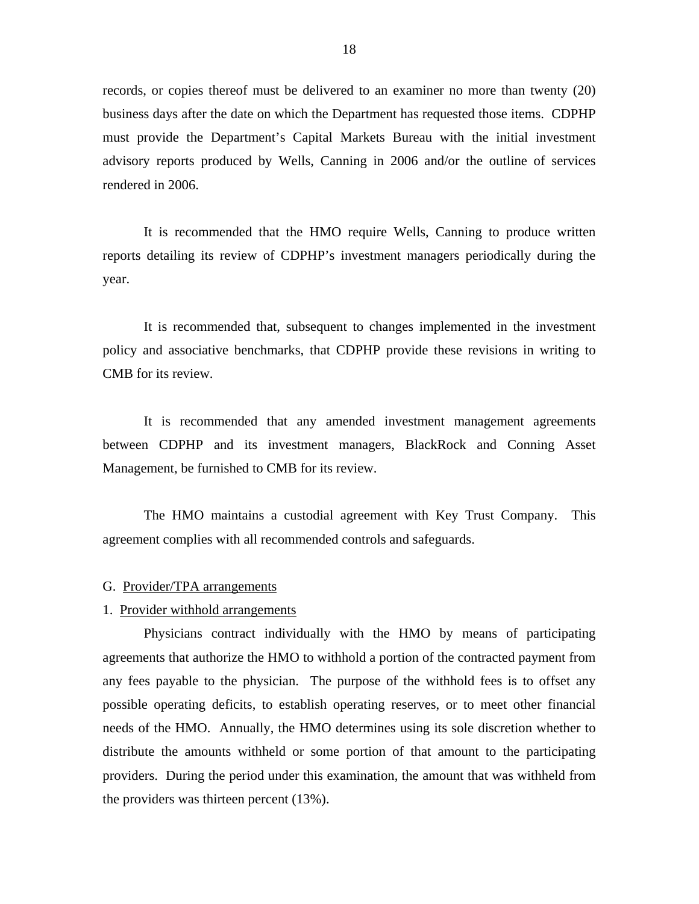records, or copies thereof must be delivered to an examiner no more than twenty (20) business days after the date on which the Department has requested those items. CDPHP must provide the Department's Capital Markets Bureau with the initial investment advisory reports produced by Wells, Canning in 2006 and/or the outline of services rendered in 2006.

It is recommended that the HMO require Wells, Canning to produce written reports detailing its review of CDPHP's investment managers periodically during the year.

It is recommended that, subsequent to changes implemented in the investment policy and associative benchmarks, that CDPHP provide these revisions in writing to CMB for its review.

It is recommended that any amended investment management agreements between CDPHP and its investment managers, BlackRock and Conning Asset Management, be furnished to CMB for its review.

The HMO maintains a custodial agreement with Key Trust Company. This agreement complies with all recommended controls and safeguards.

## G. Provider/TPA arrangements

### 1. Provider withhold arrangements

Physicians contract individually with the HMO by means of participating agreements that authorize the HMO to withhold a portion of the contracted payment from any fees payable to the physician. The purpose of the withhold fees is to offset any possible operating deficits, to establish operating reserves, or to meet other financial needs of the HMO. Annually, the HMO determines using its sole discretion whether to distribute the amounts withheld or some portion of that amount to the participating providers. During the period under this examination, the amount that was withheld from the providers was thirteen percent (13%).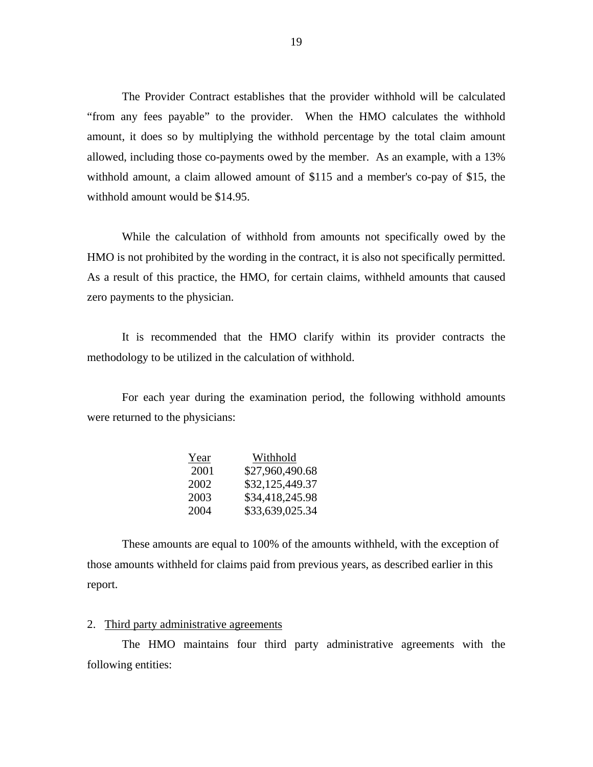The Provider Contract establishes that the provider withhold will be calculated "from any fees payable" to the provider. When the HMO calculates the withhold amount, it does so by multiplying the withhold percentage by the total claim amount allowed, including those co-payments owed by the member. As an example, with a 13% withhold amount, a claim allowed amount of $115 and a member's co-pay of $15, the withhold amount would be $14.95.

While the calculation of withhold from amounts not specifically owed by the HMO is not prohibited by the wording in the contract, it is also not specifically permitted. As a result of this practice, the HMO, for certain claims, withheld amounts that caused zero payments to the physician.

It is recommended that the HMO clarify within its provider contracts the methodology to be utilized in the calculation of withhold.

For each year during the examination period, the following withhold amounts were returned to the physicians:

| Year | Withhold |
|---|---|
| 2001 | $27,960,490.68 |
| 2002 | $32,125,449.37 |
| 2003 | $34,418,245.98 |
| 2004 | $33,639,025.34 |

These amounts are equal to 100% of the amounts withheld, with the exception of those amounts withheld for claims paid from previous years, as described earlier in this report.

2. Third party administrative agreements

The HMO maintains four third party administrative agreements with the following entities: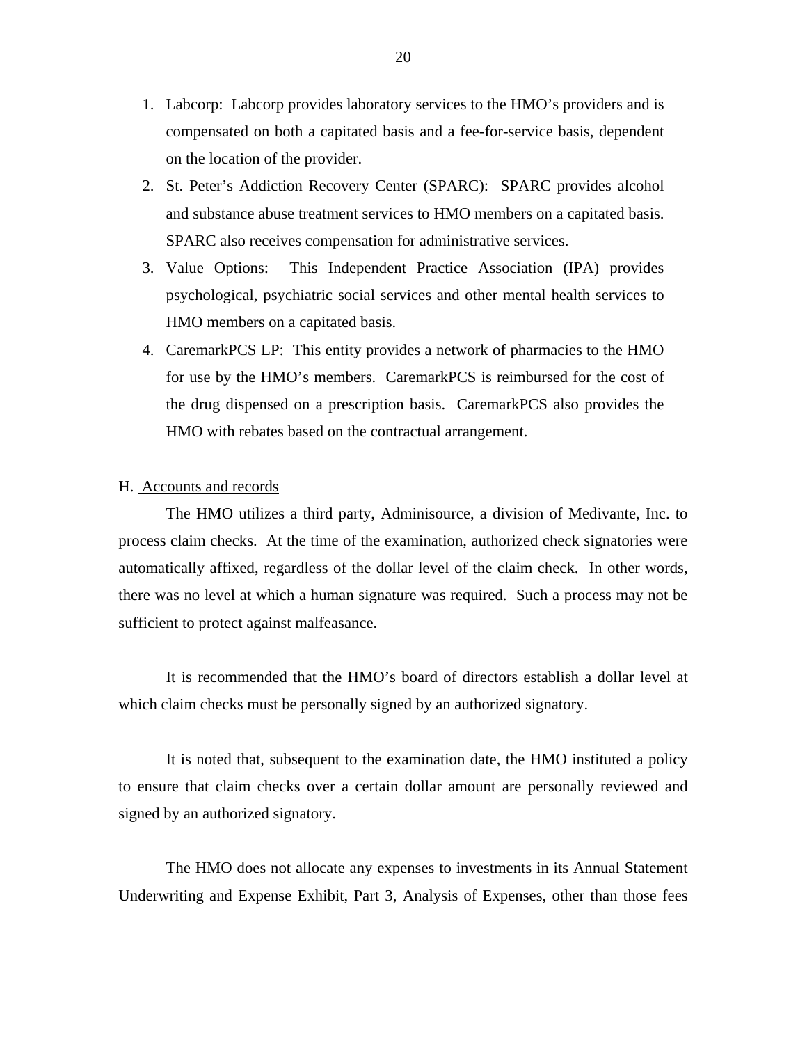1. Labcorp: Labcorp provides laboratory services to the HMO's providers and is compensated on both a capitated basis and a fee-for-service basis, dependent on the location of the provider.
2. St. Peter's Addiction Recovery Center (SPARC): SPARC provides alcohol and substance abuse treatment services to HMO members on a capitated basis. SPARC also receives compensation for administrative services.
3. Value Options: This Independent Practice Association (IPA) provides psychological, psychiatric social services and other mental health services to HMO members on a capitated basis.
4. CaremarkPCS LP: This entity provides a network of pharmacies to the HMO for use by the HMO's members. CaremarkPCS is reimbursed for the cost of the drug dispensed on a prescription basis. CaremarkPCS also provides the HMO with rebates based on the contractual arrangement.

## H. Accounts and records

The HMO utilizes a third party, Adminisource, a division of Medivante, Inc. to process claim checks. At the time of the examination, authorized check signatories were automatically affixed, regardless of the dollar level of the claim check. In other words, there was no level at which a human signature was required. Such a process may not be sufficient to protect against malfeasance.

It is recommended that the HMO's board of directors establish a dollar level at which claim checks must be personally signed by an authorized signatory.

It is noted that, subsequent to the examination date, the HMO instituted a policy to ensure that claim checks over a certain dollar amount are personally reviewed and signed by an authorized signatory.

The HMO does not allocate any expenses to investments in its Annual Statement Underwriting and Expense Exhibit, Part 3, Analysis of Expenses, other than those fees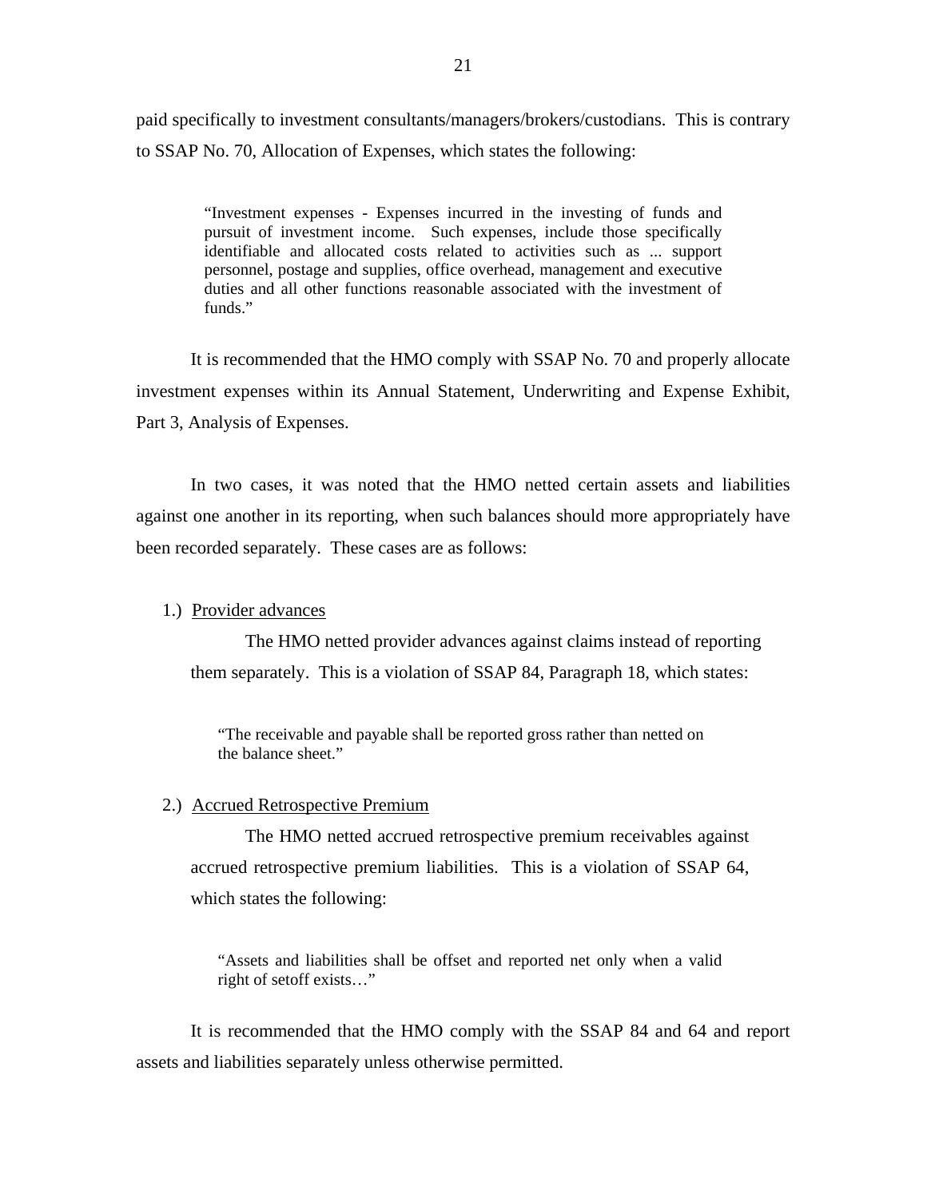paid specifically to investment consultants/managers/brokers/custodians. This is contrary to SSAP No. 70, Allocation of Expenses, which states the following:

> "Investment expenses - Expenses incurred in the investing of funds and pursuit of investment income. Such expenses, include those specifically identifiable and allocated costs related to activities such as ... support personnel, postage and supplies, office overhead, management and executive duties and all other functions reasonable associated with the investment of funds."

It is recommended that the HMO comply with SSAP No. 70 and properly allocate investment expenses within its Annual Statement, Underwriting and Expense Exhibit, Part 3, Analysis of Expenses.

In two cases, it was noted that the HMO netted certain assets and liabilities against one another in its reporting, when such balances should more appropriately have been recorded separately. These cases are as follows:

1.) Provider advances

The HMO netted provider advances against claims instead of reporting them separately. This is a violation of SSAP 84, Paragraph 18, which states:

> "The receivable and payable shall be reported gross rather than netted on the balance sheet."

2.) Accrued Retrospective Premium

The HMO netted accrued retrospective premium receivables against accrued retrospective premium liabilities. This is a violation of SSAP 64, which states the following:

> "Assets and liabilities shall be offset and reported net only when a valid right of setoff exists…"

It is recommended that the HMO comply with the SSAP 84 and 64 and report assets and liabilities separately unless otherwise permitted.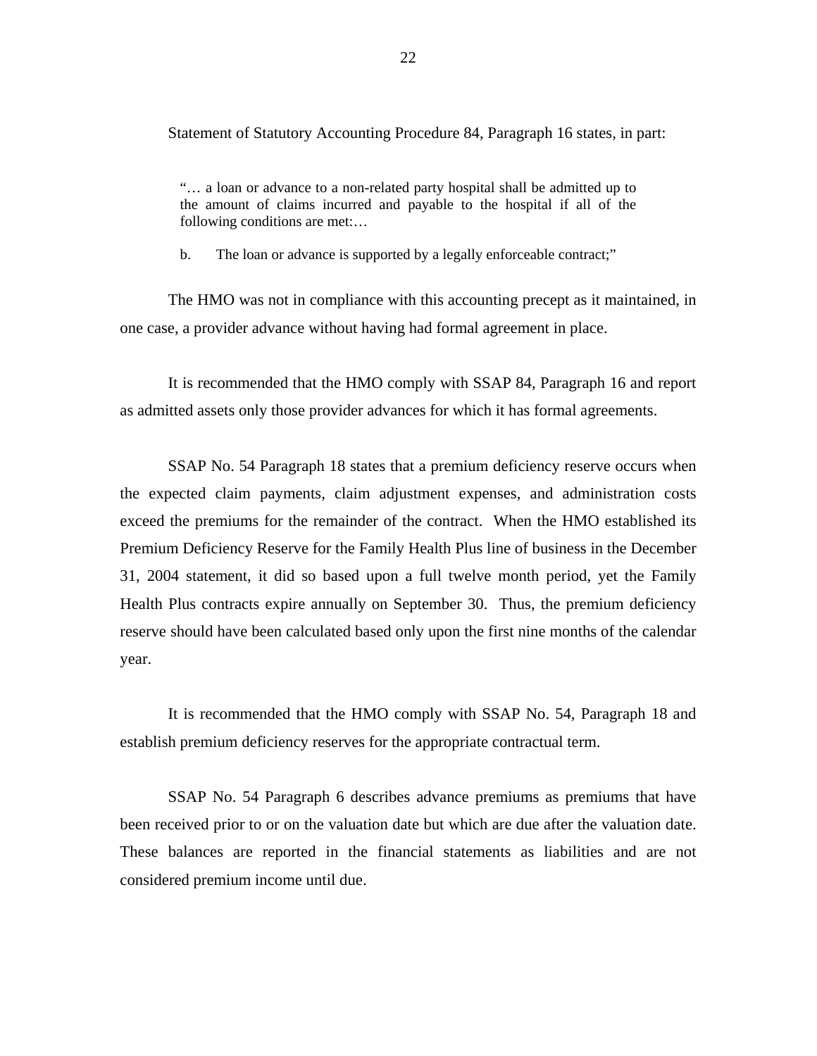Statement of Statutory Accounting Procedure 84, Paragraph 16 states, in part:

> "… a loan or advance to a non-related party hospital shall be admitted up to the amount of claims incurred and payable to the hospital if all of the following conditions are met:…
>
> b. The loan or advance is supported by a legally enforceable contract;"

The HMO was not in compliance with this accounting precept as it maintained, in one case, a provider advance without having had formal agreement in place.

It is recommended that the HMO comply with SSAP 84, Paragraph 16 and report as admitted assets only those provider advances for which it has formal agreements.

SSAP No. 54 Paragraph 18 states that a premium deficiency reserve occurs when the expected claim payments, claim adjustment expenses, and administration costs exceed the premiums for the remainder of the contract. When the HMO established its Premium Deficiency Reserve for the Family Health Plus line of business in the December 31, 2004 statement, it did so based upon a full twelve month period, yet the Family Health Plus contracts expire annually on September 30. Thus, the premium deficiency reserve should have been calculated based only upon the first nine months of the calendar year.

It is recommended that the HMO comply with SSAP No. 54, Paragraph 18 and establish premium deficiency reserves for the appropriate contractual term.

SSAP No. 54 Paragraph 6 describes advance premiums as premiums that have been received prior to or on the valuation date but which are due after the valuation date. These balances are reported in the financial statements as liabilities and are not considered premium income until due.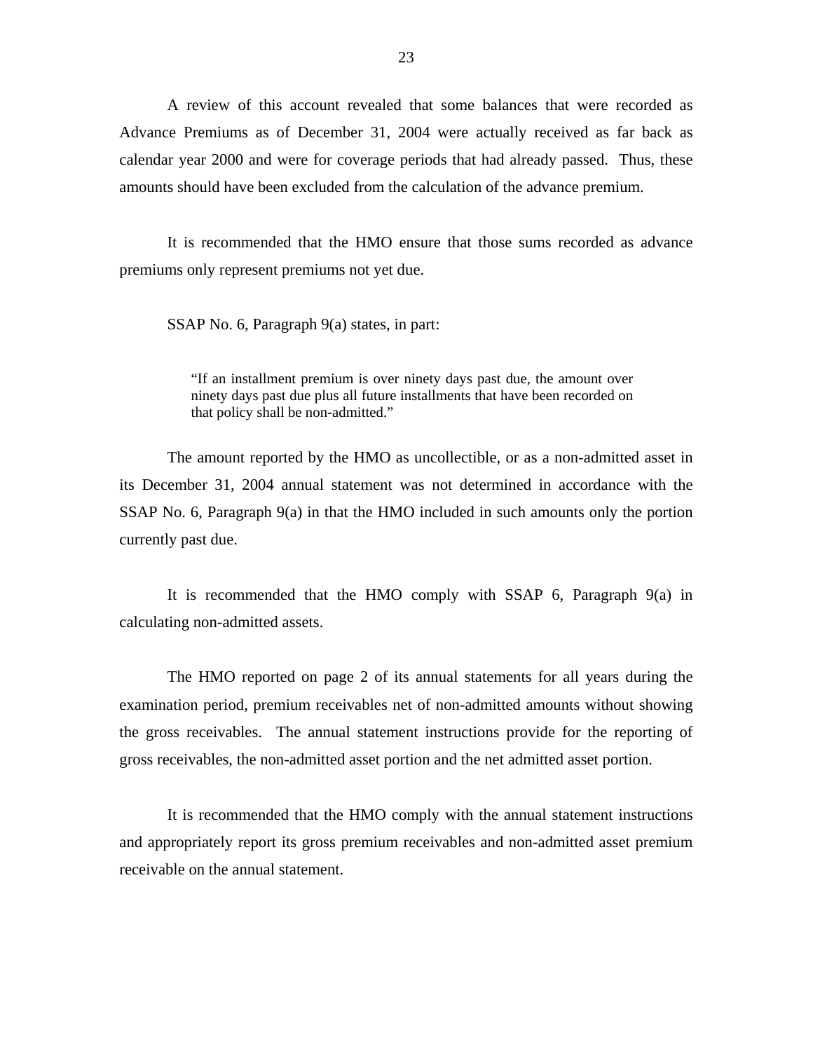A review of this account revealed that some balances that were recorded as Advance Premiums as of December 31, 2004 were actually received as far back as calendar year 2000 and were for coverage periods that had already passed. Thus, these amounts should have been excluded from the calculation of the advance premium.

It is recommended that the HMO ensure that those sums recorded as advance premiums only represent premiums not yet due.

SSAP No. 6, Paragraph 9(a) states, in part:

> "If an installment premium is over ninety days past due, the amount over ninety days past due plus all future installments that have been recorded on that policy shall be non-admitted."

The amount reported by the HMO as uncollectible, or as a non-admitted asset in its December 31, 2004 annual statement was not determined in accordance with the SSAP No. 6, Paragraph 9(a) in that the HMO included in such amounts only the portion currently past due.

It is recommended that the HMO comply with SSAP 6, Paragraph 9(a) in calculating non-admitted assets.

The HMO reported on page 2 of its annual statements for all years during the examination period, premium receivables net of non-admitted amounts without showing the gross receivables. The annual statement instructions provide for the reporting of gross receivables, the non-admitted asset portion and the net admitted asset portion.

It is recommended that the HMO comply with the annual statement instructions and appropriately report its gross premium receivables and non-admitted asset premium receivable on the annual statement.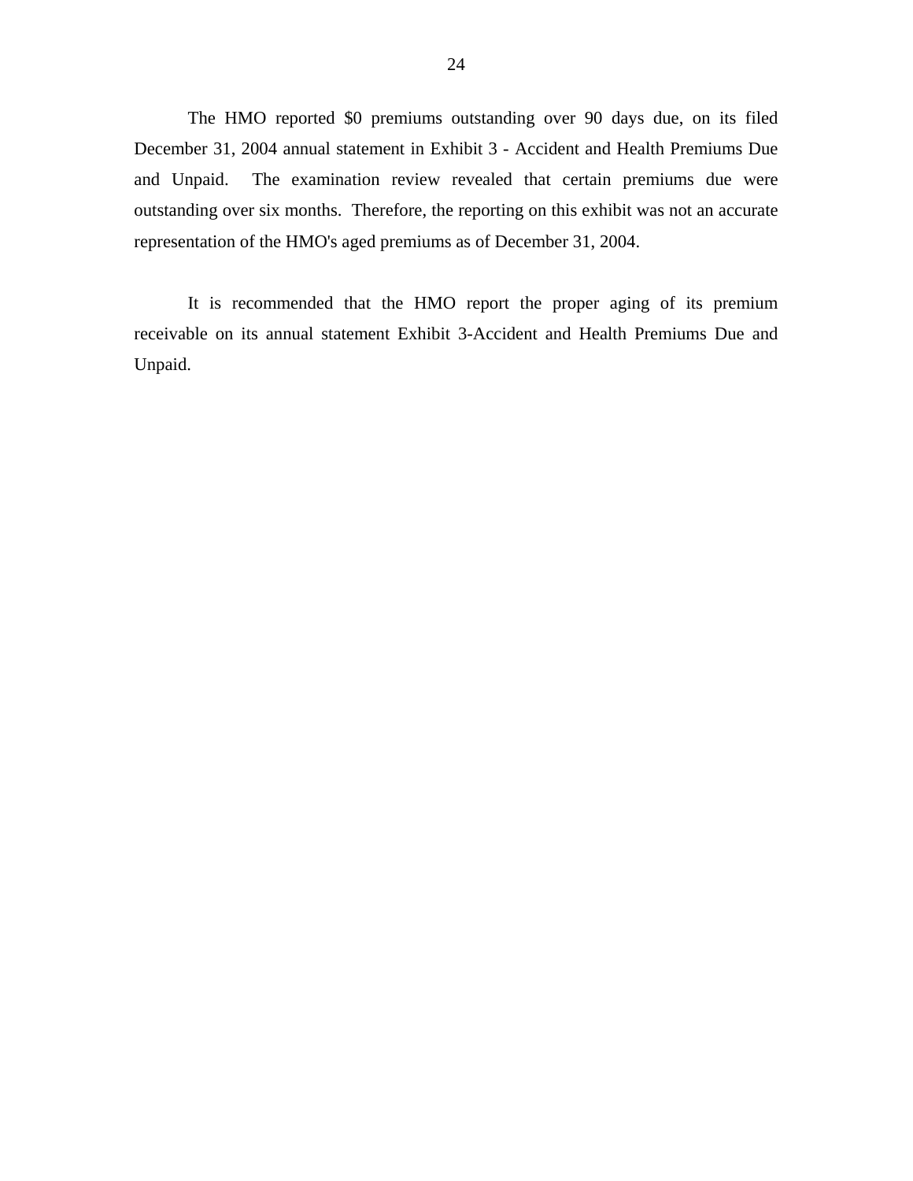The HMO reported $0 premiums outstanding over 90 days due, on its filed December 31, 2004 annual statement in Exhibit 3 - Accident and Health Premiums Due and Unpaid. The examination review revealed that certain premiums due were outstanding over six months. Therefore, the reporting on this exhibit was not an accurate representation of the HMO's aged premiums as of December 31, 2004.

It is recommended that the HMO report the proper aging of its premium receivable on its annual statement Exhibit 3-Accident and Health Premiums Due and Unpaid.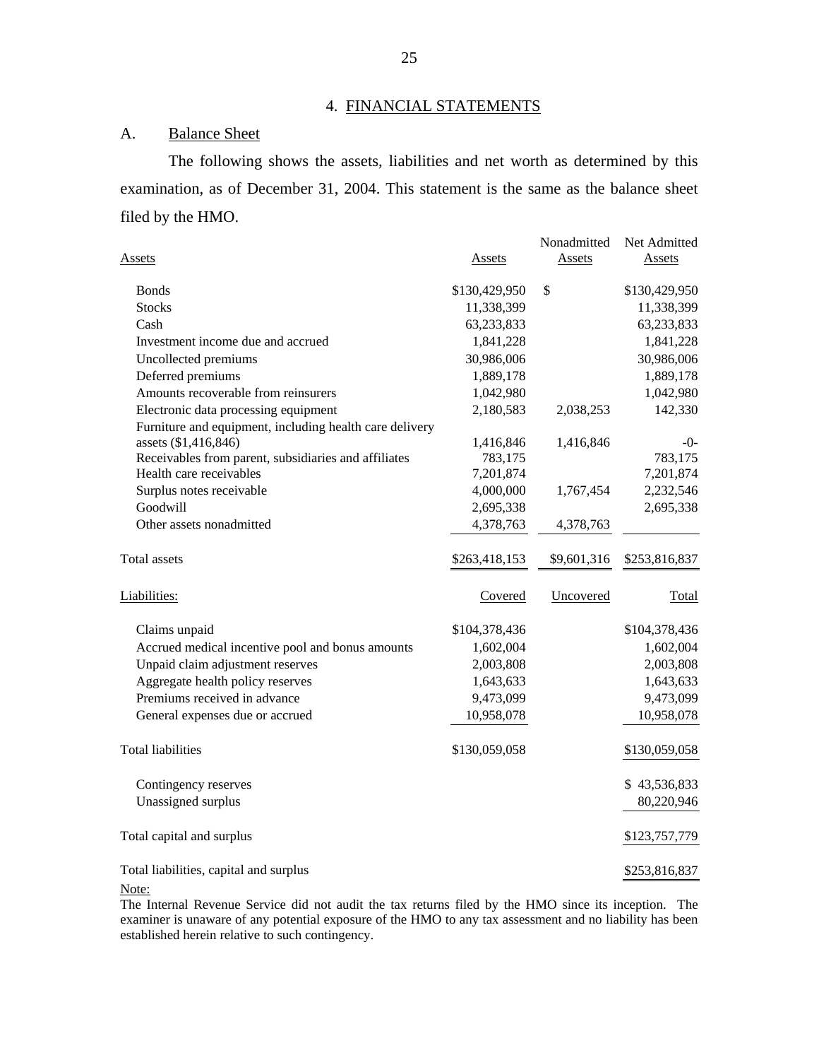## 4. FINANCIAL STATEMENTS

### A. Balance Sheet

The following shows the assets, liabilities and net worth as determined by this examination, as of December 31, 2004. This statement is the same as the balance sheet filed by the HMO.

| Assets | Assets | Nonadmitted Assets | Net Admitted Assets |
|---|---|---|---|
| Bonds | $130,429,950 | $ | $130,429,950 |
| Stocks | 11,338,399 | | 11,338,399 |
| Cash | 63,233,833 | | 63,233,833 |
| Investment income due and accrued | 1,841,228 | | 1,841,228 |
| Uncollected premiums | 30,986,006 | | 30,986,006 |
| Deferred premiums | 1,889,178 | | 1,889,178 |
| Amounts recoverable from reinsurers | 1,042,980 | | 1,042,980 |
| Electronic data processing equipment | 2,180,583 | 2,038,253 | 142,330 |
| Furniture and equipment, including health care delivery assets ($1,416,846) | 1,416,846 | 1,416,846 | -0- |
| Receivables from parent, subsidiaries and affiliates | 783,175 | | 783,175 |
| Health care receivables | 7,201,874 | | 7,201,874 |
| Surplus notes receivable | 4,000,000 | 1,767,454 | 2,232,546 |
| Goodwill | 2,695,338 | | 2,695,338 |
| Other assets nonadmitted | 4,378,763 | 4,378,763 | |
| Total assets | $263,418,153 | $9,601,316 | $253,816,837 |

| Liabilities: | Covered | Uncovered | Total |
|---|---|---|---|
| Claims unpaid | $104,378,436 | | $104,378,436 |
| Accrued medical incentive pool and bonus amounts | 1,602,004 | | 1,602,004 |
| Unpaid claim adjustment reserves | 2,003,808 | | 2,003,808 |
| Aggregate health policy reserves | 1,643,633 | | 1,643,633 |
| Premiums received in advance | 9,473,099 | | 9,473,099 |
| General expenses due or accrued | 10,958,078 | | 10,958,078 |
| Total liabilities | $130,059,058 | | $130,059,058 |
| Contingency reserves | | | $ 43,536,833 |
| Unassigned surplus | | | 80,220,946 |
| Total capital and surplus | | | $123,757,779 |
| Total liabilities, capital and surplus | | | $253,816,837 |

Note:
The Internal Revenue Service did not audit the tax returns filed by the HMO since its inception. The examiner is unaware of any potential exposure of the HMO to any tax assessment and no liability has been established herein relative to such contingency.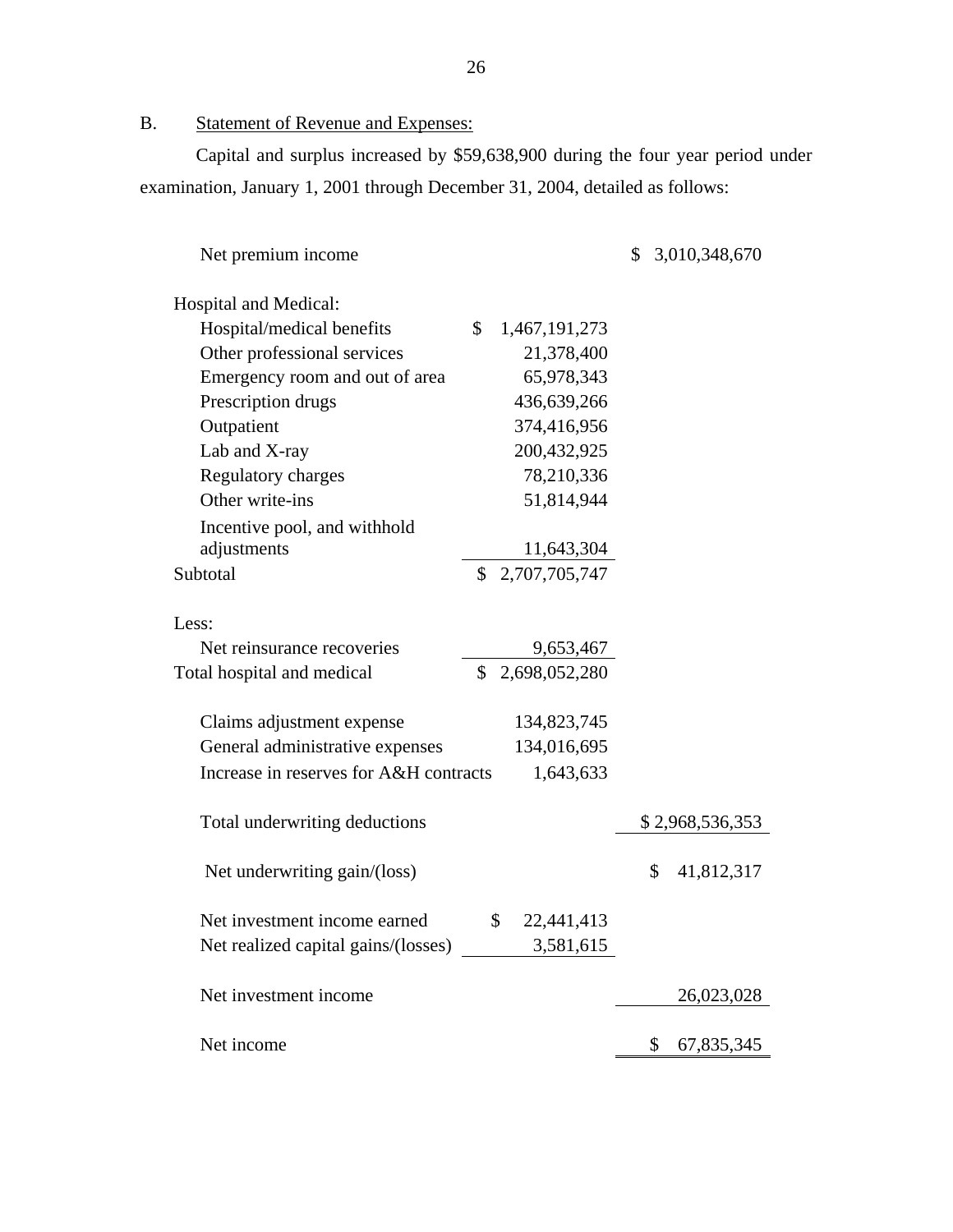## B. Statement of Revenue and Expenses:

Capital and surplus increased by $59,638,900 during the four year period under examination, January 1, 2001 through December 31, 2004, detailed as follows:

| | | |
|---|---|---|
| Net premium income | | $ 3,010,348,670 |
| | | |
| Hospital and Medical: | | |
| Hospital/medical benefits | $ 1,467,191,273 | |
| Other professional services | 21,378,400 | |
| Emergency room and out of area | 65,978,343 | |
| Prescription drugs | 436,639,266 | |
| Outpatient | 374,416,956 | |
| Lab and X-ray | 200,432,925 | |
| Regulatory charges | 78,210,336 | |
| Other write-ins | 51,814,944 | |
| Incentive pool, and withhold adjustments | 11,643,304 | |
| Subtotal | $ 2,707,705,747 | |
| | | |
| Less: | | |
| Net reinsurance recoveries | 9,653,467 | |
| Total hospital and medical | $ 2,698,052,280 | |
| | | |
| Claims adjustment expense | 134,823,745 | |
| General administrative expenses | 134,016,695 | |
| Increase in reserves for A&H contracts | 1,643,633 | |
| | | |
| Total underwriting deductions | | $ 2,968,536,353 |
| | | |
| Net underwriting gain/(loss) | | $ 41,812,317 |
| | | |
| Net investment income earned | $ 22,441,413 | |
| Net realized capital gains/(losses) | 3,581,615 | |
| | | |
| Net investment income | | 26,023,028 |
| | | |
| Net income | | $ 67,835,345 |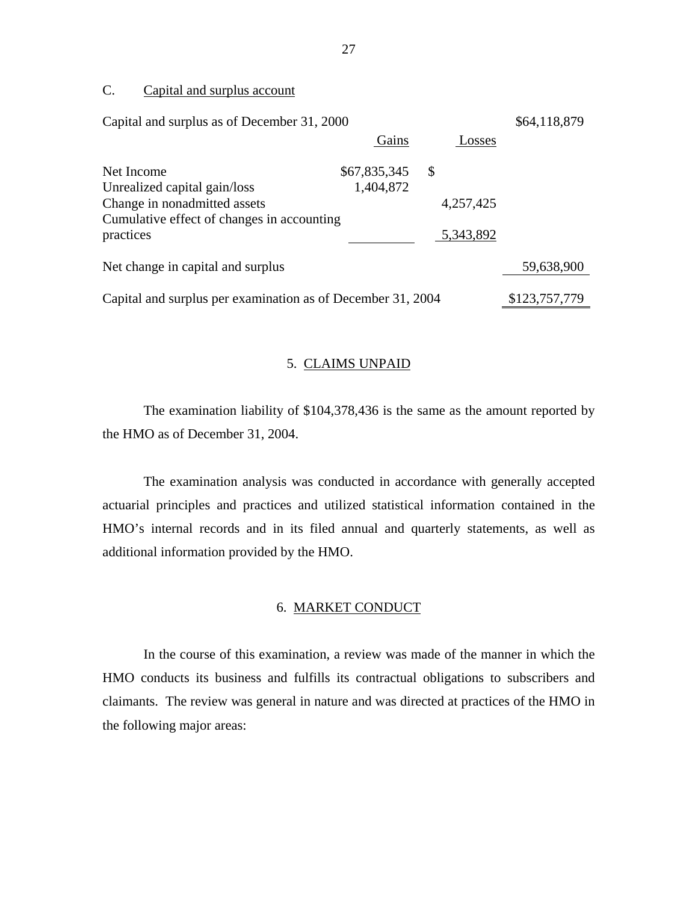### C. Capital and surplus account

| | Gains | Losses | |
|---|---|---|---|
| Capital and surplus as of December 31, 2000 | | | $64,118,879 |
| Net Income | $67,835,345 | $ | |
| Unrealized capital gain/loss | 1,404,872 | | |
| Change in nonadmitted assets | | 4,257,425 | |
| Cumulative effect of changes in accounting practices | | 5,343,892 | |
| Net change in capital and surplus | | | 59,638,900 |
| Capital and surplus per examination as of December 31, 2004 | | | $123,757,779 |

## 5. CLAIMS UNPAID

The examination liability of $104,378,436 is the same as the amount reported by the HMO as of December 31, 2004.

The examination analysis was conducted in accordance with generally accepted actuarial principles and practices and utilized statistical information contained in the HMO's internal records and in its filed annual and quarterly statements, as well as additional information provided by the HMO.

## 6. MARKET CONDUCT

In the course of this examination, a review was made of the manner in which the HMO conducts its business and fulfills its contractual obligations to subscribers and claimants. The review was general in nature and was directed at practices of the HMO in the following major areas: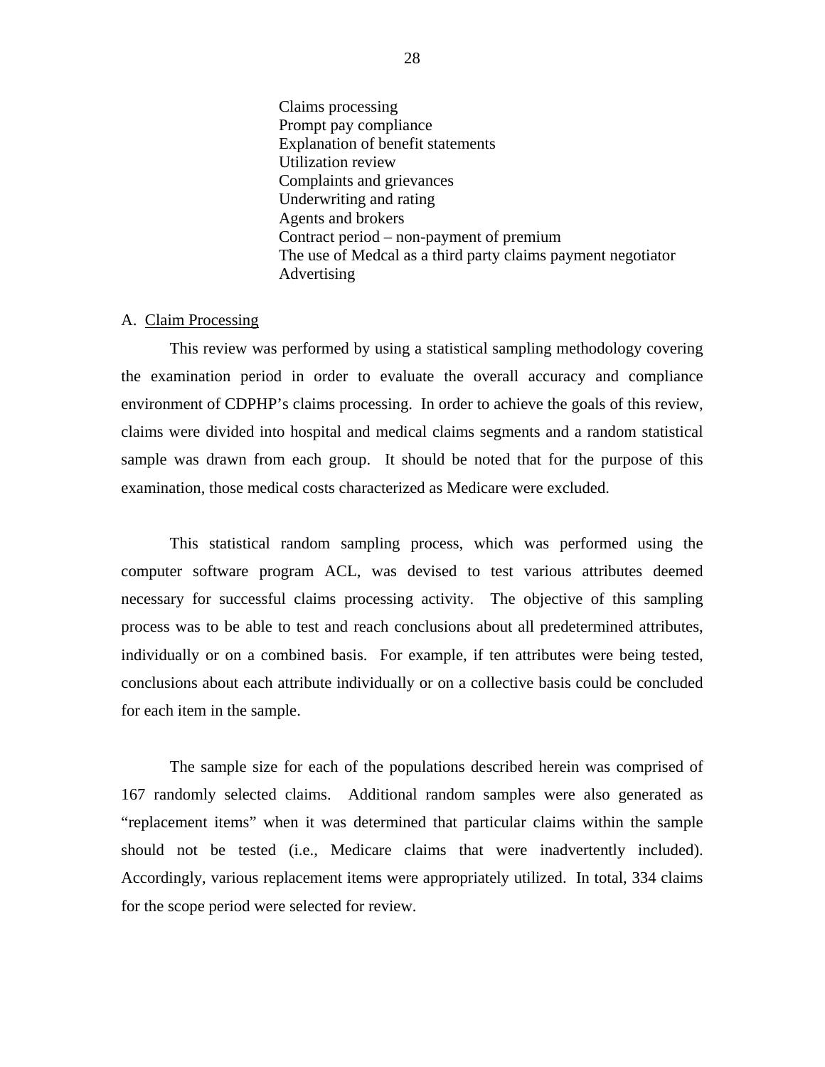Claims processing
Prompt pay compliance
Explanation of benefit statements
Utilization review
Complaints and grievances
Underwriting and rating
Agents and brokers
Contract period – non-payment of premium
The use of Medcal as a third party claims payment negotiator
Advertising

A. Claim Processing

This review was performed by using a statistical sampling methodology covering the examination period in order to evaluate the overall accuracy and compliance environment of CDPHP's claims processing. In order to achieve the goals of this review, claims were divided into hospital and medical claims segments and a random statistical sample was drawn from each group. It should be noted that for the purpose of this examination, those medical costs characterized as Medicare were excluded.

This statistical random sampling process, which was performed using the computer software program ACL, was devised to test various attributes deemed necessary for successful claims processing activity. The objective of this sampling process was to be able to test and reach conclusions about all predetermined attributes, individually or on a combined basis. For example, if ten attributes were being tested, conclusions about each attribute individually or on a collective basis could be concluded for each item in the sample.

The sample size for each of the populations described herein was comprised of 167 randomly selected claims. Additional random samples were also generated as "replacement items" when it was determined that particular claims within the sample should not be tested (i.e., Medicare claims that were inadvertently included). Accordingly, various replacement items were appropriately utilized. In total, 334 claims for the scope period were selected for review.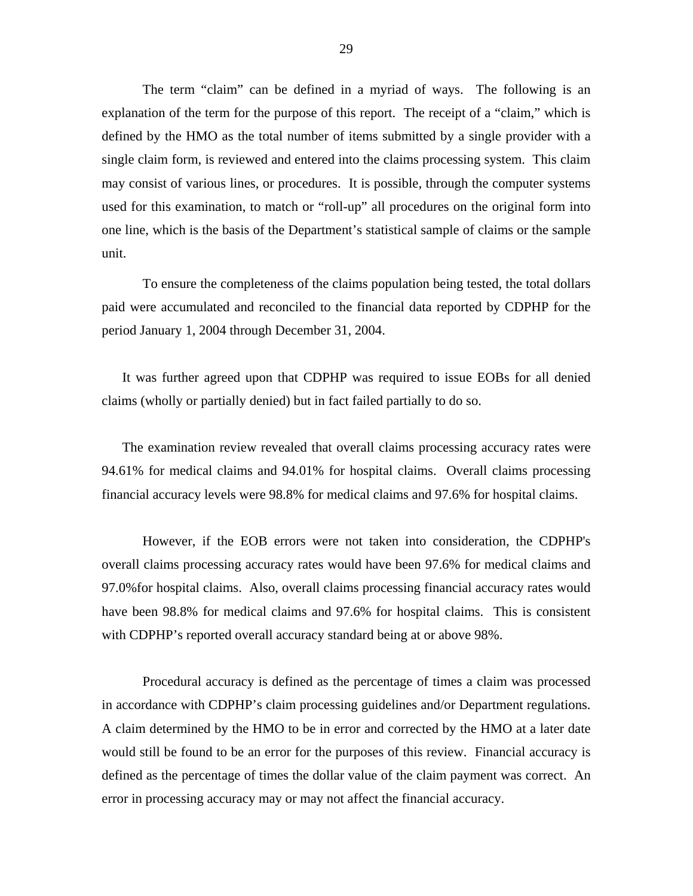The term "claim" can be defined in a myriad of ways. The following is an explanation of the term for the purpose of this report. The receipt of a "claim," which is defined by the HMO as the total number of items submitted by a single provider with a single claim form, is reviewed and entered into the claims processing system. This claim may consist of various lines, or procedures. It is possible, through the computer systems used for this examination, to match or "roll-up" all procedures on the original form into one line, which is the basis of the Department's statistical sample of claims or the sample unit.

To ensure the completeness of the claims population being tested, the total dollars paid were accumulated and reconciled to the financial data reported by CDPHP for the period January 1, 2004 through December 31, 2004.

It was further agreed upon that CDPHP was required to issue EOBs for all denied claims (wholly or partially denied) but in fact failed partially to do so.

The examination review revealed that overall claims processing accuracy rates were 94.61% for medical claims and 94.01% for hospital claims. Overall claims processing financial accuracy levels were 98.8% for medical claims and 97.6% for hospital claims.

However, if the EOB errors were not taken into consideration, the CDPHP's overall claims processing accuracy rates would have been 97.6% for medical claims and 97.0%for hospital claims. Also, overall claims processing financial accuracy rates would have been 98.8% for medical claims and 97.6% for hospital claims. This is consistent with CDPHP's reported overall accuracy standard being at or above 98%.

Procedural accuracy is defined as the percentage of times a claim was processed in accordance with CDPHP's claim processing guidelines and/or Department regulations. A claim determined by the HMO to be in error and corrected by the HMO at a later date would still be found to be an error for the purposes of this review. Financial accuracy is defined as the percentage of times the dollar value of the claim payment was correct. An error in processing accuracy may or may not affect the financial accuracy.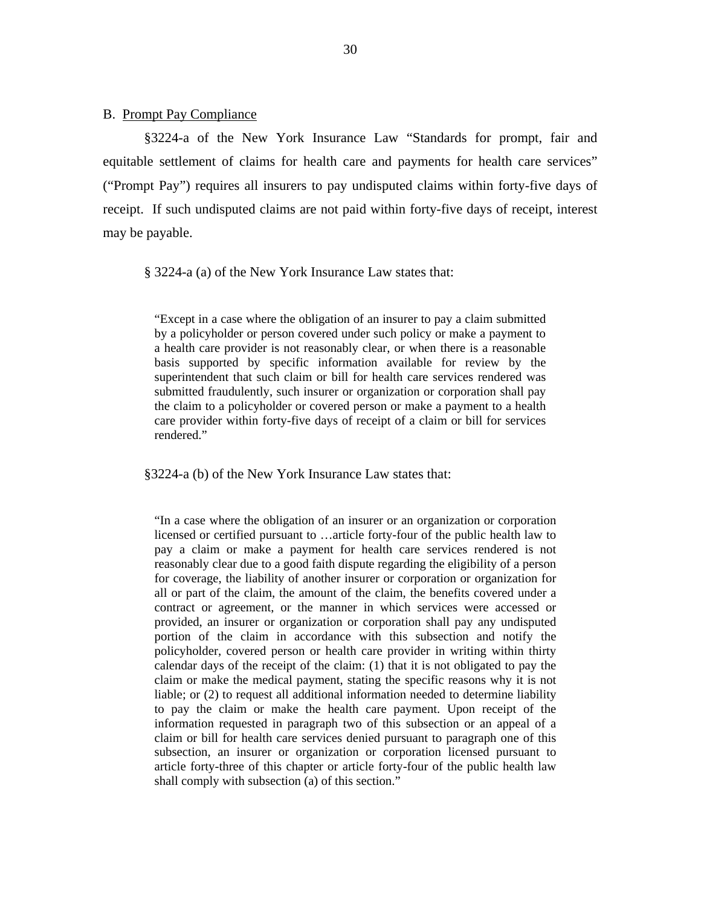## B. Prompt Pay Compliance

§3224-a of the New York Insurance Law "Standards for prompt, fair and equitable settlement of claims for health care and payments for health care services" ("Prompt Pay") requires all insurers to pay undisputed claims within forty-five days of receipt. If such undisputed claims are not paid within forty-five days of receipt, interest may be payable.

§ 3224-a (a) of the New York Insurance Law states that:

> "Except in a case where the obligation of an insurer to pay a claim submitted by a policyholder or person covered under such policy or make a payment to a health care provider is not reasonably clear, or when there is a reasonable basis supported by specific information available for review by the superintendent that such claim or bill for health care services rendered was submitted fraudulently, such insurer or organization or corporation shall pay the claim to a policyholder or covered person or make a payment to a health care provider within forty-five days of receipt of a claim or bill for services rendered."

§3224-a (b) of the New York Insurance Law states that:

> "In a case where the obligation of an insurer or an organization or corporation licensed or certified pursuant to …article forty-four of the public health law to pay a claim or make a payment for health care services rendered is not reasonably clear due to a good faith dispute regarding the eligibility of a person for coverage, the liability of another insurer or corporation or organization for all or part of the claim, the amount of the claim, the benefits covered under a contract or agreement, or the manner in which services were accessed or provided, an insurer or organization or corporation shall pay any undisputed portion of the claim in accordance with this subsection and notify the policyholder, covered person or health care provider in writing within thirty calendar days of the receipt of the claim: (1) that it is not obligated to pay the claim or make the medical payment, stating the specific reasons why it is not liable; or (2) to request all additional information needed to determine liability to pay the claim or make the health care payment. Upon receipt of the information requested in paragraph two of this subsection or an appeal of a claim or bill for health care services denied pursuant to paragraph one of this subsection, an insurer or organization or corporation licensed pursuant to article forty-three of this chapter or article forty-four of the public health law shall comply with subsection (a) of this section."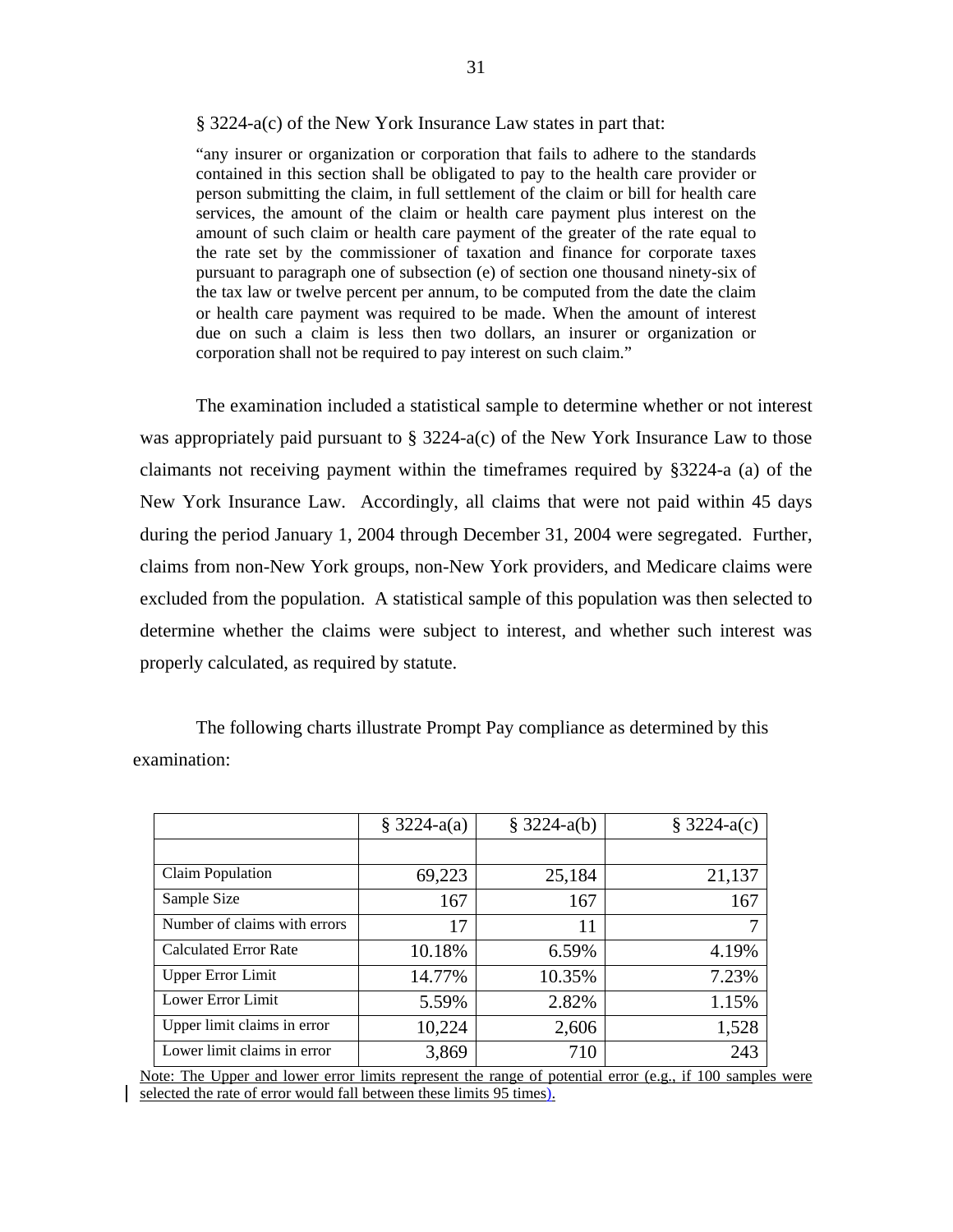§ 3224-a(c) of the New York Insurance Law states in part that:

> "any insurer or organization or corporation that fails to adhere to the standards contained in this section shall be obligated to pay to the health care provider or person submitting the claim, in full settlement of the claim or bill for health care services, the amount of the claim or health care payment plus interest on the amount of such claim or health care payment of the greater of the rate equal to the rate set by the commissioner of taxation and finance for corporate taxes pursuant to paragraph one of subsection (e) of section one thousand ninety-six of the tax law or twelve percent per annum, to be computed from the date the claim or health care payment was required to be made. When the amount of interest due on such a claim is less then two dollars, an insurer or organization or corporation shall not be required to pay interest on such claim."

The examination included a statistical sample to determine whether or not interest was appropriately paid pursuant to § 3224-a(c) of the New York Insurance Law to those claimants not receiving payment within the timeframes required by §3224-a (a) of the New York Insurance Law. Accordingly, all claims that were not paid within 45 days during the period January 1, 2004 through December 31, 2004 were segregated. Further, claims from non-New York groups, non-New York providers, and Medicare claims were excluded from the population. A statistical sample of this population was then selected to determine whether the claims were subject to interest, and whether such interest was properly calculated, as required by statute.

The following charts illustrate Prompt Pay compliance as determined by this examination:

| | § 3224-a(a) | § 3224-a(b) | § 3224-a(c) |
|---|---|---|---|
| | | | |
| Claim Population | 69,223 | 25,184 | 21,137 |
| Sample Size | 167 | 167 | 167 |
| Number of claims with errors | 17 | 11 | 7 |
| Calculated Error Rate | 10.18% | 6.59% | 4.19% |
| Upper Error Limit | 14.77% | 10.35% | 7.23% |
| Lower Error Limit | 5.59% | 2.82% | 1.15% |
| Upper limit claims in error | 10,224 | 2,606 | 1,528 |
| Lower limit claims in error | 3,869 | 710 | 243 |

Note: The Upper and lower error limits represent the range of potential error (e.g., if 100 samples were selected the rate of error would fall between these limits 95 times).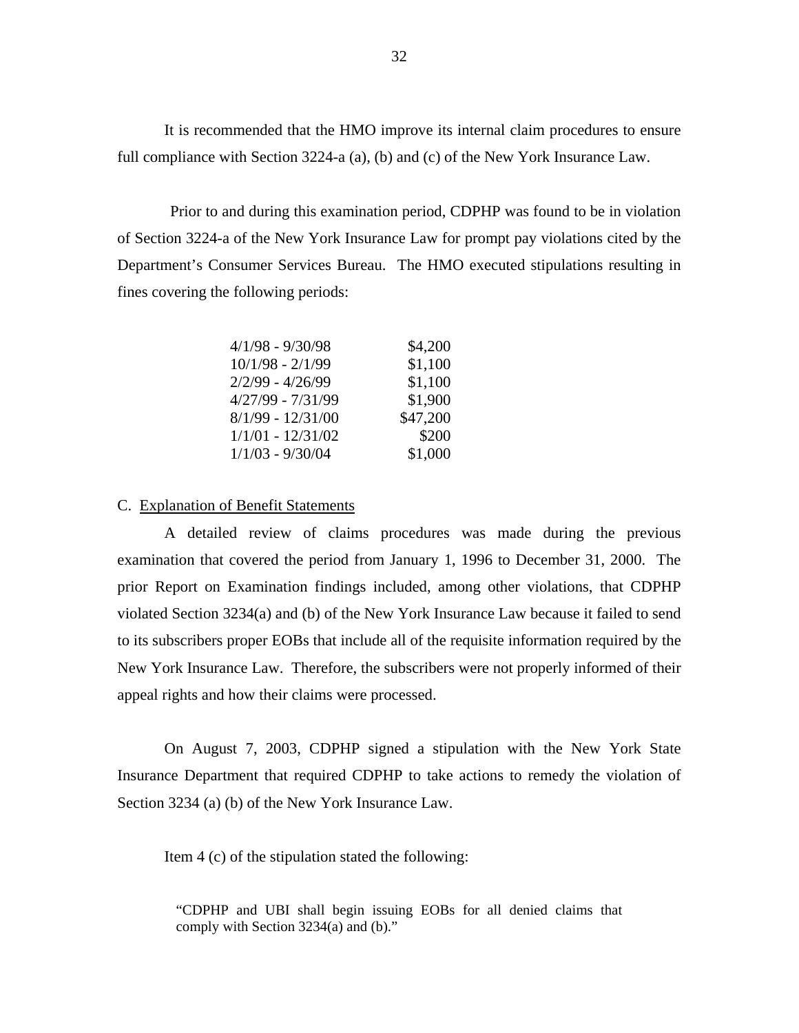It is recommended that the HMO improve its internal claim procedures to ensure full compliance with Section 3224-a (a), (b) and (c) of the New York Insurance Law.

Prior to and during this examination period, CDPHP was found to be in violation of Section 3224-a of the New York Insurance Law for prompt pay violations cited by the Department's Consumer Services Bureau. The HMO executed stipulations resulting in fines covering the following periods:

| | |
|---|---:|
| 4/1/98 - 9/30/98 | $4,200 |
| 10/1/98 - 2/1/99 | $1,100 |
| 2/2/99 - 4/26/99 | $1,100 |
| 4/27/99 - 7/31/99 | $1,900 |
| 8/1/99 - 12/31/00 | $47,200 |
| 1/1/01 - 12/31/02 | $200 |
| 1/1/03 - 9/30/04 | $1,000 |

C. Explanation of Benefit Statements

A detailed review of claims procedures was made during the previous examination that covered the period from January 1, 1996 to December 31, 2000. The prior Report on Examination findings included, among other violations, that CDPHP violated Section 3234(a) and (b) of the New York Insurance Law because it failed to send to its subscribers proper EOBs that include all of the requisite information required by the New York Insurance Law. Therefore, the subscribers were not properly informed of their appeal rights and how their claims were processed.

On August 7, 2003, CDPHP signed a stipulation with the New York State Insurance Department that required CDPHP to take actions to remedy the violation of Section 3234 (a) (b) of the New York Insurance Law.

Item 4 (c) of the stipulation stated the following:

> "CDPHP and UBI shall begin issuing EOBs for all denied claims that comply with Section 3234(a) and (b)."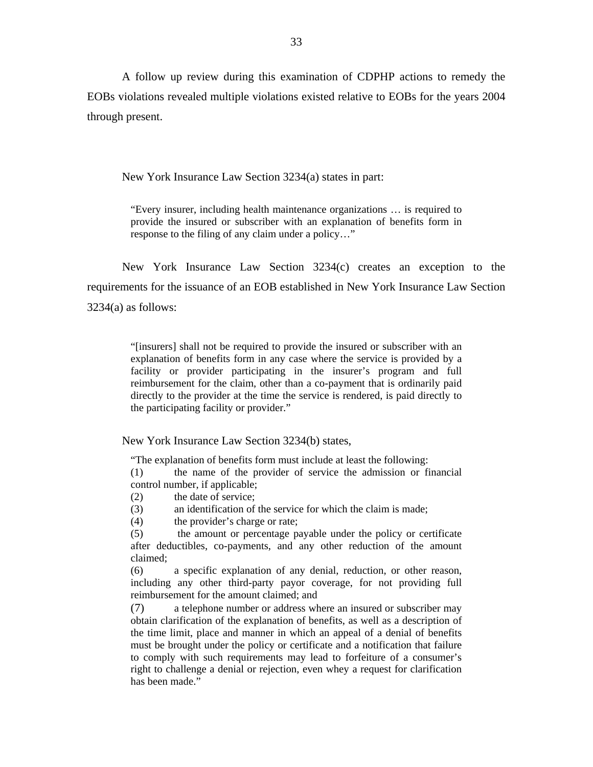A follow up review during this examination of CDPHP actions to remedy the EOBs violations revealed multiple violations existed relative to EOBs for the years 2004 through present.

New York Insurance Law Section 3234(a) states in part:

> "Every insurer, including health maintenance organizations … is required to provide the insured or subscriber with an explanation of benefits form in response to the filing of any claim under a policy…"

New York Insurance Law Section 3234(c) creates an exception to the requirements for the issuance of an EOB established in New York Insurance Law Section 3234(a) as follows:

> "[insurers] shall not be required to provide the insured or subscriber with an explanation of benefits form in any case where the service is provided by a facility or provider participating in the insurer's program and full reimbursement for the claim, other than a co-payment that is ordinarily paid directly to the provider at the time the service is rendered, is paid directly to the participating facility or provider."

New York Insurance Law Section 3234(b) states,

> "The explanation of benefits form must include at least the following:
>
> (1) the name of the provider of service the admission or financial control number, if applicable;
>
> (2) the date of service;
>
> (3) an identification of the service for which the claim is made;
>
> (4) the provider's charge or rate;
>
> (5) the amount or percentage payable under the policy or certificate after deductibles, co-payments, and any other reduction of the amount claimed;
>
> (6) a specific explanation of any denial, reduction, or other reason, including any other third-party payor coverage, for not providing full reimbursement for the amount claimed; and
>
> (7) a telephone number or address where an insured or subscriber may obtain clarification of the explanation of benefits, as well as a description of the time limit, place and manner in which an appeal of a denial of benefits must be brought under the policy or certificate and a notification that failure to comply with such requirements may lead to forfeiture of a consumer's right to challenge a denial or rejection, even whey a request for clarification has been made."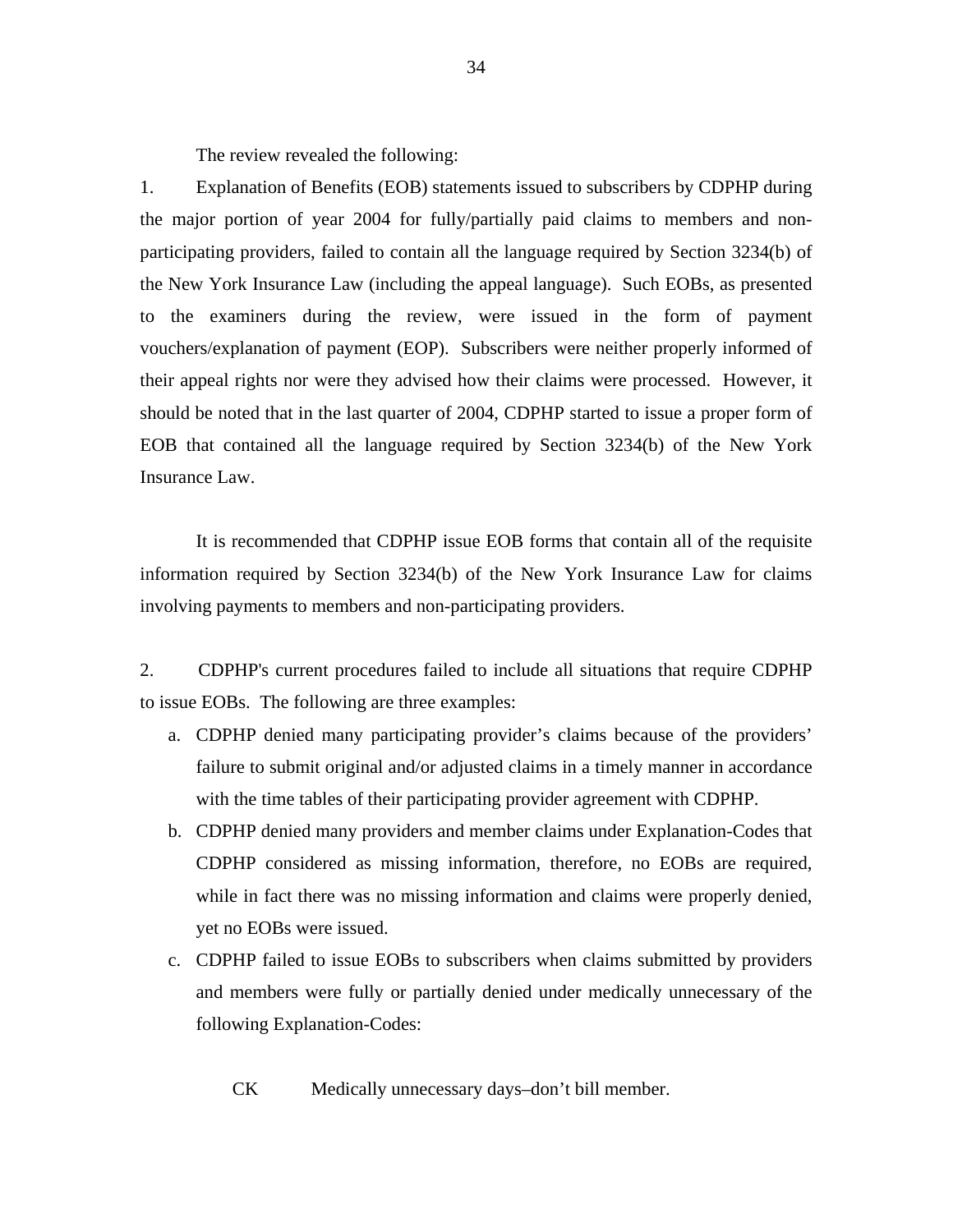The review revealed the following:

1. Explanation of Benefits (EOB) statements issued to subscribers by CDPHP during the major portion of year 2004 for fully/partially paid claims to members and non-participating providers, failed to contain all the language required by Section 3234(b) of the New York Insurance Law (including the appeal language). Such EOBs, as presented to the examiners during the review, were issued in the form of payment vouchers/explanation of payment (EOP). Subscribers were neither properly informed of their appeal rights nor were they advised how their claims were processed. However, it should be noted that in the last quarter of 2004, CDPHP started to issue a proper form of EOB that contained all the language required by Section 3234(b) of the New York Insurance Law.

It is recommended that CDPHP issue EOB forms that contain all of the requisite information required by Section 3234(b) of the New York Insurance Law for claims involving payments to members and non-participating providers.

2. CDPHP's current procedures failed to include all situations that require CDPHP to issue EOBs. The following are three examples:

   a. CDPHP denied many participating provider’s claims because of the providers’ failure to submit original and/or adjusted claims in a timely manner in accordance with the time tables of their participating provider agreement with CDPHP.

   b. CDPHP denied many providers and member claims under Explanation-Codes that CDPHP considered as missing information, therefore, no EOBs are required, while in fact there was no missing information and claims were properly denied, yet no EOBs were issued.

   c. CDPHP failed to issue EOBs to subscribers when claims submitted by providers and members were fully or partially denied under medically unnecessary of the following Explanation-Codes:

      CK Medically unnecessary days–don’t bill member.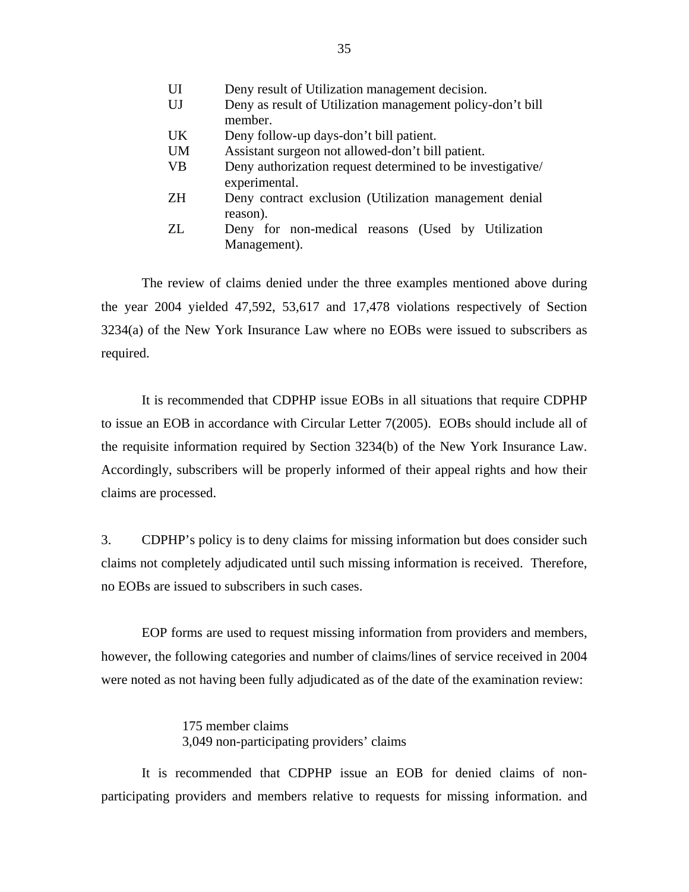| | |
|---|---|
| UI | Deny result of Utilization management decision. |
| UJ | Deny as result of Utilization management policy-don't bill member. |
| UK | Deny follow-up days-don't bill patient. |
| UM | Assistant surgeon not allowed-don't bill patient. |
| VB | Deny authorization request determined to be investigative/ experimental. |
| ZH | Deny contract exclusion (Utilization management denial reason). |
| ZL | Deny for non-medical reasons (Used by Utilization Management). |

The review of claims denied under the three examples mentioned above during the year 2004 yielded 47,592, 53,617 and 17,478 violations respectively of Section 3234(a) of the New York Insurance Law where no EOBs were issued to subscribers as required.

It is recommended that CDPHP issue EOBs in all situations that require CDPHP to issue an EOB in accordance with Circular Letter 7(2005). EOBs should include all of the requisite information required by Section 3234(b) of the New York Insurance Law. Accordingly, subscribers will be properly informed of their appeal rights and how their claims are processed.

3. CDPHP's policy is to deny claims for missing information but does consider such claims not completely adjudicated until such missing information is received. Therefore, no EOBs are issued to subscribers in such cases.

EOP forms are used to request missing information from providers and members, however, the following categories and number of claims/lines of service received in 2004 were noted as not having been fully adjudicated as of the date of the examination review:

175 member claims
3,049 non-participating providers' claims

It is recommended that CDPHP issue an EOB for denied claims of non-participating providers and members relative to requests for missing information. and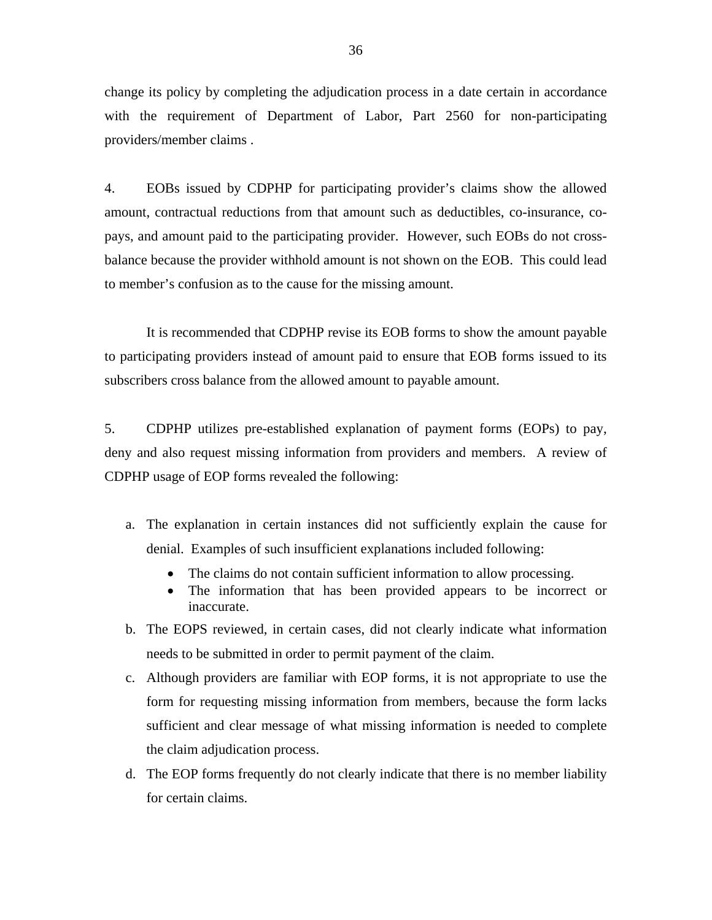change its policy by completing the adjudication process in a date certain in accordance with the requirement of Department of Labor, Part 2560 for non-participating providers/member claims .

4. EOBs issued by CDPHP for participating provider's claims show the allowed amount, contractual reductions from that amount such as deductibles, co-insurance, co-pays, and amount paid to the participating provider. However, such EOBs do not cross-balance because the provider withhold amount is not shown on the EOB. This could lead to member's confusion as to the cause for the missing amount.

It is recommended that CDPHP revise its EOB forms to show the amount payable to participating providers instead of amount paid to ensure that EOB forms issued to its subscribers cross balance from the allowed amount to payable amount.

5. CDPHP utilizes pre-established explanation of payment forms (EOPs) to pay, deny and also request missing information from providers and members. A review of CDPHP usage of EOP forms revealed the following:

a. The explanation in certain instances did not sufficiently explain the cause for denial. Examples of such insufficient explanations included following:
   - The claims do not contain sufficient information to allow processing.
   - The information that has been provided appears to be incorrect or inaccurate.
b. The EOPS reviewed, in certain cases, did not clearly indicate what information needs to be submitted in order to permit payment of the claim.
c. Although providers are familiar with EOP forms, it is not appropriate to use the form for requesting missing information from members, because the form lacks sufficient and clear message of what missing information is needed to complete the claim adjudication process.
d. The EOP forms frequently do not clearly indicate that there is no member liability for certain claims.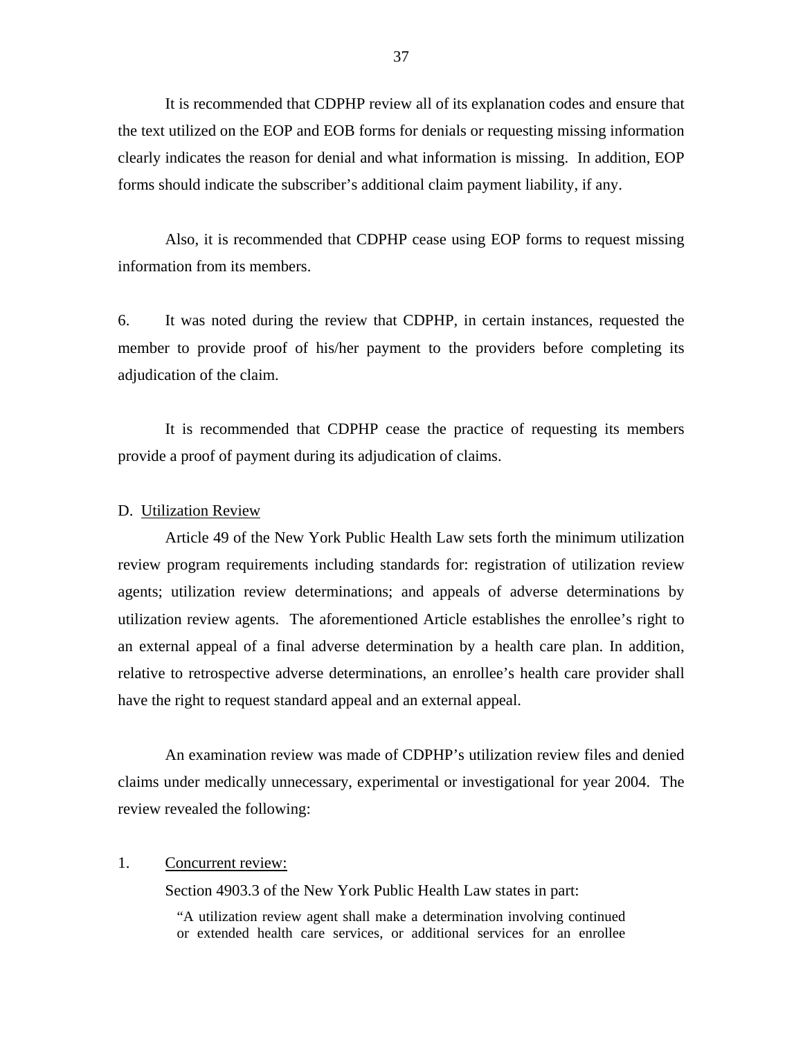It is recommended that CDPHP review all of its explanation codes and ensure that the text utilized on the EOP and EOB forms for denials or requesting missing information clearly indicates the reason for denial and what information is missing. In addition, EOP forms should indicate the subscriber's additional claim payment liability, if any.

Also, it is recommended that CDPHP cease using EOP forms to request missing information from its members.

6. It was noted during the review that CDPHP, in certain instances, requested the member to provide proof of his/her payment to the providers before completing its adjudication of the claim.

It is recommended that CDPHP cease the practice of requesting its members provide a proof of payment during its adjudication of claims.

D. Utilization Review

Article 49 of the New York Public Health Law sets forth the minimum utilization review program requirements including standards for: registration of utilization review agents; utilization review determinations; and appeals of adverse determinations by utilization review agents. The aforementioned Article establishes the enrollee's right to an external appeal of a final adverse determination by a health care plan. In addition, relative to retrospective adverse determinations, an enrollee's health care provider shall have the right to request standard appeal and an external appeal.

An examination review was made of CDPHP's utilization review files and denied claims under medically unnecessary, experimental or investigational for year 2004. The review revealed the following:

1. Concurrent review:

Section 4903.3 of the New York Public Health Law states in part:

> "A utilization review agent shall make a determination involving continued or extended health care services, or additional services for an enrollee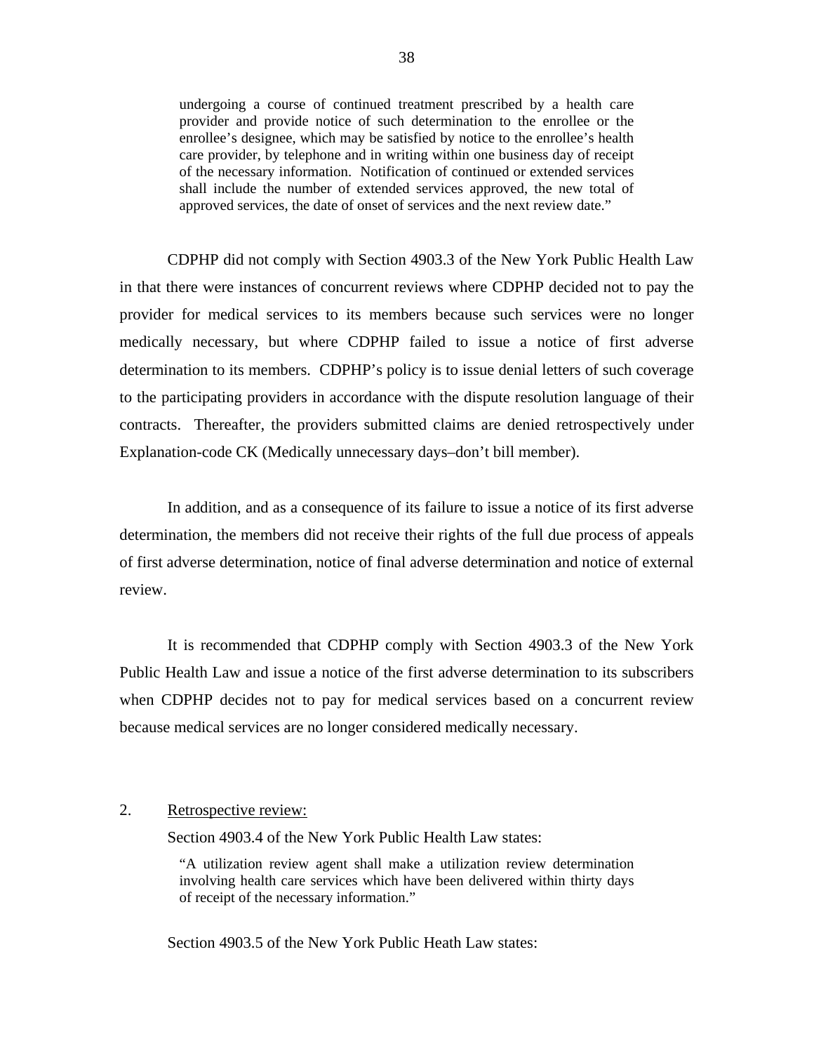> undergoing a course of continued treatment prescribed by a health care provider and provide notice of such determination to the enrollee or the enrollee's designee, which may be satisfied by notice to the enrollee's health care provider, by telephone and in writing within one business day of receipt of the necessary information. Notification of continued or extended services shall include the number of extended services approved, the new total of approved services, the date of onset of services and the next review date."

CDPHP did not comply with Section 4903.3 of the New York Public Health Law in that there were instances of concurrent reviews where CDPHP decided not to pay the provider for medical services to its members because such services were no longer medically necessary, but where CDPHP failed to issue a notice of first adverse determination to its members. CDPHP's policy is to issue denial letters of such coverage to the participating providers in accordance with the dispute resolution language of their contracts. Thereafter, the providers submitted claims are denied retrospectively under Explanation-code CK (Medically unnecessary days–don't bill member).

In addition, and as a consequence of its failure to issue a notice of its first adverse determination, the members did not receive their rights of the full due process of appeals of first adverse determination, notice of final adverse determination and notice of external review.

It is recommended that CDPHP comply with Section 4903.3 of the New York Public Health Law and issue a notice of the first adverse determination to its subscribers when CDPHP decides not to pay for medical services based on a concurrent review because medical services are no longer considered medically necessary.

2. <u>Retrospective review:</u>

Section 4903.4 of the New York Public Health Law states:

> "A utilization review agent shall make a utilization review determination involving health care services which have been delivered within thirty days of receipt of the necessary information."

Section 4903.5 of the New York Public Heath Law states: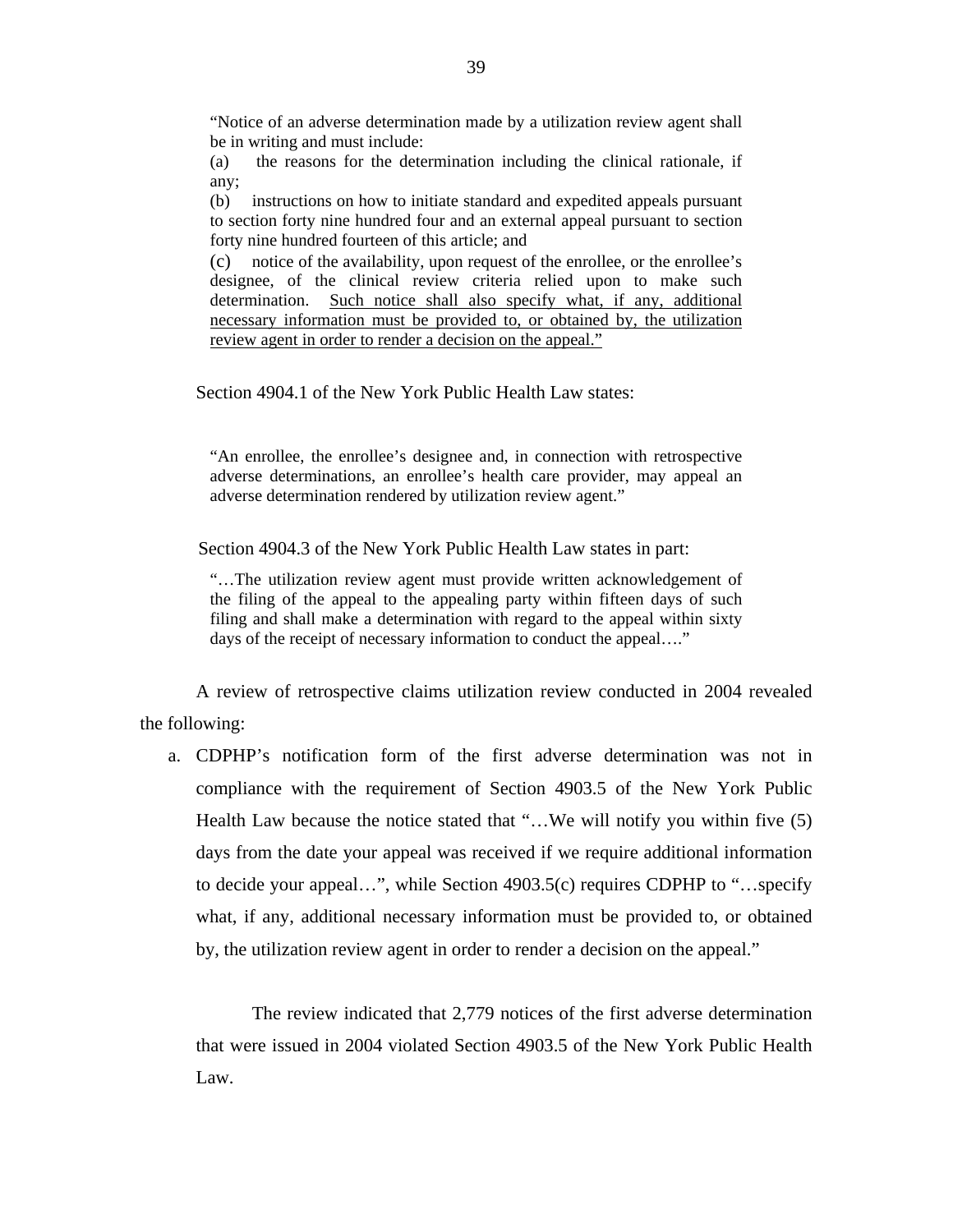> "Notice of an adverse determination made by a utilization review agent shall be in writing and must include:
>
> (a) the reasons for the determination including the clinical rationale, if any;
>
> (b) instructions on how to initiate standard and expedited appeals pursuant to section forty nine hundred four and an external appeal pursuant to section forty nine hundred fourteen of this article; and
>
> (c) notice of the availability, upon request of the enrollee, or the enrollee's designee, of the clinical review criteria relied upon to make such determination. <u>Such notice shall also specify what, if any, additional necessary information must be provided to, or obtained by, the utilization review agent in order to render a decision on the appeal."</u>

Section 4904.1 of the New York Public Health Law states:

> "An enrollee, the enrollee's designee and, in connection with retrospective adverse determinations, an enrollee's health care provider, may appeal an adverse determination rendered by utilization review agent."

Section 4904.3 of the New York Public Health Law states in part:

> "…The utilization review agent must provide written acknowledgement of the filing of the appeal to the appealing party within fifteen days of such filing and shall make a determination with regard to the appeal within sixty days of the receipt of necessary information to conduct the appeal…."

A review of retrospective claims utilization review conducted in 2004 revealed the following:

a. CDPHP's notification form of the first adverse determination was not in compliance with the requirement of Section 4903.5 of the New York Public Health Law because the notice stated that "…We will notify you within five (5) days from the date your appeal was received if we require additional information to decide your appeal…", while Section 4903.5(c) requires CDPHP to "…specify what, if any, additional necessary information must be provided to, or obtained by, the utilization review agent in order to render a decision on the appeal."

   The review indicated that 2,779 notices of the first adverse determination that were issued in 2004 violated Section 4903.5 of the New York Public Health Law.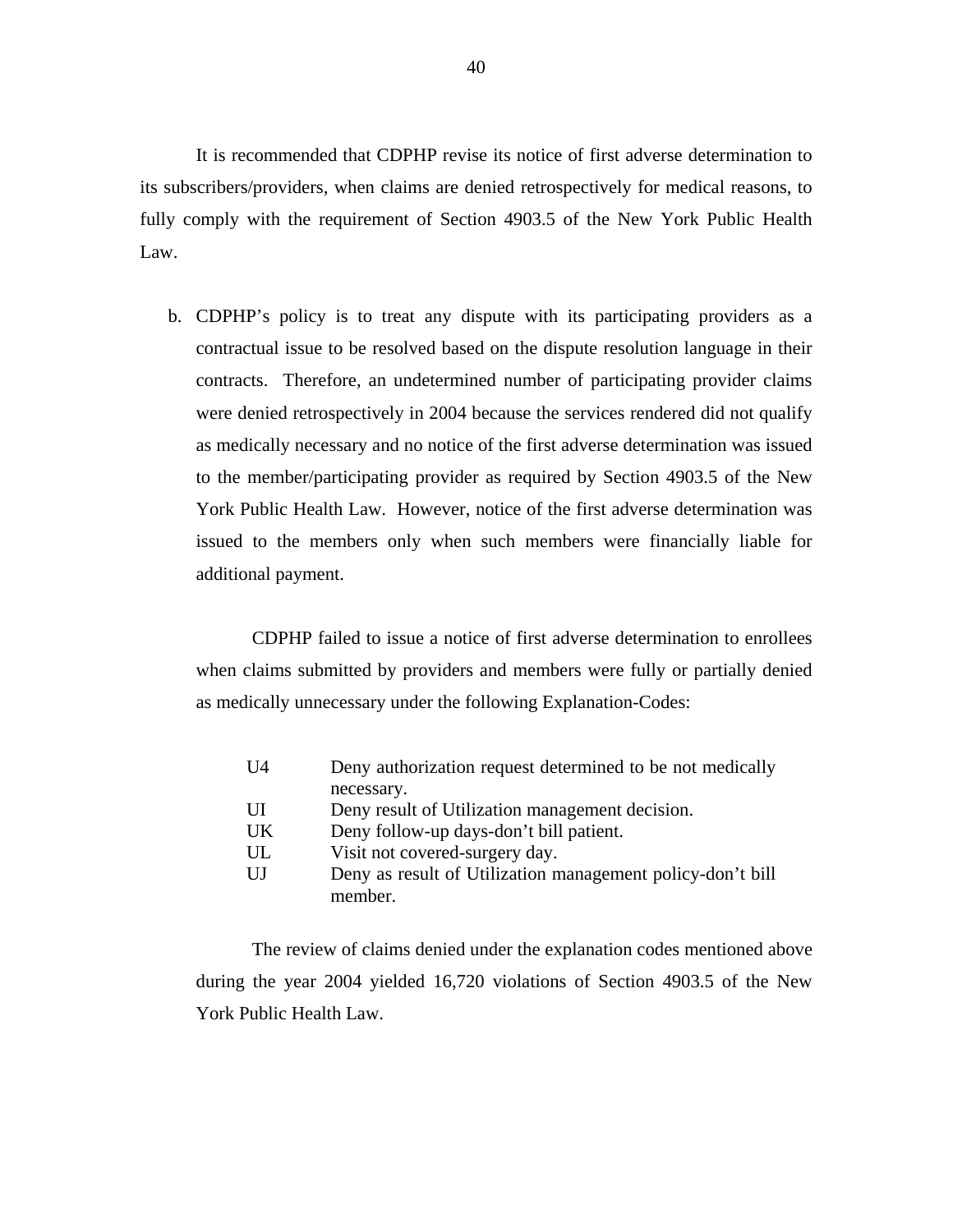It is recommended that CDPHP revise its notice of first adverse determination to its subscribers/providers, when claims are denied retrospectively for medical reasons, to fully comply with the requirement of Section 4903.5 of the New York Public Health Law.

b. CDPHP's policy is to treat any dispute with its participating providers as a contractual issue to be resolved based on the dispute resolution language in their contracts. Therefore, an undetermined number of participating provider claims were denied retrospectively in 2004 because the services rendered did not qualify as medically necessary and no notice of the first adverse determination was issued to the member/participating provider as required by Section 4903.5 of the New York Public Health Law. However, notice of the first adverse determination was issued to the members only when such members were financially liable for additional payment.

   CDPHP failed to issue a notice of first adverse determination to enrollees when claims submitted by providers and members were fully or partially denied as medically unnecessary under the following Explanation-Codes:

| | |
|---|---|
| U4 | Deny authorization request determined to be not medically necessary. |
| UI | Deny result of Utilization management decision. |
| UK | Deny follow-up days-don't bill patient. |
| UL | Visit not covered-surgery day. |
| UJ | Deny as result of Utilization management policy-don't bill member. |

   The review of claims denied under the explanation codes mentioned above during the year 2004 yielded 16,720 violations of Section 4903.5 of the New York Public Health Law.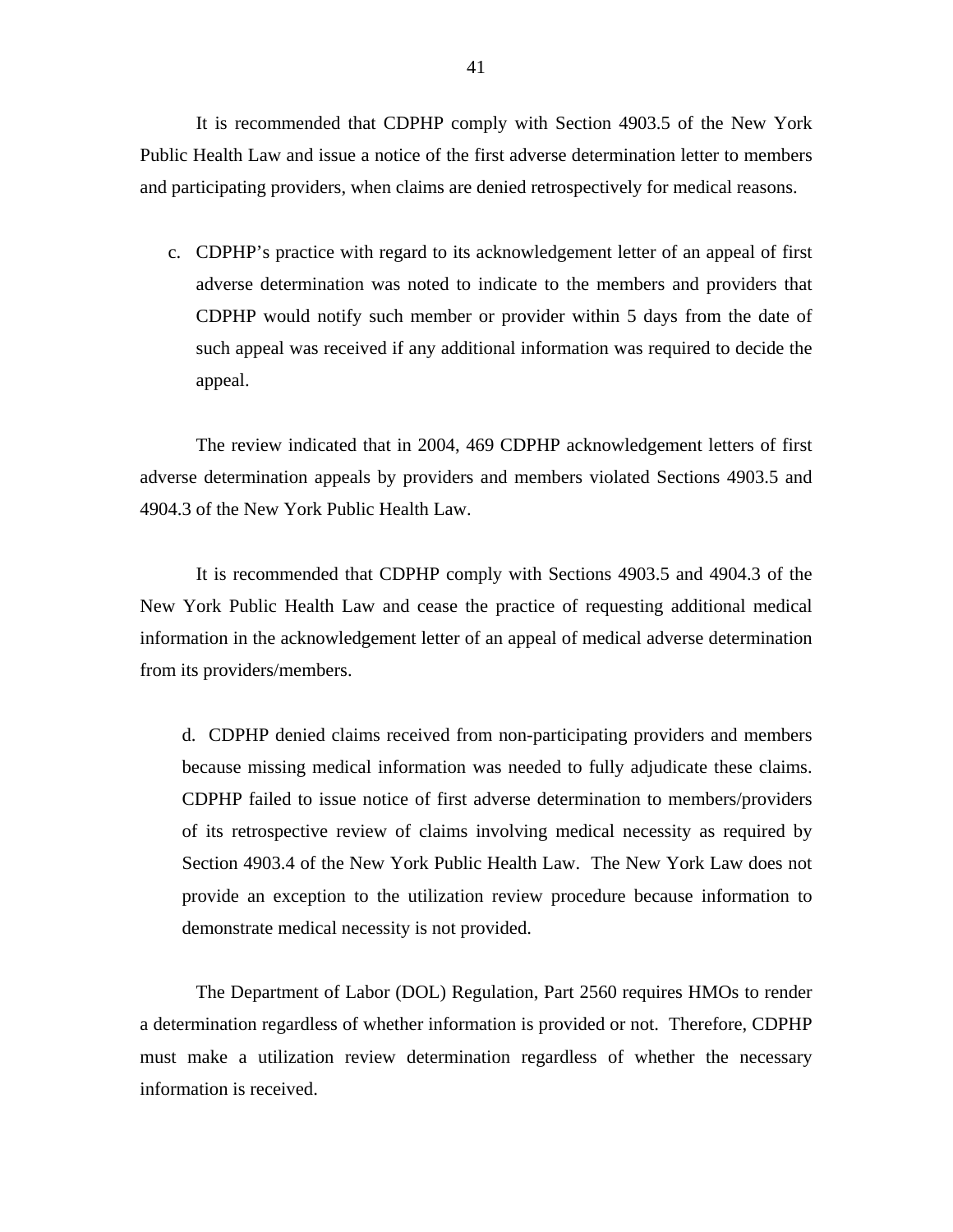It is recommended that CDPHP comply with Section 4903.5 of the New York Public Health Law and issue a notice of the first adverse determination letter to members and participating providers, when claims are denied retrospectively for medical reasons.

c. CDPHP's practice with regard to its acknowledgement letter of an appeal of first adverse determination was noted to indicate to the members and providers that CDPHP would notify such member or provider within 5 days from the date of such appeal was received if any additional information was required to decide the appeal.

The review indicated that in 2004, 469 CDPHP acknowledgement letters of first adverse determination appeals by providers and members violated Sections 4903.5 and 4904.3 of the New York Public Health Law.

It is recommended that CDPHP comply with Sections 4903.5 and 4904.3 of the New York Public Health Law and cease the practice of requesting additional medical information in the acknowledgement letter of an appeal of medical adverse determination from its providers/members.

d. CDPHP denied claims received from non-participating providers and members because missing medical information was needed to fully adjudicate these claims. CDPHP failed to issue notice of first adverse determination to members/providers of its retrospective review of claims involving medical necessity as required by Section 4903.4 of the New York Public Health Law. The New York Law does not provide an exception to the utilization review procedure because information to demonstrate medical necessity is not provided.

The Department of Labor (DOL) Regulation, Part 2560 requires HMOs to render a determination regardless of whether information is provided or not. Therefore, CDPHP must make a utilization review determination regardless of whether the necessary information is received.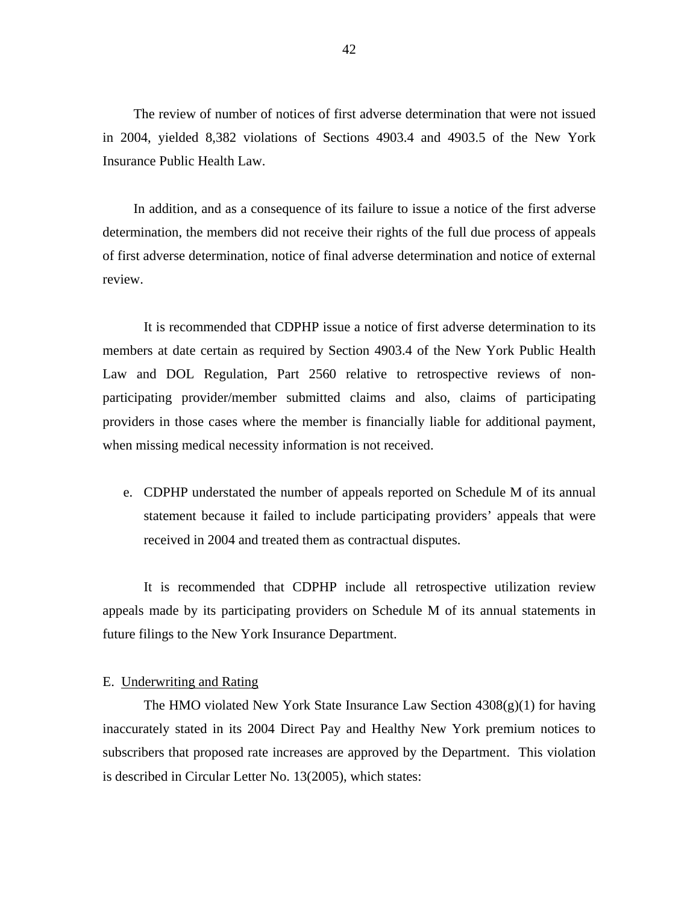The review of number of notices of first adverse determination that were not issued in 2004, yielded 8,382 violations of Sections 4903.4 and 4903.5 of the New York Insurance Public Health Law.

In addition, and as a consequence of its failure to issue a notice of the first adverse determination, the members did not receive their rights of the full due process of appeals of first adverse determination, notice of final adverse determination and notice of external review.

It is recommended that CDPHP issue a notice of first adverse determination to its members at date certain as required by Section 4903.4 of the New York Public Health Law and DOL Regulation, Part 2560 relative to retrospective reviews of non-participating provider/member submitted claims and also, claims of participating providers in those cases where the member is financially liable for additional payment, when missing medical necessity information is not received.

e. CDPHP understated the number of appeals reported on Schedule M of its annual statement because it failed to include participating providers' appeals that were received in 2004 and treated them as contractual disputes.

It is recommended that CDPHP include all retrospective utilization review appeals made by its participating providers on Schedule M of its annual statements in future filings to the New York Insurance Department.

E. Underwriting and Rating

The HMO violated New York State Insurance Law Section 4308(g)(1) for having inaccurately stated in its 2004 Direct Pay and Healthy New York premium notices to subscribers that proposed rate increases are approved by the Department. This violation is described in Circular Letter No. 13(2005), which states: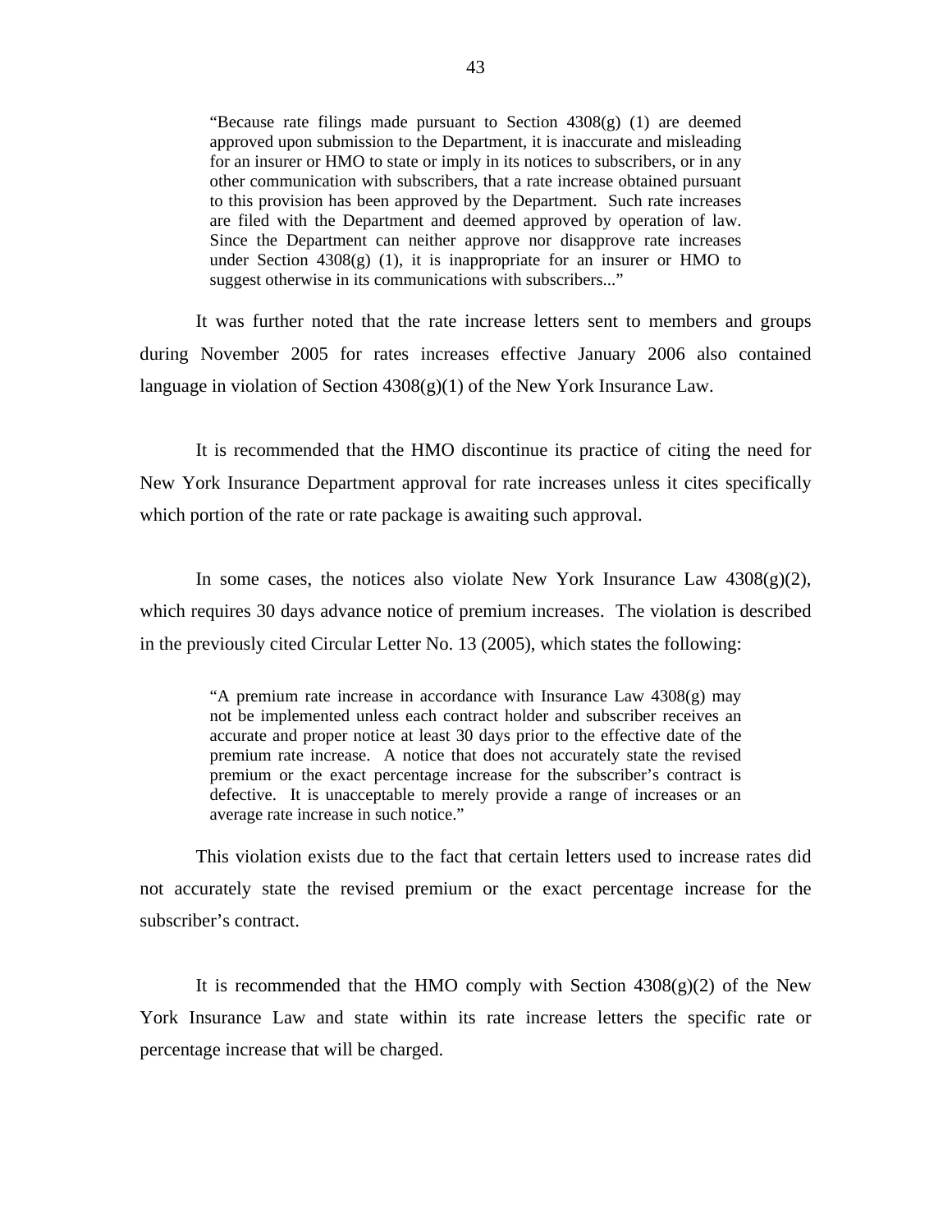> "Because rate filings made pursuant to Section 4308(g) (1) are deemed approved upon submission to the Department, it is inaccurate and misleading for an insurer or HMO to state or imply in its notices to subscribers, or in any other communication with subscribers, that a rate increase obtained pursuant to this provision has been approved by the Department. Such rate increases are filed with the Department and deemed approved by operation of law. Since the Department can neither approve nor disapprove rate increases under Section 4308(g) (1), it is inappropriate for an insurer or HMO to suggest otherwise in its communications with subscribers..."

It was further noted that the rate increase letters sent to members and groups during November 2005 for rates increases effective January 2006 also contained language in violation of Section 4308(g)(1) of the New York Insurance Law.

It is recommended that the HMO discontinue its practice of citing the need for New York Insurance Department approval for rate increases unless it cites specifically which portion of the rate or rate package is awaiting such approval.

In some cases, the notices also violate New York Insurance Law 4308(g)(2), which requires 30 days advance notice of premium increases. The violation is described in the previously cited Circular Letter No. 13 (2005), which states the following:

> "A premium rate increase in accordance with Insurance Law 4308(g) may not be implemented unless each contract holder and subscriber receives an accurate and proper notice at least 30 days prior to the effective date of the premium rate increase. A notice that does not accurately state the revised premium or the exact percentage increase for the subscriber's contract is defective. It is unacceptable to merely provide a range of increases or an average rate increase in such notice."

This violation exists due to the fact that certain letters used to increase rates did not accurately state the revised premium or the exact percentage increase for the subscriber's contract.

It is recommended that the HMO comply with Section 4308(g)(2) of the New York Insurance Law and state within its rate increase letters the specific rate or percentage increase that will be charged.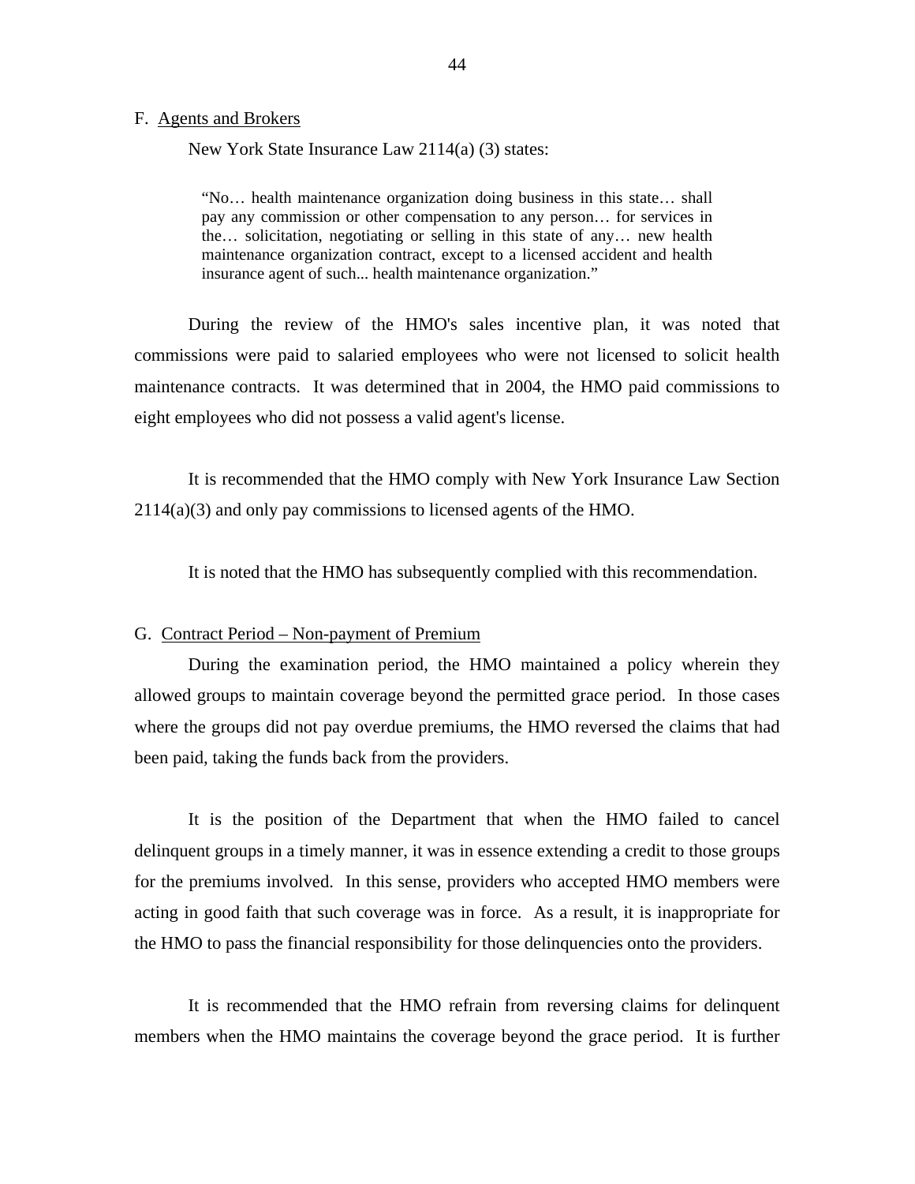F. Agents and Brokers

New York State Insurance Law 2114(a) (3) states:

> "No… health maintenance organization doing business in this state… shall pay any commission or other compensation to any person… for services in the… solicitation, negotiating or selling in this state of any… new health maintenance organization contract, except to a licensed accident and health insurance agent of such... health maintenance organization."

During the review of the HMO's sales incentive plan, it was noted that commissions were paid to salaried employees who were not licensed to solicit health maintenance contracts. It was determined that in 2004, the HMO paid commissions to eight employees who did not possess a valid agent's license.

It is recommended that the HMO comply with New York Insurance Law Section 2114(a)(3) and only pay commissions to licensed agents of the HMO.

It is noted that the HMO has subsequently complied with this recommendation.

G. Contract Period – Non-payment of Premium

During the examination period, the HMO maintained a policy wherein they allowed groups to maintain coverage beyond the permitted grace period. In those cases where the groups did not pay overdue premiums, the HMO reversed the claims that had been paid, taking the funds back from the providers.

It is the position of the Department that when the HMO failed to cancel delinquent groups in a timely manner, it was in essence extending a credit to those groups for the premiums involved. In this sense, providers who accepted HMO members were acting in good faith that such coverage was in force. As a result, it is inappropriate for the HMO to pass the financial responsibility for those delinquencies onto the providers.

It is recommended that the HMO refrain from reversing claims for delinquent members when the HMO maintains the coverage beyond the grace period. It is further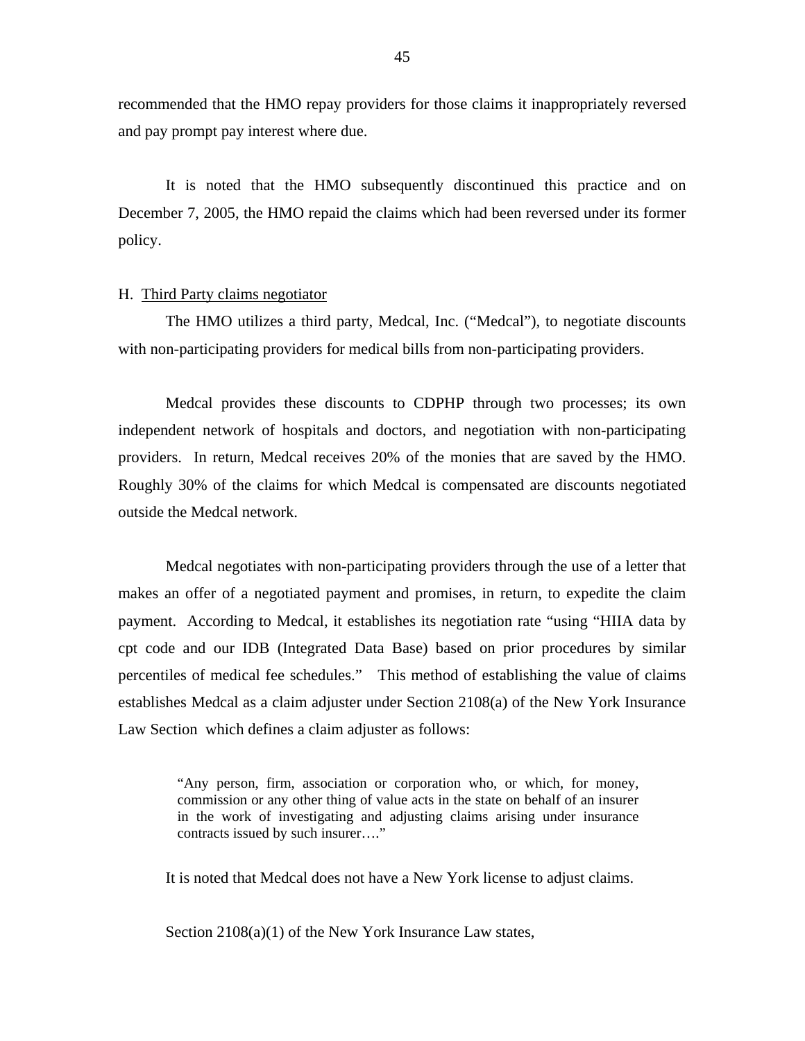recommended that the HMO repay providers for those claims it inappropriately reversed and pay prompt pay interest where due.

It is noted that the HMO subsequently discontinued this practice and on December 7, 2005, the HMO repaid the claims which had been reversed under its former policy.

H. Third Party claims negotiator

The HMO utilizes a third party, Medcal, Inc. ("Medcal"), to negotiate discounts with non-participating providers for medical bills from non-participating providers.

Medcal provides these discounts to CDPHP through two processes; its own independent network of hospitals and doctors, and negotiation with non-participating providers. In return, Medcal receives 20% of the monies that are saved by the HMO. Roughly 30% of the claims for which Medcal is compensated are discounts negotiated outside the Medcal network.

Medcal negotiates with non-participating providers through the use of a letter that makes an offer of a negotiated payment and promises, in return, to expedite the claim payment. According to Medcal, it establishes its negotiation rate "using "HIIA data by cpt code and our IDB (Integrated Data Base) based on prior procedures by similar percentiles of medical fee schedules." This method of establishing the value of claims establishes Medcal as a claim adjuster under Section 2108(a) of the New York Insurance Law Section which defines a claim adjuster as follows:

> "Any person, firm, association or corporation who, or which, for money, commission or any other thing of value acts in the state on behalf of an insurer in the work of investigating and adjusting claims arising under insurance contracts issued by such insurer…."

It is noted that Medcal does not have a New York license to adjust claims.

Section 2108(a)(1) of the New York Insurance Law states,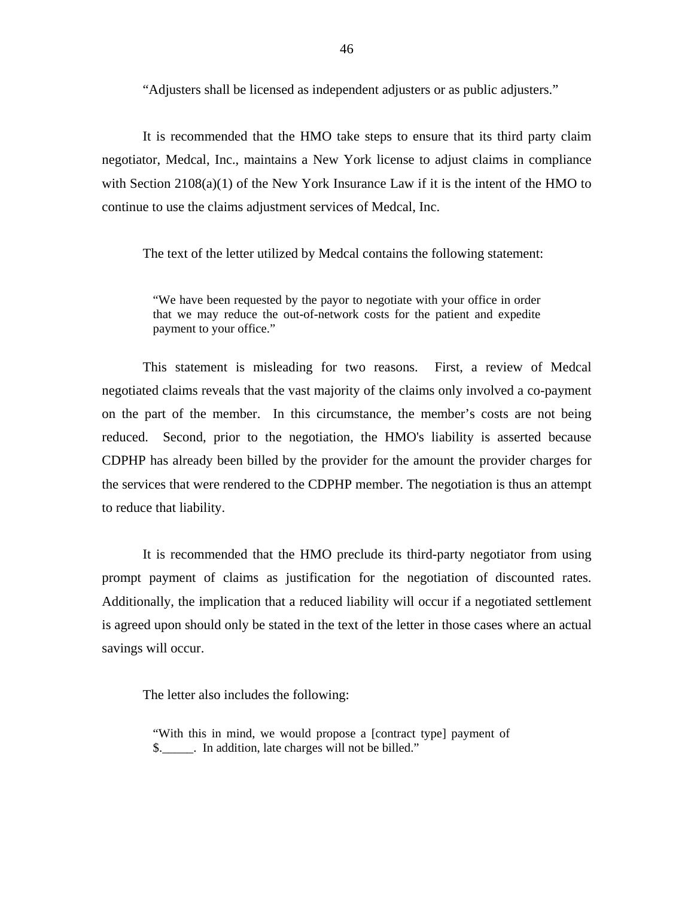"Adjusters shall be licensed as independent adjusters or as public adjusters."

It is recommended that the HMO take steps to ensure that its third party claim negotiator, Medcal, Inc., maintains a New York license to adjust claims in compliance with Section 2108(a)(1) of the New York Insurance Law if it is the intent of the HMO to continue to use the claims adjustment services of Medcal, Inc.

The text of the letter utilized by Medcal contains the following statement:

> "We have been requested by the payor to negotiate with your office in order that we may reduce the out-of-network costs for the patient and expedite payment to your office."

This statement is misleading for two reasons. First, a review of Medcal negotiated claims reveals that the vast majority of the claims only involved a co-payment on the part of the member. In this circumstance, the member's costs are not being reduced. Second, prior to the negotiation, the HMO's liability is asserted because CDPHP has already been billed by the provider for the amount the provider charges for the services that were rendered to the CDPHP member. The negotiation is thus an attempt to reduce that liability.

It is recommended that the HMO preclude its third-party negotiator from using prompt payment of claims as justification for the negotiation of discounted rates. Additionally, the implication that a reduced liability will occur if a negotiated settlement is agreed upon should only be stated in the text of the letter in those cases where an actual savings will occur.

The letter also includes the following:

> "With this in mind, we would propose a [contract type] payment of $._____. In addition, late charges will not be billed."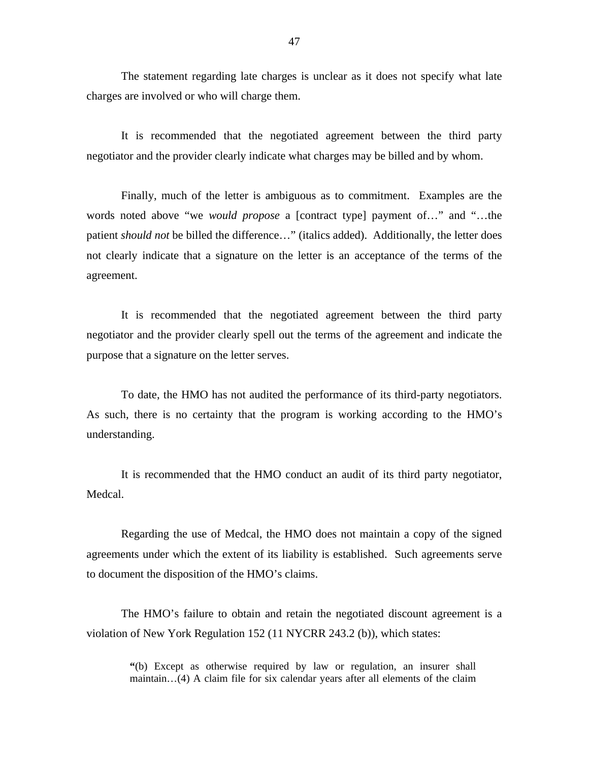The statement regarding late charges is unclear as it does not specify what late charges are involved or who will charge them.

It is recommended that the negotiated agreement between the third party negotiator and the provider clearly indicate what charges may be billed and by whom.

Finally, much of the letter is ambiguous as to commitment. Examples are the words noted above "we *would propose* a [contract type] payment of…" and "…the patient *should not* be billed the difference…" (italics added). Additionally, the letter does not clearly indicate that a signature on the letter is an acceptance of the terms of the agreement.

It is recommended that the negotiated agreement between the third party negotiator and the provider clearly spell out the terms of the agreement and indicate the purpose that a signature on the letter serves.

To date, the HMO has not audited the performance of its third-party negotiators. As such, there is no certainty that the program is working according to the HMO's understanding.

It is recommended that the HMO conduct an audit of its third party negotiator, Medcal.

Regarding the use of Medcal, the HMO does not maintain a copy of the signed agreements under which the extent of its liability is established. Such agreements serve to document the disposition of the HMO's claims.

The HMO's failure to obtain and retain the negotiated discount agreement is a violation of New York Regulation 152 (11 NYCRR 243.2 (b)), which states:

> **"**(b) Except as otherwise required by law or regulation, an insurer shall maintain…(4) A claim file for six calendar years after all elements of the claim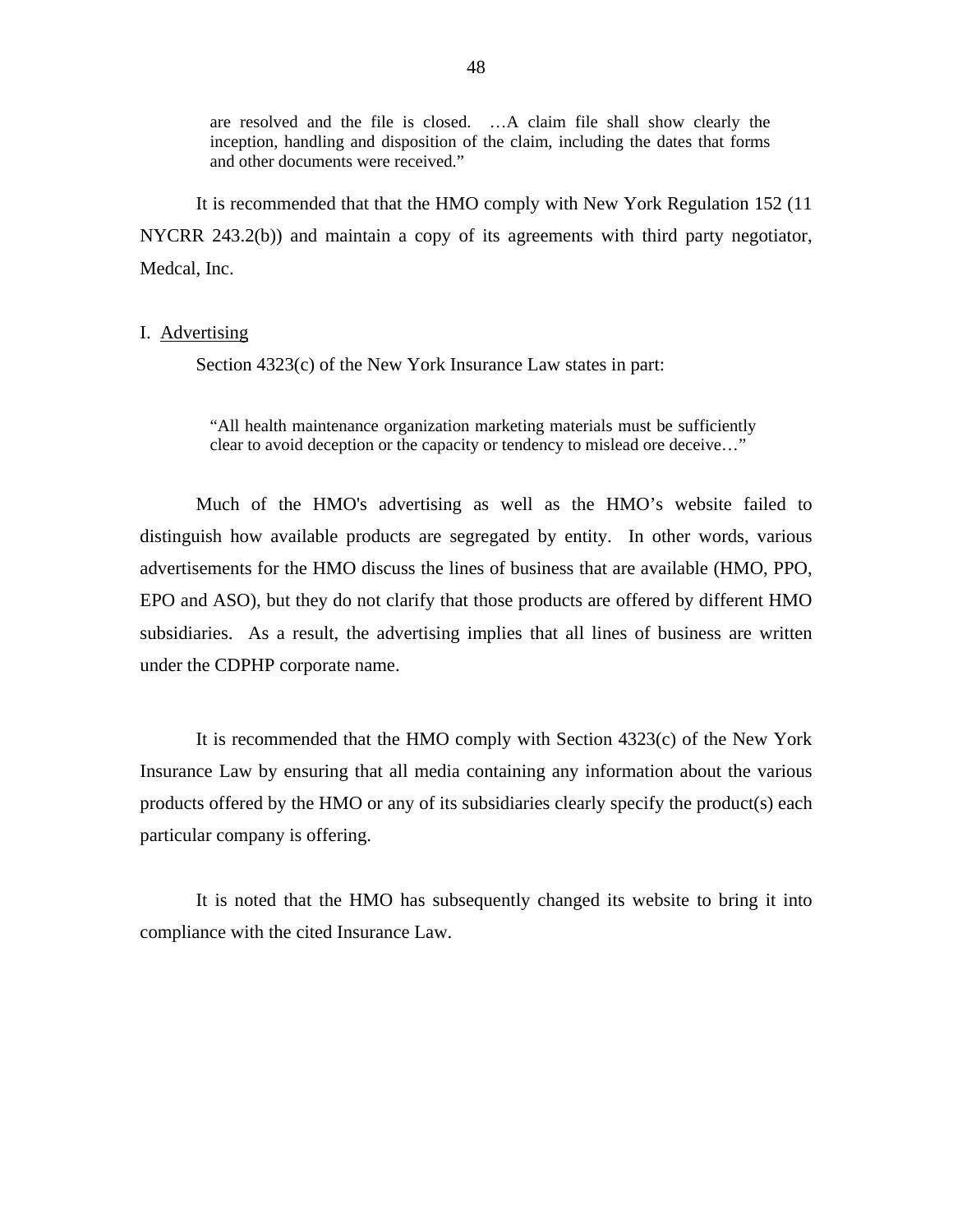> are resolved and the file is closed. …A claim file shall show clearly the inception, handling and disposition of the claim, including the dates that forms and other documents were received."

It is recommended that that the HMO comply with New York Regulation 152 (11 NYCRR 243.2(b)) and maintain a copy of its agreements with third party negotiator, Medcal, Inc.

## I. Advertising

Section 4323(c) of the New York Insurance Law states in part:

> "All health maintenance organization marketing materials must be sufficiently clear to avoid deception or the capacity or tendency to mislead ore deceive…"

Much of the HMO's advertising as well as the HMO's website failed to distinguish how available products are segregated by entity. In other words, various advertisements for the HMO discuss the lines of business that are available (HMO, PPO, EPO and ASO), but they do not clarify that those products are offered by different HMO subsidiaries. As a result, the advertising implies that all lines of business are written under the CDPHP corporate name.

It is recommended that the HMO comply with Section 4323(c) of the New York Insurance Law by ensuring that all media containing any information about the various products offered by the HMO or any of its subsidiaries clearly specify the product(s) each particular company is offering.

It is noted that the HMO has subsequently changed its website to bring it into compliance with the cited Insurance Law.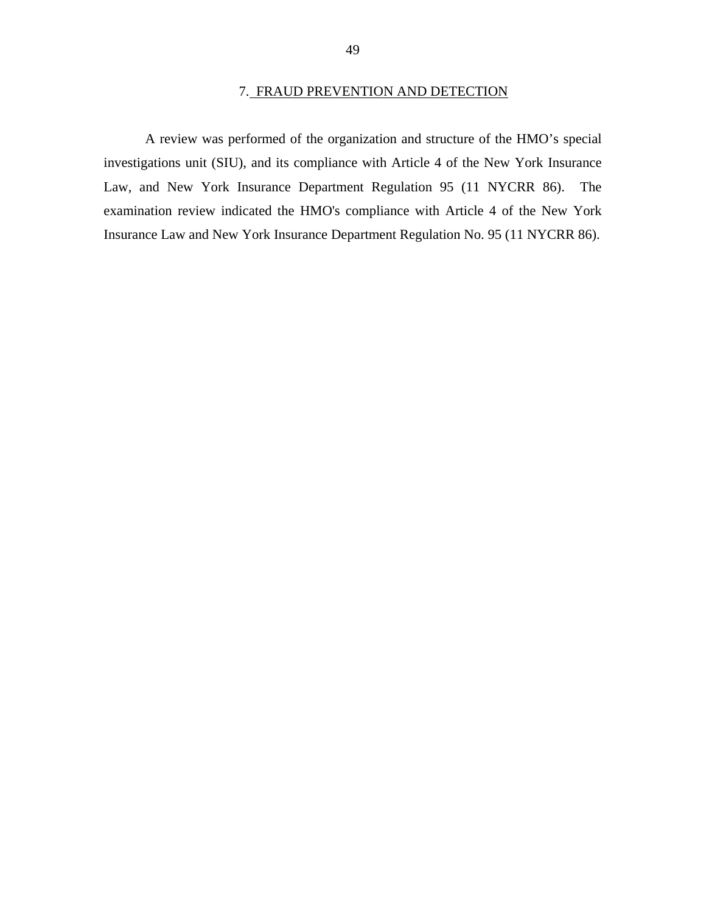## 7. FRAUD PREVENTION AND DETECTION

A review was performed of the organization and structure of the HMO's special investigations unit (SIU), and its compliance with Article 4 of the New York Insurance Law, and New York Insurance Department Regulation 95 (11 NYCRR 86). The examination review indicated the HMO's compliance with Article 4 of the New York Insurance Law and New York Insurance Department Regulation No. 95 (11 NYCRR 86).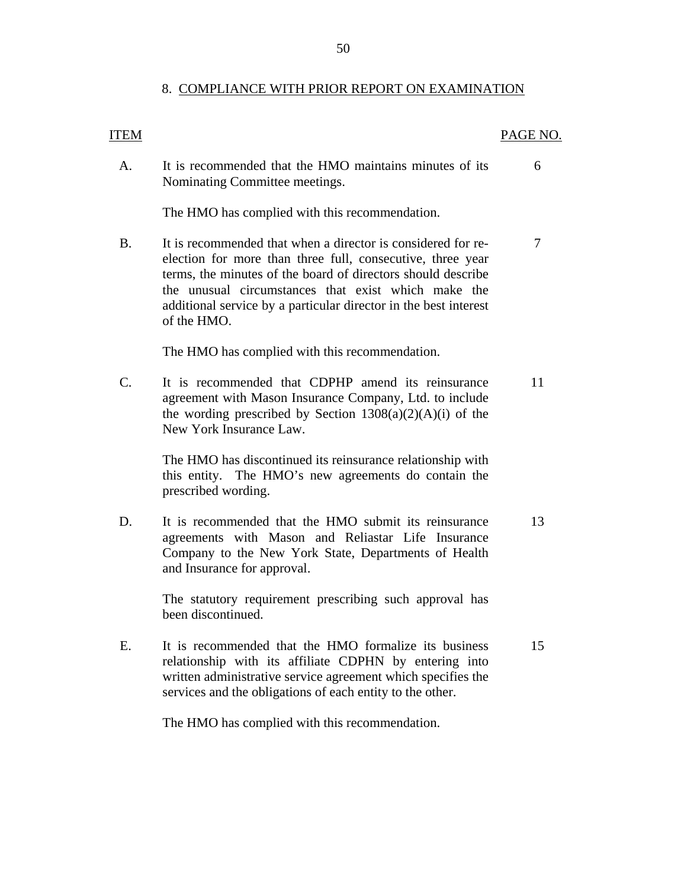## 8. COMPLIANCE WITH PRIOR REPORT ON EXAMINATION

| ITEM | | PAGE NO. |
|---|---|---|
| A. | It is recommended that the HMO maintains minutes of its Nominating Committee meetings.<br><br>The HMO has complied with this recommendation. | 6 |
| B. | It is recommended that when a director is considered for re-election for more than three full, consecutive, three year terms, the minutes of the board of directors should describe the unusual circumstances that exist which make the additional service by a particular director in the best interest of the HMO.<br><br>The HMO has complied with this recommendation. | 7 |
| C. | It is recommended that CDPHP amend its reinsurance agreement with Mason Insurance Company, Ltd. to include the wording prescribed by Section 1308(a)(2)(A)(i) of the New York Insurance Law.<br><br>The HMO has discontinued its reinsurance relationship with this entity. The HMO's new agreements do contain the prescribed wording. | 11 |
| D. | It is recommended that the HMO submit its reinsurance agreements with Mason and Reliastar Life Insurance Company to the New York State, Departments of Health and Insurance for approval.<br><br>The statutory requirement prescribing such approval has been discontinued. | 13 |
| E. | It is recommended that the HMO formalize its business relationship with its affiliate CDPHN by entering into written administrative service agreement which specifies the services and the obligations of each entity to the other.<br><br>The HMO has complied with this recommendation. | 15 |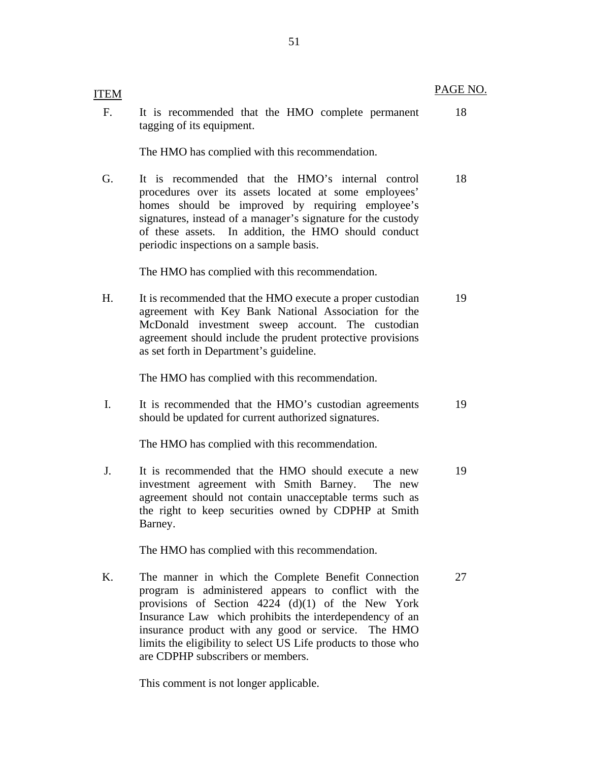| ITEM | | PAGE NO. |
|---|---|---|
| F. | It is recommended that the HMO complete permanent tagging of its equipment.<br><br>The HMO has complied with this recommendation. | 18 |
| G. | It is recommended that the HMO's internal control procedures over its assets located at some employees' homes should be improved by requiring employee's signatures, instead of a manager's signature for the custody of these assets. In addition, the HMO should conduct periodic inspections on a sample basis.<br><br>The HMO has complied with this recommendation. | 18 |
| H. | It is recommended that the HMO execute a proper custodian agreement with Key Bank National Association for the McDonald investment sweep account. The custodian agreement should include the prudent protective provisions as set forth in Department's guideline.<br><br>The HMO has complied with this recommendation. | 19 |
| I. | It is recommended that the HMO's custodian agreements should be updated for current authorized signatures.<br><br>The HMO has complied with this recommendation. | 19 |
| J. | It is recommended that the HMO should execute a new investment agreement with Smith Barney. The new agreement should not contain unacceptable terms such as the right to keep securities owned by CDPHP at Smith Barney.<br><br>The HMO has complied with this recommendation. | 19 |
| K. | The manner in which the Complete Benefit Connection program is administered appears to conflict with the provisions of Section 4224 (d)(1) of the New York Insurance Law which prohibits the interdependency of an insurance product with any good or service. The HMO limits the eligibility to select US Life products to those who are CDPHP subscribers or members.<br><br>This comment is not longer applicable. | 27 |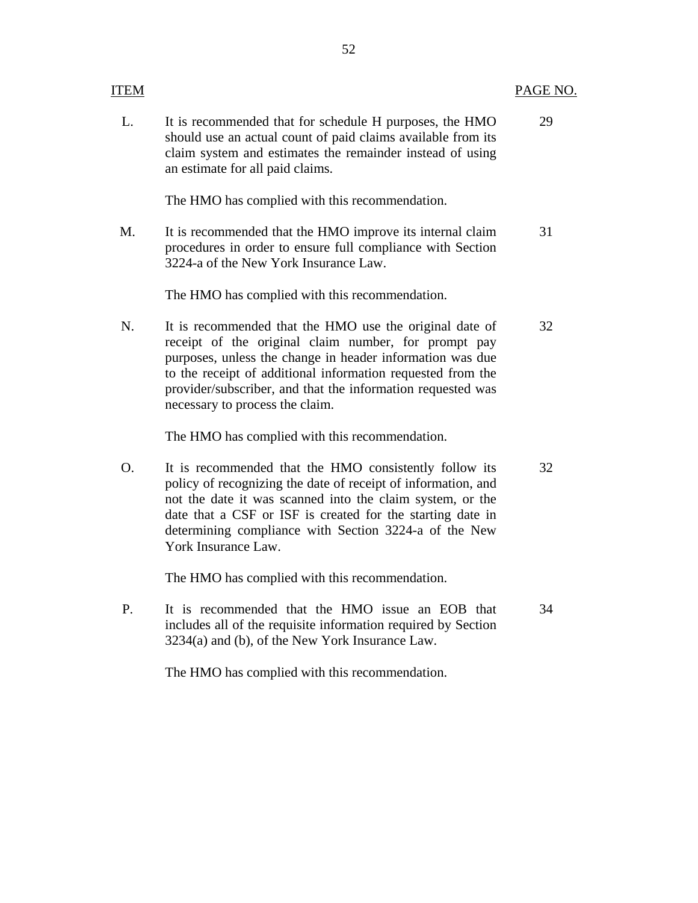| ITEM | | PAGE NO. |
|---|---|---|
| L. | It is recommended that for schedule H purposes, the HMO should use an actual count of paid claims available from its claim system and estimates the remainder instead of using an estimate for all paid claims.<br><br>The HMO has complied with this recommendation. | 29 |
| M. | It is recommended that the HMO improve its internal claim procedures in order to ensure full compliance with Section 3224-a of the New York Insurance Law.<br><br>The HMO has complied with this recommendation. | 31 |
| N. | It is recommended that the HMO use the original date of receipt of the original claim number, for prompt pay purposes, unless the change in header information was due to the receipt of additional information requested from the provider/subscriber, and that the information requested was necessary to process the claim.<br><br>The HMO has complied with this recommendation. | 32 |
| O. | It is recommended that the HMO consistently follow its policy of recognizing the date of receipt of information, and not the date it was scanned into the claim system, or the date that a CSF or ISF is created for the starting date in determining compliance with Section 3224-a of the New York Insurance Law.<br><br>The HMO has complied with this recommendation. | 32 |
| P. | It is recommended that the HMO issue an EOB that includes all of the requisite information required by Section 3234(a) and (b), of the New York Insurance Law.<br><br>The HMO has complied with this recommendation. | 34 |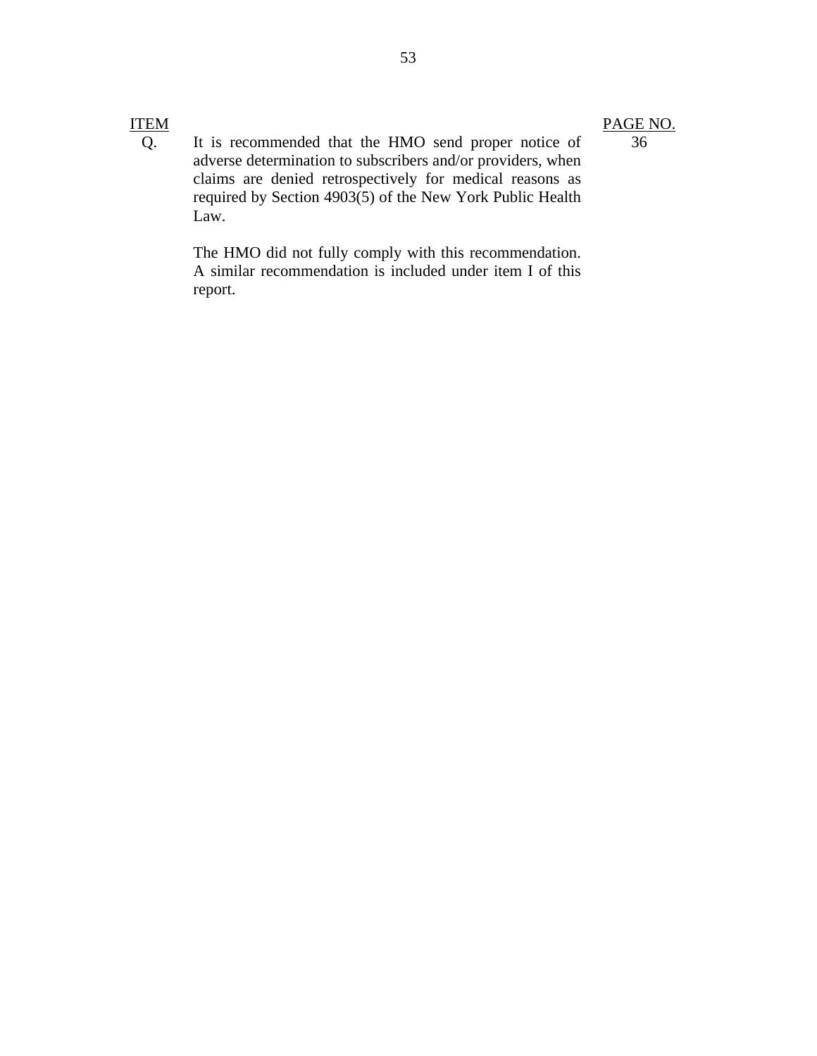| ITEM | | PAGE NO. |
|---|---|---|
| Q. | It is recommended that the HMO send proper notice of adverse determination to subscribers and/or providers, when claims are denied retrospectively for medical reasons as required by Section 4903(5) of the New York Public Health Law. | 36 |
| | The HMO did not fully comply with this recommendation. A similar recommendation is included under item I of this report. | |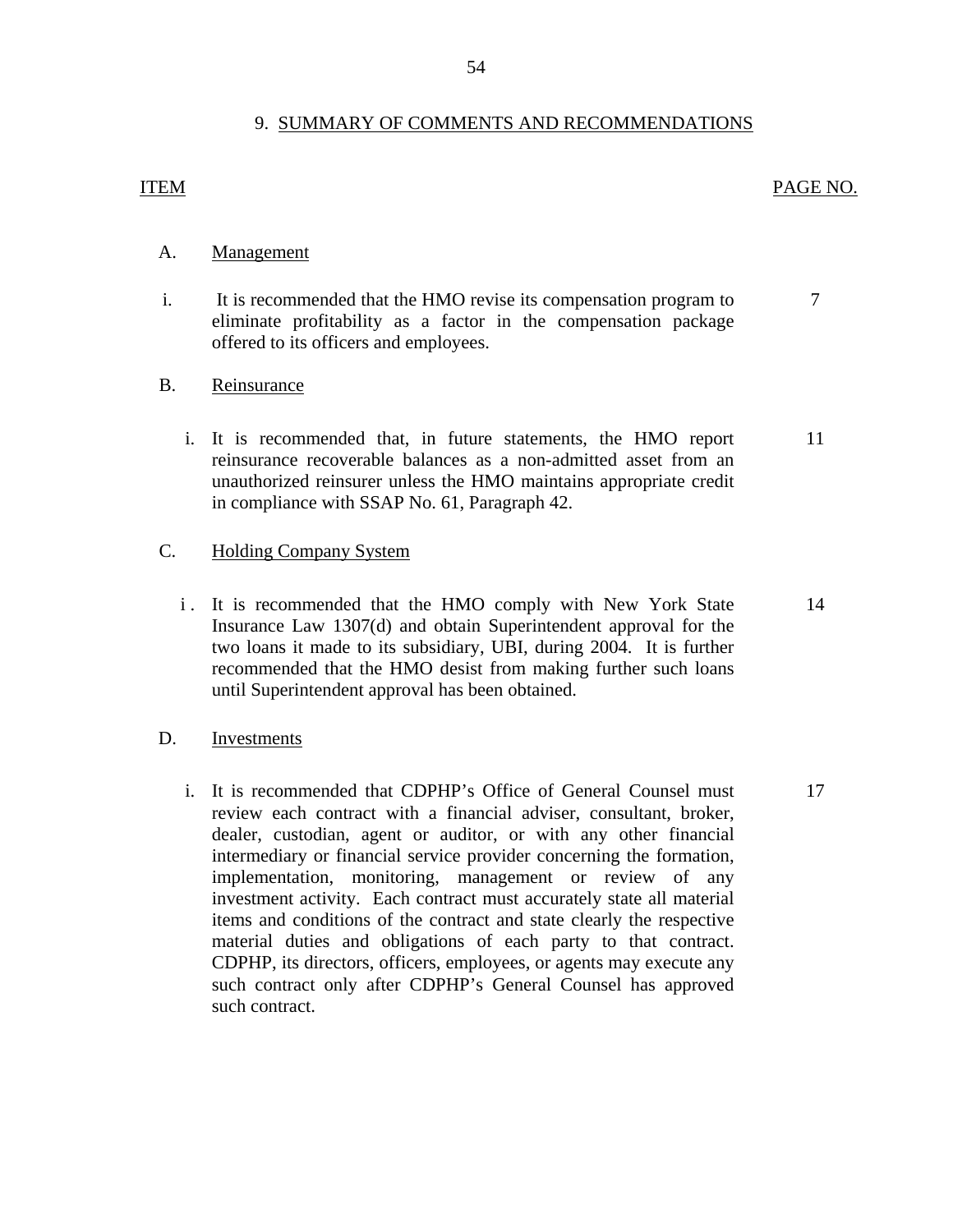## 9. SUMMARY OF COMMENTS AND RECOMMENDATIONS

| ITEM | | PAGE NO. |
|---|---|---|
| A. | Management | |
| i. | It is recommended that the HMO revise its compensation program to eliminate profitability as a factor in the compensation package offered to its officers and employees. | 7 |
| B. | Reinsurance | |
| i. | It is recommended that, in future statements, the HMO report reinsurance recoverable balances as a non-admitted asset from an unauthorized reinsurer unless the HMO maintains appropriate credit in compliance with SSAP No. 61, Paragraph 42. | 11 |
| C. | Holding Company System | |
| i. | It is recommended that the HMO comply with New York State Insurance Law 1307(d) and obtain Superintendent approval for the two loans it made to its subsidiary, UBI, during 2004. It is further recommended that the HMO desist from making further such loans until Superintendent approval has been obtained. | 14 |
| D. | Investments | |
| i. | It is recommended that CDPHP's Office of General Counsel must review each contract with a financial adviser, consultant, broker, dealer, custodian, agent or auditor, or with any other financial intermediary or financial service provider concerning the formation, implementation, monitoring, management or review of any investment activity. Each contract must accurately state all material items and conditions of the contract and state clearly the respective material duties and obligations of each party to that contract. CDPHP, its directors, officers, employees, or agents may execute any such contract only after CDPHP's General Counsel has approved such contract. | 17 |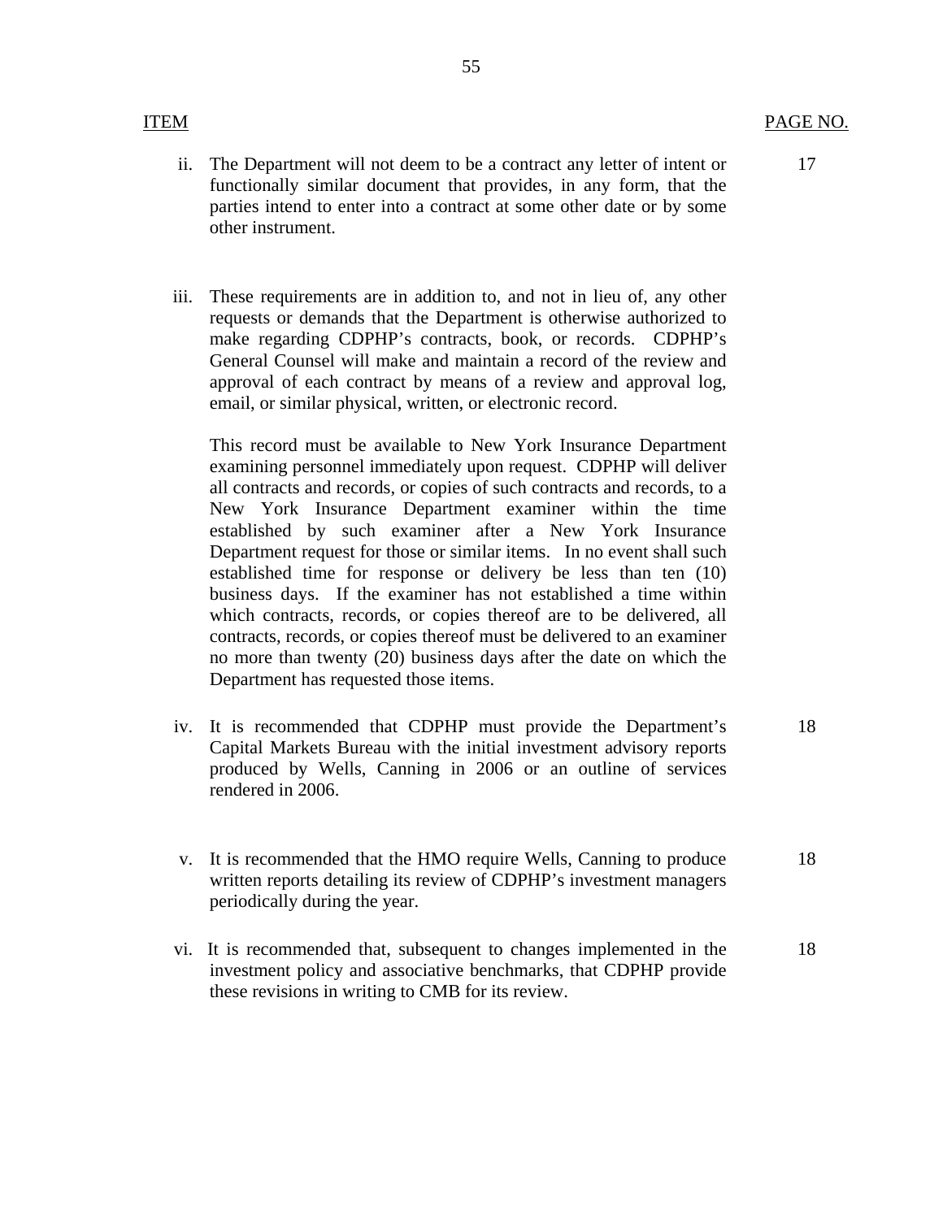| ITEM | PAGE NO. |
|---|---|
| ii. The Department will not deem to be a contract any letter of intent or functionally similar document that provides, in any form, that the parties intend to enter into a contract at some other date or by some other instrument. | 17 |
| iii. These requirements are in addition to, and not in lieu of, any other requests or demands that the Department is otherwise authorized to make regarding CDPHP's contracts, book, or records. CDPHP's General Counsel will make and maintain a record of the review and approval of each contract by means of a review and approval log, email, or similar physical, written, or electronic record.<br><br>This record must be available to New York Insurance Department examining personnel immediately upon request. CDPHP will deliver all contracts and records, or copies of such contracts and records, to a New York Insurance Department examiner within the time established by such examiner after a New York Insurance Department request for those or similar items. In no event shall such established time for response or delivery be less than ten (10) business days. If the examiner has not established a time within which contracts, records, or copies thereof are to be delivered, all contracts, records, or copies thereof must be delivered to an examiner no more than twenty (20) business days after the date on which the Department has requested those items. | |
| iv. It is recommended that CDPHP must provide the Department's Capital Markets Bureau with the initial investment advisory reports produced by Wells, Canning in 2006 or an outline of services rendered in 2006. | 18 |
| v. It is recommended that the HMO require Wells, Canning to produce written reports detailing its review of CDPHP's investment managers periodically during the year. | 18 |
| vi. It is recommended that, subsequent to changes implemented in the investment policy and associative benchmarks, that CDPHP provide these revisions in writing to CMB for its review. | 18 |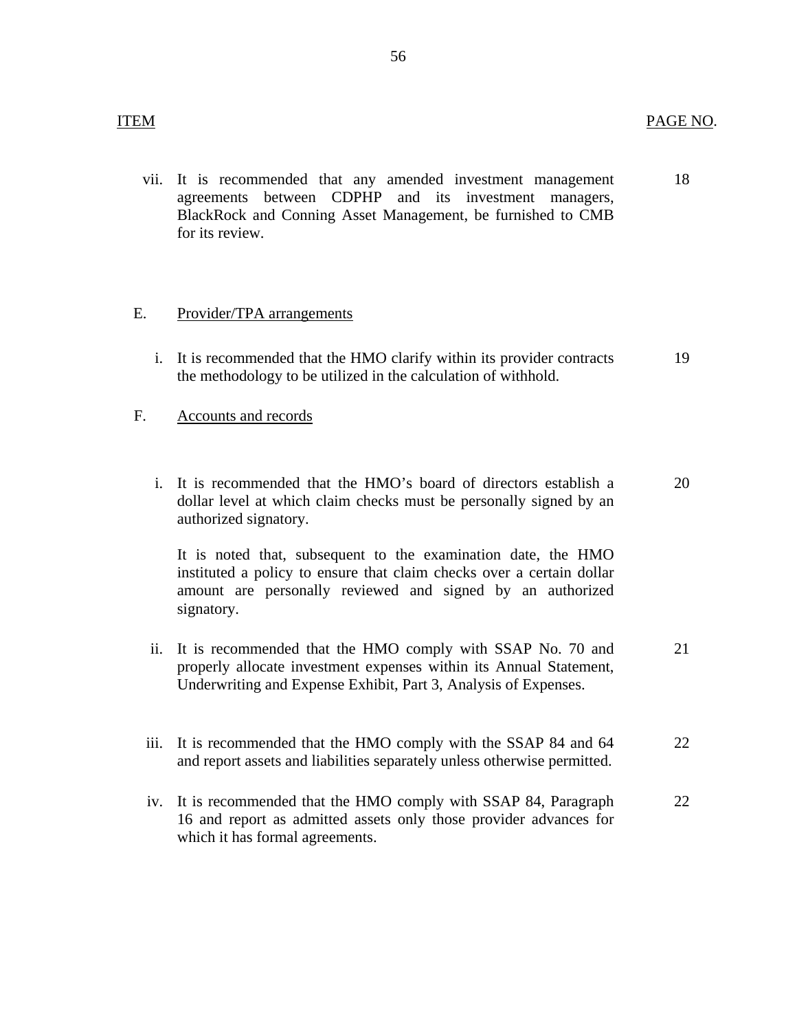| ITEM | | PAGE NO. |
|---|---|---|
| vii. | It is recommended that any amended investment management agreements between CDPHP and its investment managers, BlackRock and Conning Asset Management, be furnished to CMB for its review. | 18 |
| E. | Provider/TPA arrangements | |
| i. | It is recommended that the HMO clarify within its provider contracts the methodology to be utilized in the calculation of withhold. | 19 |
| F. | Accounts and records | |
| i. | It is recommended that the HMO's board of directors establish a dollar level at which claim checks must be personally signed by an authorized signatory.<br><br>It is noted that, subsequent to the examination date, the HMO instituted a policy to ensure that claim checks over a certain dollar amount are personally reviewed and signed by an authorized signatory. | 20 |
| ii. | It is recommended that the HMO comply with SSAP No. 70 and properly allocate investment expenses within its Annual Statement, Underwriting and Expense Exhibit, Part 3, Analysis of Expenses. | 21 |
| iii. | It is recommended that the HMO comply with the SSAP 84 and 64 and report assets and liabilities separately unless otherwise permitted. | 22 |
| iv. | It is recommended that the HMO comply with SSAP 84, Paragraph 16 and report as admitted assets only those provider advances for which it has formal agreements. | 22 |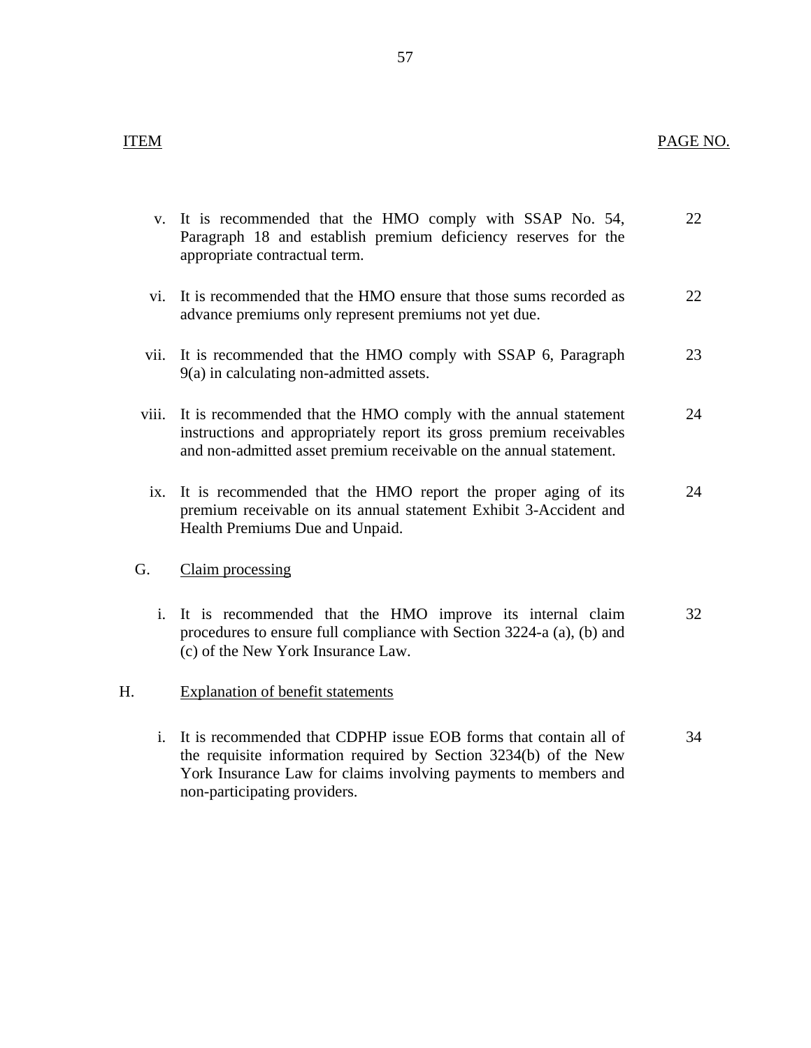| ITEM | | PAGE NO. |
|---|---|---|
| v. | It is recommended that the HMO comply with SSAP No. 54, Paragraph 18 and establish premium deficiency reserves for the appropriate contractual term. | 22 |
| vi. | It is recommended that the HMO ensure that those sums recorded as advance premiums only represent premiums not yet due. | 22 |
| vii. | It is recommended that the HMO comply with SSAP 6, Paragraph 9(a) in calculating non-admitted assets. | 23 |
| viii. | It is recommended that the HMO comply with the annual statement instructions and appropriately report its gross premium receivables and non-admitted asset premium receivable on the annual statement. | 24 |
| ix. | It is recommended that the HMO report the proper aging of its premium receivable on its annual statement Exhibit 3-Accident and Health Premiums Due and Unpaid. | 24 |
| G. | Claim processing | |
| i. | It is recommended that the HMO improve its internal claim procedures to ensure full compliance with Section 3224-a (a), (b) and (c) of the New York Insurance Law. | 32 |
| H. | Explanation of benefit statements | |
| i. | It is recommended that CDPHP issue EOB forms that contain all of the requisite information required by Section 3234(b) of the New York Insurance Law for claims involving payments to members and non-participating providers. | 34 |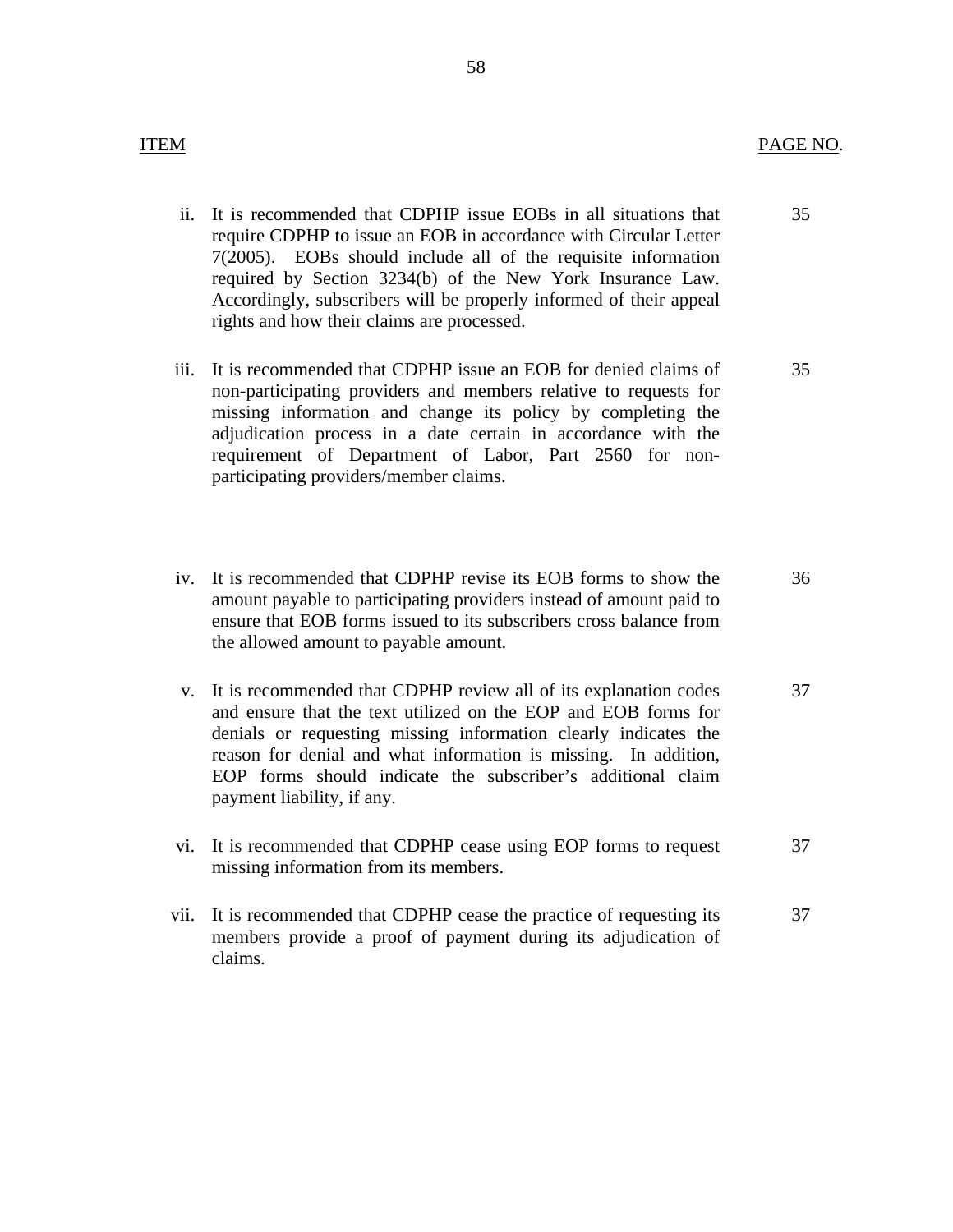| ITEM | | PAGE NO. |
|---|---|---|
| ii. | It is recommended that CDPHP issue EOBs in all situations that require CDPHP to issue an EOB in accordance with Circular Letter 7(2005). EOBs should include all of the requisite information required by Section 3234(b) of the New York Insurance Law. Accordingly, subscribers will be properly informed of their appeal rights and how their claims are processed. | 35 |
| iii. | It is recommended that CDPHP issue an EOB for denied claims of non-participating providers and members relative to requests for missing information and change its policy by completing the adjudication process in a date certain in accordance with the requirement of Department of Labor, Part 2560 for non-participating providers/member claims. | 35 |
| iv. | It is recommended that CDPHP revise its EOB forms to show the amount payable to participating providers instead of amount paid to ensure that EOB forms issued to its subscribers cross balance from the allowed amount to payable amount. | 36 |
| v. | It is recommended that CDPHP review all of its explanation codes and ensure that the text utilized on the EOP and EOB forms for denials or requesting missing information clearly indicates the reason for denial and what information is missing. In addition, EOP forms should indicate the subscriber's additional claim payment liability, if any. | 37 |
| vi. | It is recommended that CDPHP cease using EOP forms to request missing information from its members. | 37 |
| vii. | It is recommended that CDPHP cease the practice of requesting its members provide a proof of payment during its adjudication of claims. | 37 |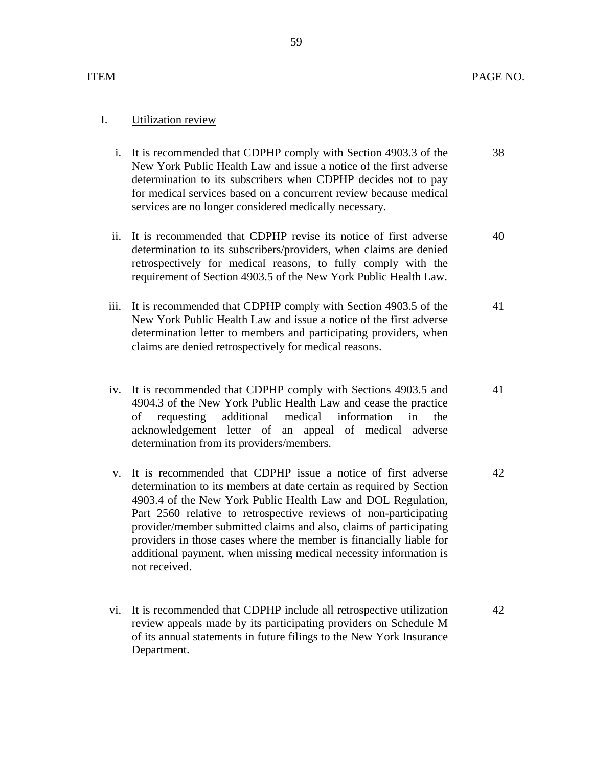| ITEM | PAGE NO. |
|---|---|
| I. Utilization review | |
| i. It is recommended that CDPHP comply with Section 4903.3 of the New York Public Health Law and issue a notice of the first adverse determination to its subscribers when CDPHP decides not to pay for medical services based on a concurrent review because medical services are no longer considered medically necessary. | 38 |
| ii. It is recommended that CDPHP revise its notice of first adverse determination to its subscribers/providers, when claims are denied retrospectively for medical reasons, to fully comply with the requirement of Section 4903.5 of the New York Public Health Law. | 40 |
| iii. It is recommended that CDPHP comply with Section 4903.5 of the New York Public Health Law and issue a notice of the first adverse determination letter to members and participating providers, when claims are denied retrospectively for medical reasons. | 41 |
| iv. It is recommended that CDPHP comply with Sections 4903.5 and 4904.3 of the New York Public Health Law and cease the practice of requesting additional medical information in the acknowledgement letter of an appeal of medical adverse determination from its providers/members. | 41 |
| v. It is recommended that CDPHP issue a notice of first adverse determination to its members at date certain as required by Section 4903.4 of the New York Public Health Law and DOL Regulation, Part 2560 relative to retrospective reviews of non-participating provider/member submitted claims and also, claims of participating providers in those cases where the member is financially liable for additional payment, when missing medical necessity information is not received. | 42 |
| vi. It is recommended that CDPHP include all retrospective utilization review appeals made by its participating providers on Schedule M of its annual statements in future filings to the New York Insurance Department. | 42 |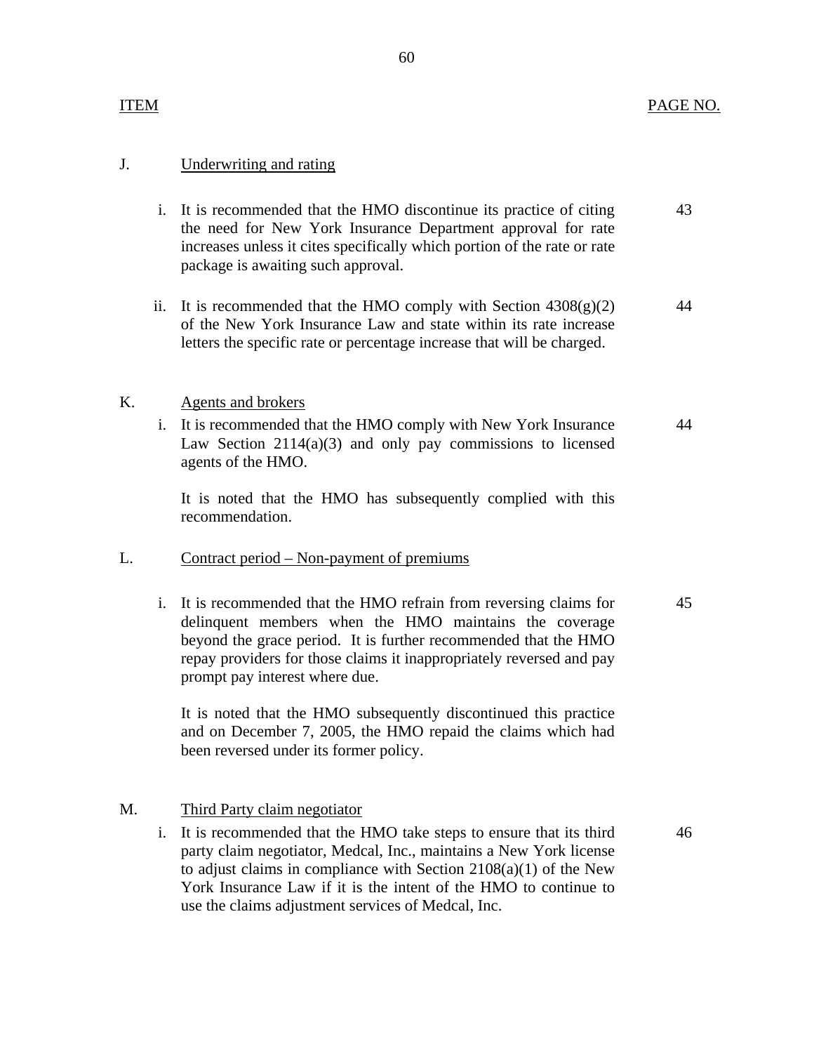| ITEM | | PAGE NO. |
|---|---|---|
| J. | Underwriting and rating | |
| i. | It is recommended that the HMO discontinue its practice of citing the need for New York Insurance Department approval for rate increases unless it cites specifically which portion of the rate or rate package is awaiting such approval. | 43 |
| ii. | It is recommended that the HMO comply with Section 4308(g)(2) of the New York Insurance Law and state within its rate increase letters the specific rate or percentage increase that will be charged. | 44 |
| K. | Agents and brokers | |
| i. | It is recommended that the HMO comply with New York Insurance Law Section 2114(a)(3) and only pay commissions to licensed agents of the HMO.<br><br>It is noted that the HMO has subsequently complied with this recommendation. | 44 |
| L. | Contract period – Non-payment of premiums | |
| i. | It is recommended that the HMO refrain from reversing claims for delinquent members when the HMO maintains the coverage beyond the grace period. It is further recommended that the HMO repay providers for those claims it inappropriately reversed and pay prompt pay interest where due.<br><br>It is noted that the HMO subsequently discontinued this practice and on December 7, 2005, the HMO repaid the claims which had been reversed under its former policy. | 45 |
| M. | Third Party claim negotiator | |
| i. | It is recommended that the HMO take steps to ensure that its third party claim negotiator, Medcal, Inc., maintains a New York license to adjust claims in compliance with Section 2108(a)(1) of the New York Insurance Law if it is the intent of the HMO to continue to use the claims adjustment services of Medcal, Inc. | 46 |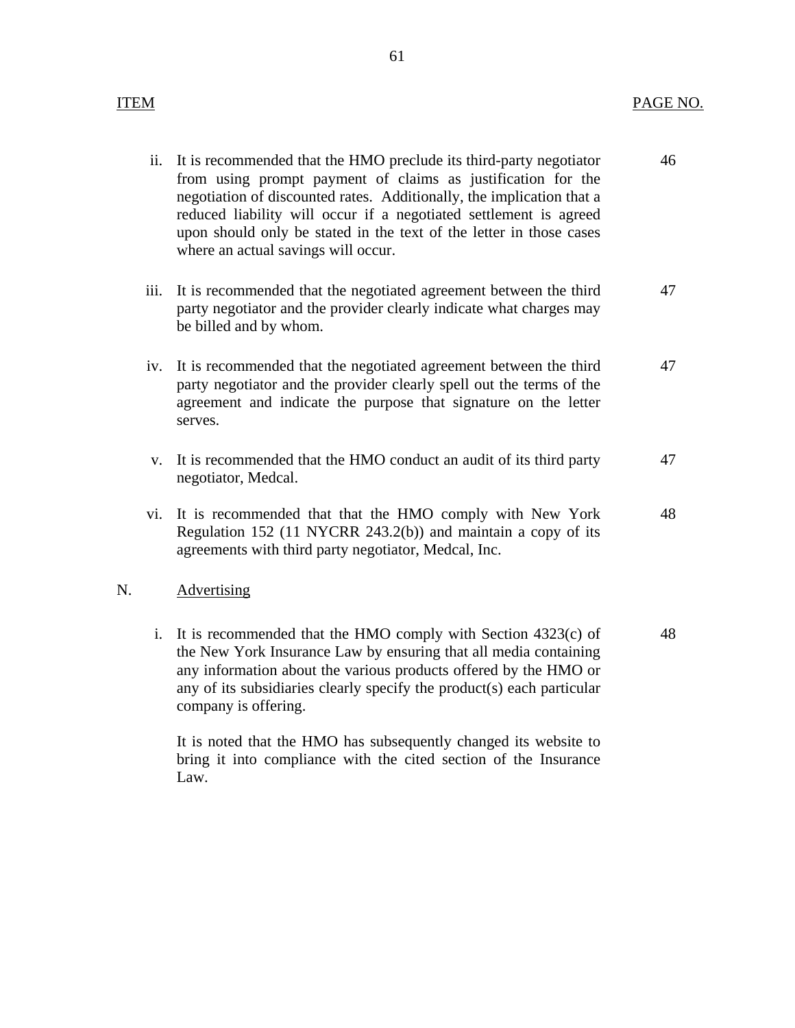| ITEM | | PAGE NO. |
|---|---|---|
| ii. | It is recommended that the HMO preclude its third-party negotiator from using prompt payment of claims as justification for the negotiation of discounted rates. Additionally, the implication that a reduced liability will occur if a negotiated settlement is agreed upon should only be stated in the text of the letter in those cases where an actual savings will occur. | 46 |
| iii. | It is recommended that the negotiated agreement between the third party negotiator and the provider clearly indicate what charges may be billed and by whom. | 47 |
| iv. | It is recommended that the negotiated agreement between the third party negotiator and the provider clearly spell out the terms of the agreement and indicate the purpose that signature on the letter serves. | 47 |
| v. | It is recommended that the HMO conduct an audit of its third party negotiator, Medcal. | 47 |
| vi. | It is recommended that that the HMO comply with New York Regulation 152 (11 NYCRR 243.2(b)) and maintain a copy of its agreements with third party negotiator, Medcal, Inc. | 48 |
| N. | Advertising | |
| i. | It is recommended that the HMO comply with Section 4323(c) of the New York Insurance Law by ensuring that all media containing any information about the various products offered by the HMO or any of its subsidiaries clearly specify the product(s) each particular company is offering.<br><br>It is noted that the HMO has subsequently changed its website to bring it into compliance with the cited section of the Insurance Law. | 48 |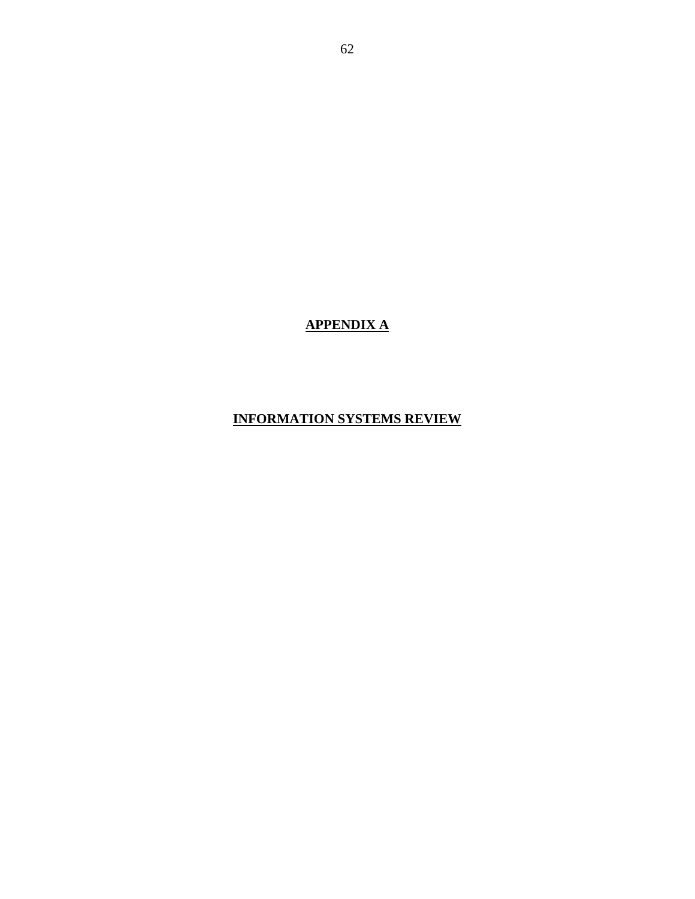# APPENDIX A

## INFORMATION SYSTEMS REVIEW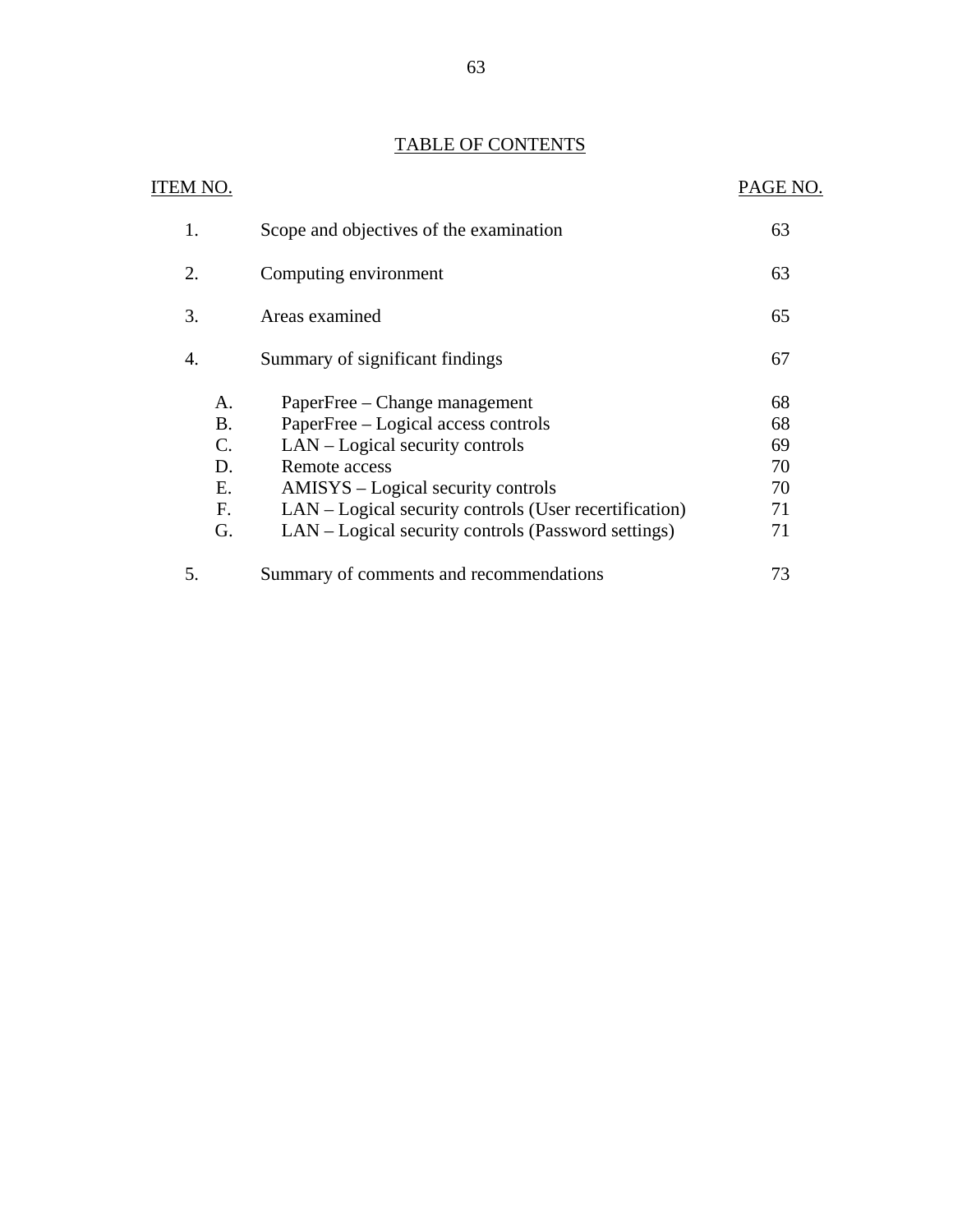# TABLE OF CONTENTS

| ITEM NO. | | PAGE NO. |
|---|---|---|
| 1. | Scope and objectives of the examination | 63 |
| 2. | Computing environment | 63 |
| 3. | Areas examined | 65 |
| 4. | Summary of significant findings | 67 |
| A. | PaperFree – Change management | 68 |
| B. | PaperFree – Logical access controls | 68 |
| C. | LAN – Logical security controls | 69 |
| D. | Remote access | 70 |
| E. | AMISYS – Logical security controls | 70 |
| F. | LAN – Logical security controls (User recertification) | 71 |
| G. | LAN – Logical security controls (Password settings) | 71 |
| 5. | Summary of comments and recommendations | 73 |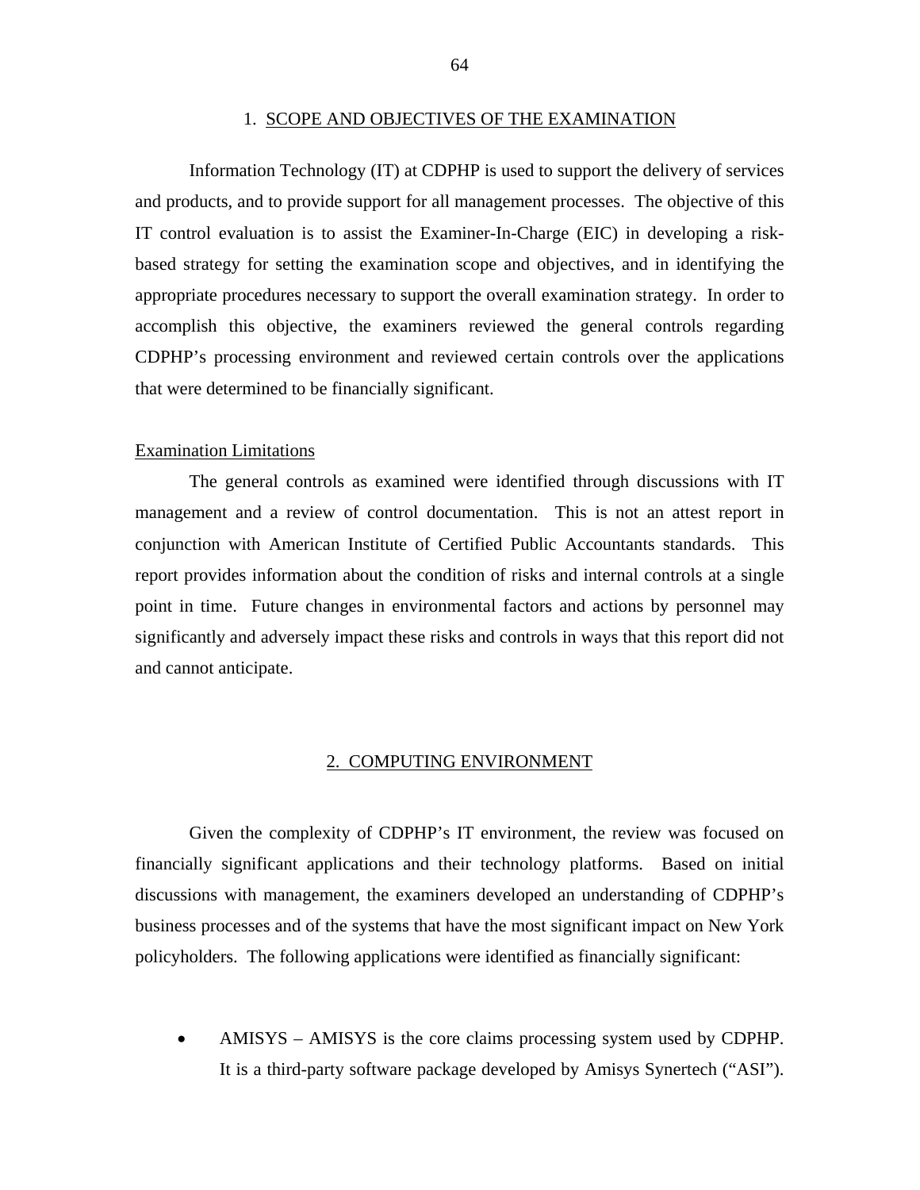## 1. SCOPE AND OBJECTIVES OF THE EXAMINATION

Information Technology (IT) at CDPHP is used to support the delivery of services and products, and to provide support for all management processes. The objective of this IT control evaluation is to assist the Examiner-In-Charge (EIC) in developing a risk-based strategy for setting the examination scope and objectives, and in identifying the appropriate procedures necessary to support the overall examination strategy. In order to accomplish this objective, the examiners reviewed the general controls regarding CDPHP's processing environment and reviewed certain controls over the applications that were determined to be financially significant.

### Examination Limitations

The general controls as examined were identified through discussions with IT management and a review of control documentation. This is not an attest report in conjunction with American Institute of Certified Public Accountants standards. This report provides information about the condition of risks and internal controls at a single point in time. Future changes in environmental factors and actions by personnel may significantly and adversely impact these risks and controls in ways that this report did not and cannot anticipate.

## 2. COMPUTING ENVIRONMENT

Given the complexity of CDPHP's IT environment, the review was focused on financially significant applications and their technology platforms. Based on initial discussions with management, the examiners developed an understanding of CDPHP's business processes and of the systems that have the most significant impact on New York policyholders. The following applications were identified as financially significant:

- AMISYS – AMISYS is the core claims processing system used by CDPHP. It is a third-party software package developed by Amisys Synertech ("ASI").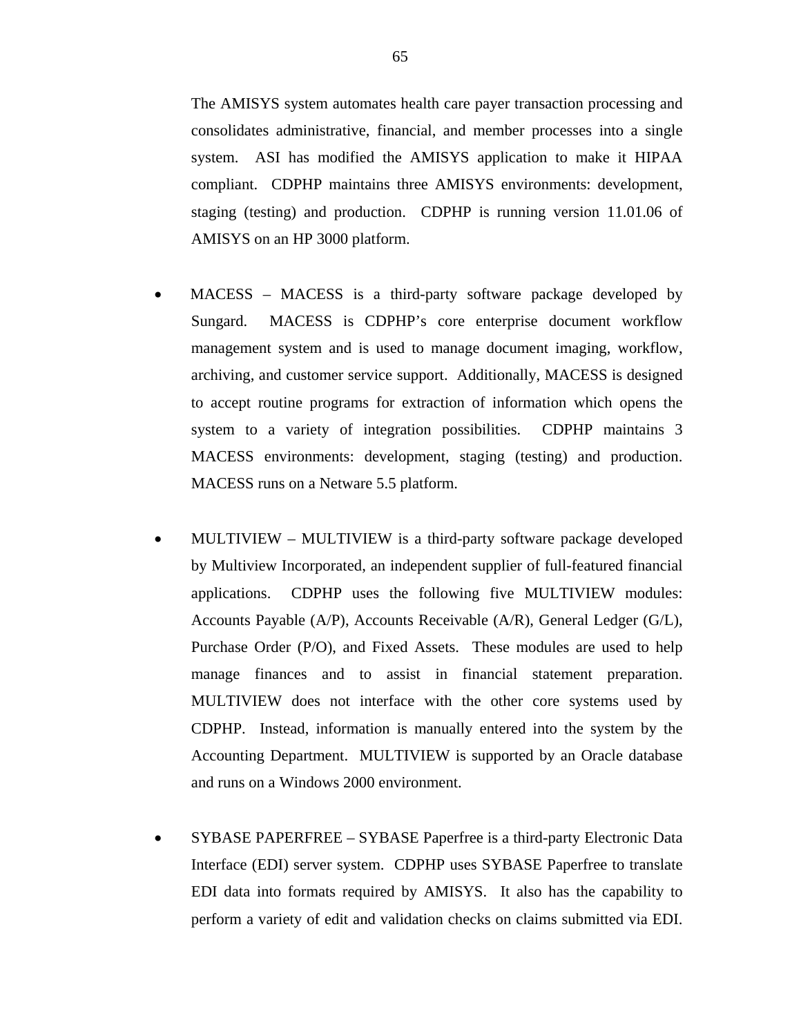The AMISYS system automates health care payer transaction processing and consolidates administrative, financial, and member processes into a single system. ASI has modified the AMISYS application to make it HIPAA compliant. CDPHP maintains three AMISYS environments: development, staging (testing) and production. CDPHP is running version 11.01.06 of AMISYS on an HP 3000 platform.

- MACESS – MACESS is a third-party software package developed by Sungard. MACESS is CDPHP's core enterprise document workflow management system and is used to manage document imaging, workflow, archiving, and customer service support. Additionally, MACESS is designed to accept routine programs for extraction of information which opens the system to a variety of integration possibilities. CDPHP maintains 3 MACESS environments: development, staging (testing) and production. MACESS runs on a Netware 5.5 platform.

- MULTIVIEW – MULTIVIEW is a third-party software package developed by Multiview Incorporated, an independent supplier of full-featured financial applications. CDPHP uses the following five MULTIVIEW modules: Accounts Payable (A/P), Accounts Receivable (A/R), General Ledger (G/L), Purchase Order (P/O), and Fixed Assets. These modules are used to help manage finances and to assist in financial statement preparation. MULTIVIEW does not interface with the other core systems used by CDPHP. Instead, information is manually entered into the system by the Accounting Department. MULTIVIEW is supported by an Oracle database and runs on a Windows 2000 environment.

- SYBASE PAPERFREE – SYBASE Paperfree is a third-party Electronic Data Interface (EDI) server system. CDPHP uses SYBASE Paperfree to translate EDI data into formats required by AMISYS. It also has the capability to perform a variety of edit and validation checks on claims submitted via EDI.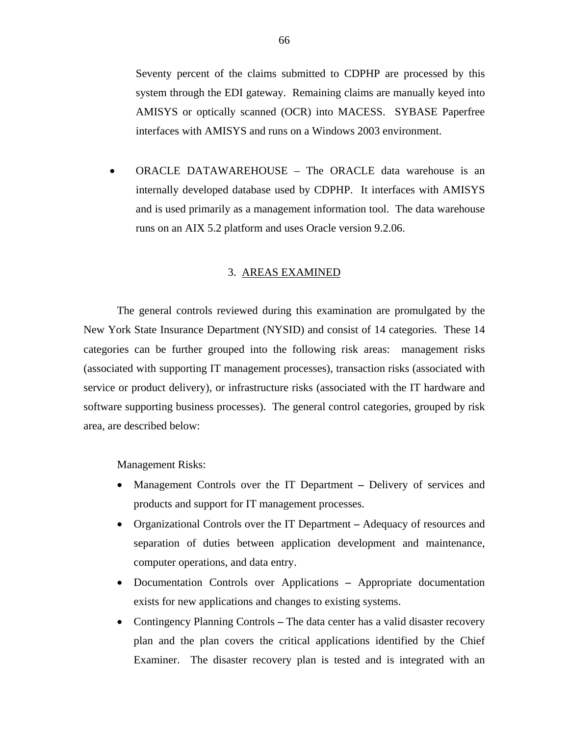Seventy percent of the claims submitted to CDPHP are processed by this system through the EDI gateway. Remaining claims are manually keyed into AMISYS or optically scanned (OCR) into MACESS. SYBASE Paperfree interfaces with AMISYS and runs on a Windows 2003 environment.

- ORACLE DATAWAREHOUSE – The ORACLE data warehouse is an internally developed database used by CDPHP. It interfaces with AMISYS and is used primarily as a management information tool. The data warehouse runs on an AIX 5.2 platform and uses Oracle version 9.2.06.

## 3. AREAS EXAMINED

The general controls reviewed during this examination are promulgated by the New York State Insurance Department (NYSID) and consist of 14 categories. These 14 categories can be further grouped into the following risk areas: management risks (associated with supporting IT management processes), transaction risks (associated with service or product delivery), or infrastructure risks (associated with the IT hardware and software supporting business processes). The general control categories, grouped by risk area, are described below:

Management Risks:

- Management Controls over the IT Department – Delivery of services and products and support for IT management processes.
- Organizational Controls over the IT Department – Adequacy of resources and separation of duties between application development and maintenance, computer operations, and data entry.
- Documentation Controls over Applications – Appropriate documentation exists for new applications and changes to existing systems.
- Contingency Planning Controls – The data center has a valid disaster recovery plan and the plan covers the critical applications identified by the Chief Examiner. The disaster recovery plan is tested and is integrated with an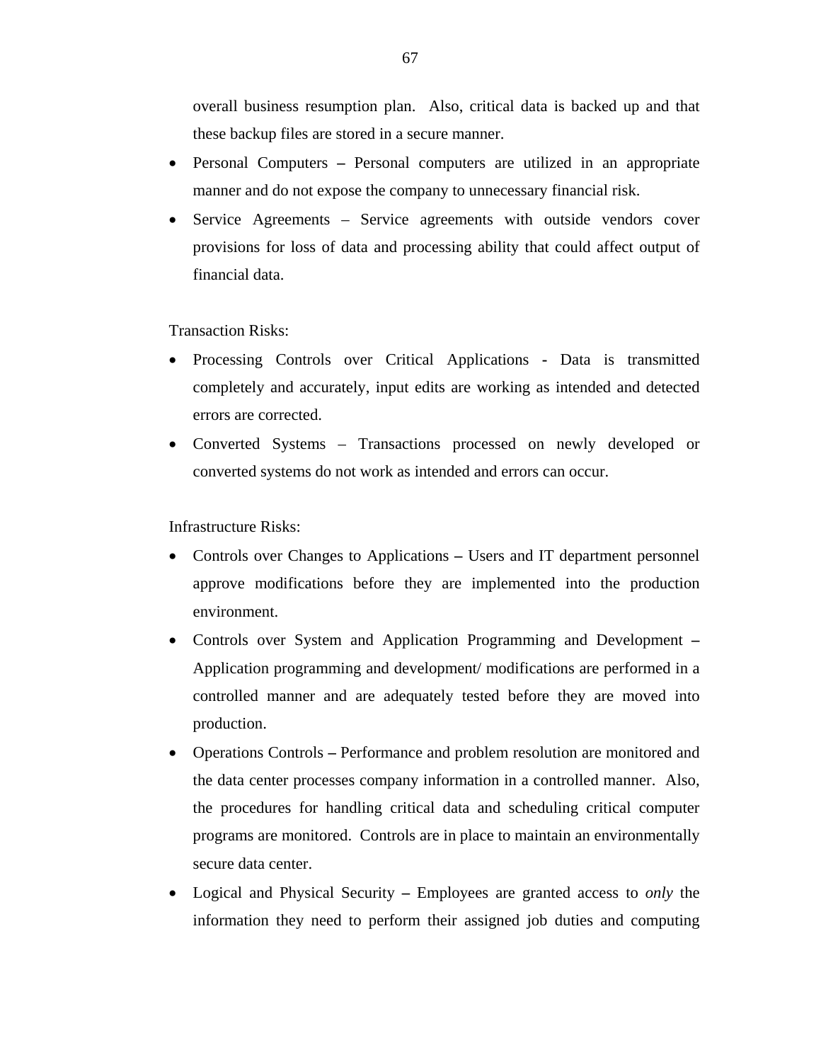overall business resumption plan. Also, critical data is backed up and that these backup files are stored in a secure manner.

- Personal Computers – Personal computers are utilized in an appropriate manner and do not expose the company to unnecessary financial risk.
- Service Agreements – Service agreements with outside vendors cover provisions for loss of data and processing ability that could affect output of financial data.

Transaction Risks:

- Processing Controls over Critical Applications - Data is transmitted completely and accurately, input edits are working as intended and detected errors are corrected.
- Converted Systems – Transactions processed on newly developed or converted systems do not work as intended and errors can occur.

Infrastructure Risks:

- Controls over Changes to Applications – Users and IT department personnel approve modifications before they are implemented into the production environment.
- Controls over System and Application Programming and Development – Application programming and development/ modifications are performed in a controlled manner and are adequately tested before they are moved into production.
- Operations Controls – Performance and problem resolution are monitored and the data center processes company information in a controlled manner. Also, the procedures for handling critical data and scheduling critical computer programs are monitored. Controls are in place to maintain an environmentally secure data center.
- Logical and Physical Security – Employees are granted access to *only* the information they need to perform their assigned job duties and computing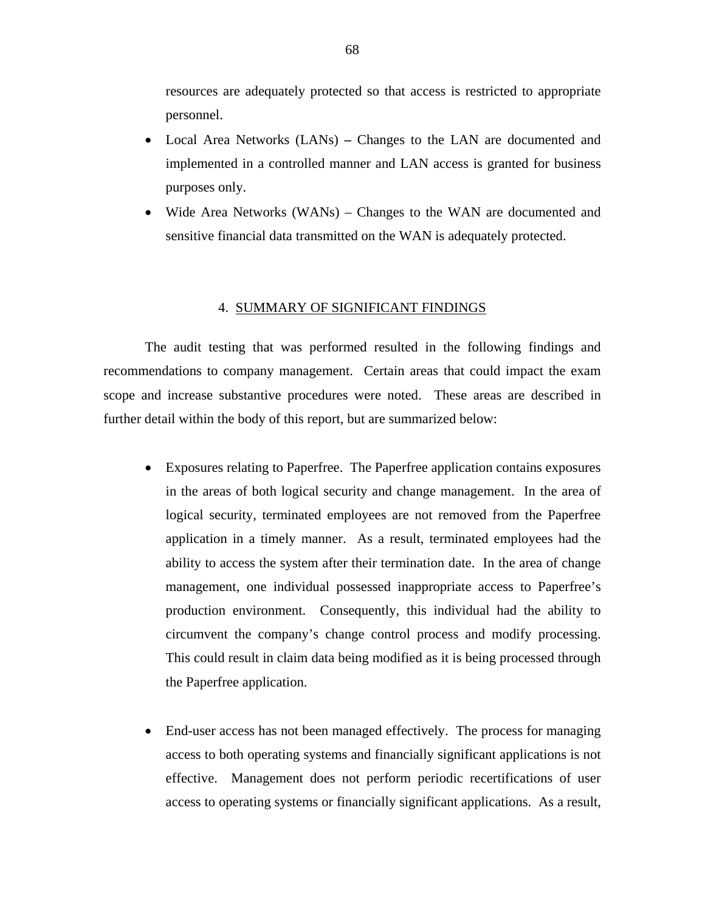resources are adequately protected so that access is restricted to appropriate personnel.

- Local Area Networks (LANs) **–** Changes to the LAN are documented and implemented in a controlled manner and LAN access is granted for business purposes only.
- Wide Area Networks (WANs) – Changes to the WAN are documented and sensitive financial data transmitted on the WAN is adequately protected.

## 4. SUMMARY OF SIGNIFICANT FINDINGS

The audit testing that was performed resulted in the following findings and recommendations to company management. Certain areas that could impact the exam scope and increase substantive procedures were noted. These areas are described in further detail within the body of this report, but are summarized below:

- Exposures relating to Paperfree. The Paperfree application contains exposures in the areas of both logical security and change management. In the area of logical security, terminated employees are not removed from the Paperfree application in a timely manner. As a result, terminated employees had the ability to access the system after their termination date. In the area of change management, one individual possessed inappropriate access to Paperfree's production environment. Consequently, this individual had the ability to circumvent the company's change control process and modify processing. This could result in claim data being modified as it is being processed through the Paperfree application.

- End-user access has not been managed effectively. The process for managing access to both operating systems and financially significant applications is not effective. Management does not perform periodic recertifications of user access to operating systems or financially significant applications. As a result,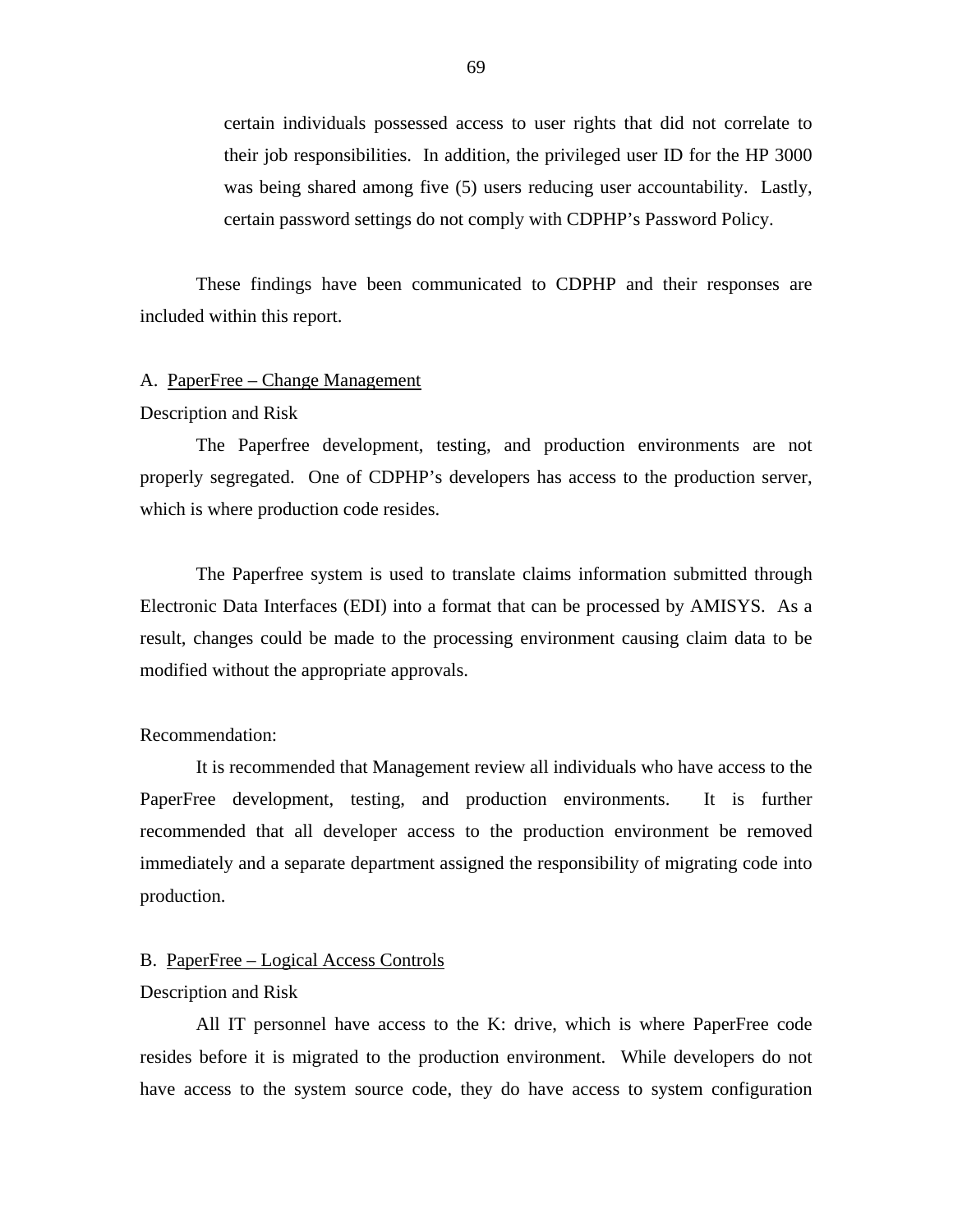certain individuals possessed access to user rights that did not correlate to their job responsibilities. In addition, the privileged user ID for the HP 3000 was being shared among five (5) users reducing user accountability. Lastly, certain password settings do not comply with CDPHP's Password Policy.

These findings have been communicated to CDPHP and their responses are included within this report.

A. <u>PaperFree – Change Management</u>

Description and Risk

The Paperfree development, testing, and production environments are not properly segregated. One of CDPHP's developers has access to the production server, which is where production code resides.

The Paperfree system is used to translate claims information submitted through Electronic Data Interfaces (EDI) into a format that can be processed by AMISYS. As a result, changes could be made to the processing environment causing claim data to be modified without the appropriate approvals.

Recommendation:

It is recommended that Management review all individuals who have access to the PaperFree development, testing, and production environments. It is further recommended that all developer access to the production environment be removed immediately and a separate department assigned the responsibility of migrating code into production.

B. <u>PaperFree – Logical Access Controls</u>

Description and Risk

All IT personnel have access to the K: drive, which is where PaperFree code resides before it is migrated to the production environment. While developers do not have access to the system source code, they do have access to system configuration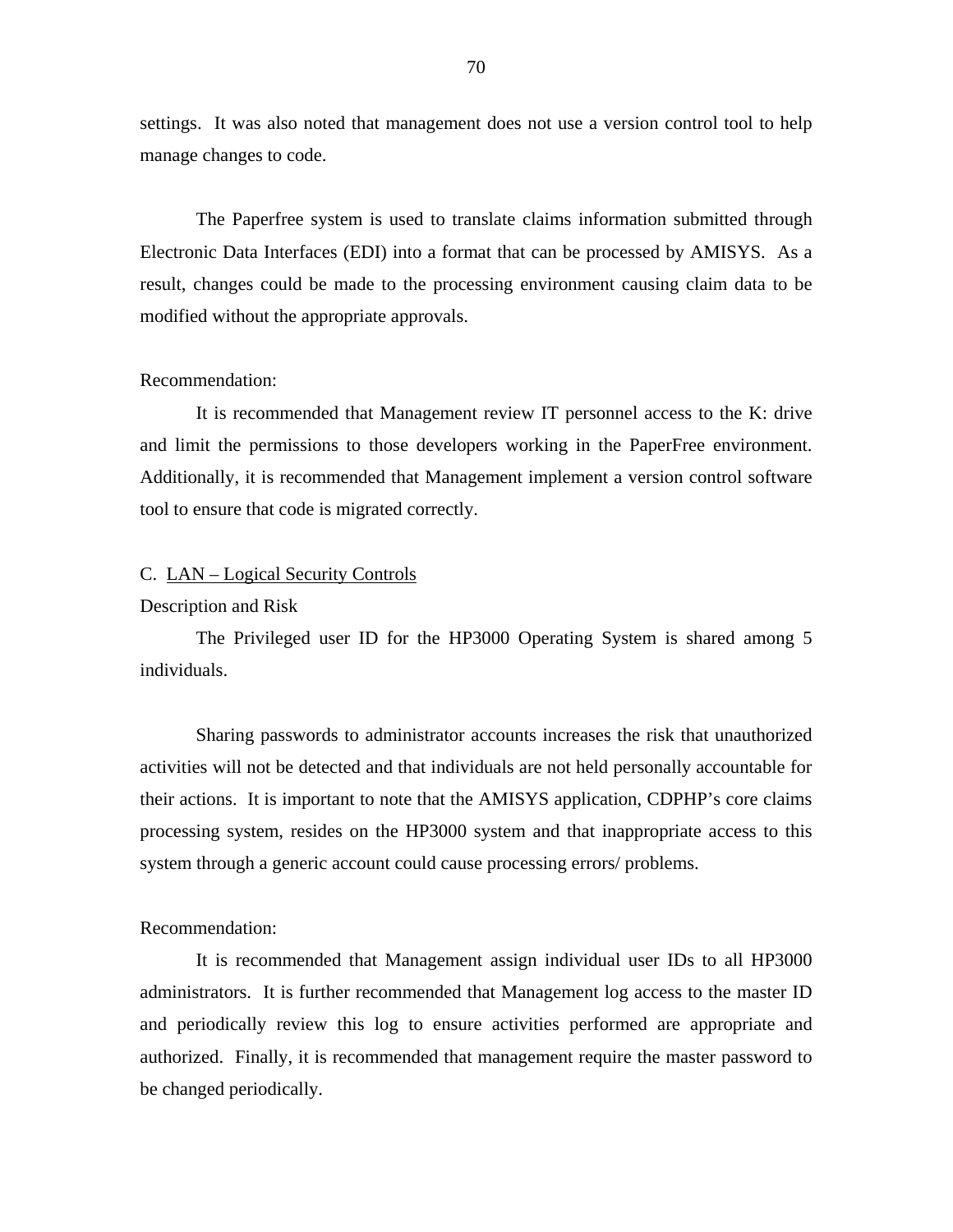settings. It was also noted that management does not use a version control tool to help manage changes to code.

The Paperfree system is used to translate claims information submitted through Electronic Data Interfaces (EDI) into a format that can be processed by AMISYS. As a result, changes could be made to the processing environment causing claim data to be modified without the appropriate approvals.

Recommendation:

It is recommended that Management review IT personnel access to the K: drive and limit the permissions to those developers working in the PaperFree environment. Additionally, it is recommended that Management implement a version control software tool to ensure that code is migrated correctly.

C. LAN – Logical Security Controls

Description and Risk

The Privileged user ID for the HP3000 Operating System is shared among 5 individuals.

Sharing passwords to administrator accounts increases the risk that unauthorized activities will not be detected and that individuals are not held personally accountable for their actions. It is important to note that the AMISYS application, CDPHP's core claims processing system, resides on the HP3000 system and that inappropriate access to this system through a generic account could cause processing errors/ problems.

Recommendation:

It is recommended that Management assign individual user IDs to all HP3000 administrators. It is further recommended that Management log access to the master ID and periodically review this log to ensure activities performed are appropriate and authorized. Finally, it is recommended that management require the master password to be changed periodically.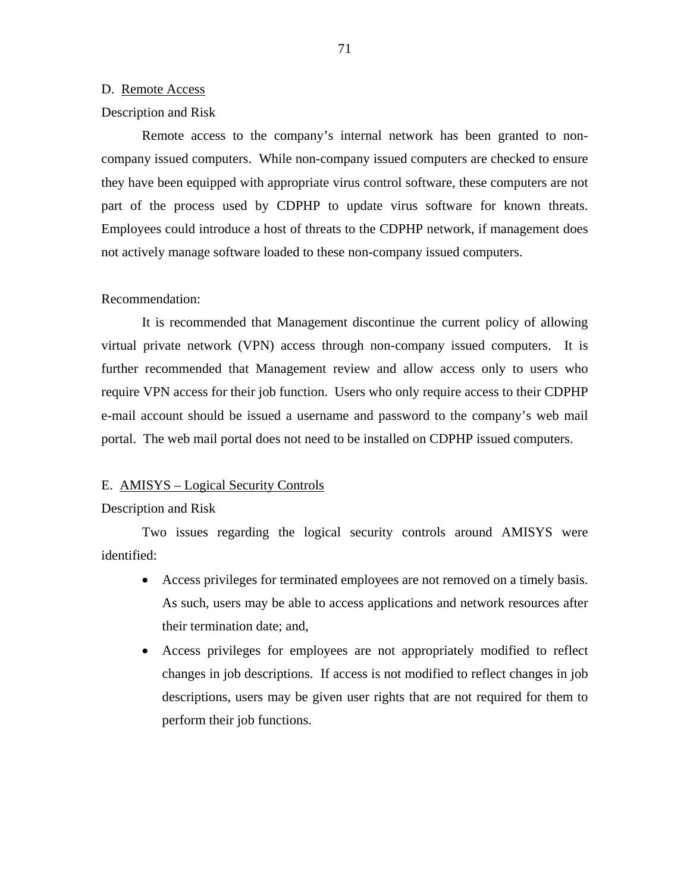D. Remote Access

Description and Risk

Remote access to the company's internal network has been granted to non-company issued computers. While non-company issued computers are checked to ensure they have been equipped with appropriate virus control software, these computers are not part of the process used by CDPHP to update virus software for known threats. Employees could introduce a host of threats to the CDPHP network, if management does not actively manage software loaded to these non-company issued computers.

Recommendation:

It is recommended that Management discontinue the current policy of allowing virtual private network (VPN) access through non-company issued computers. It is further recommended that Management review and allow access only to users who require VPN access for their job function. Users who only require access to their CDPHP e-mail account should be issued a username and password to the company's web mail portal. The web mail portal does not need to be installed on CDPHP issued computers.

E. AMISYS – Logical Security Controls

Description and Risk

Two issues regarding the logical security controls around AMISYS were identified:

- Access privileges for terminated employees are not removed on a timely basis. As such, users may be able to access applications and network resources after their termination date; and,
- Access privileges for employees are not appropriately modified to reflect changes in job descriptions. If access is not modified to reflect changes in job descriptions, users may be given user rights that are not required for them to perform their job functions.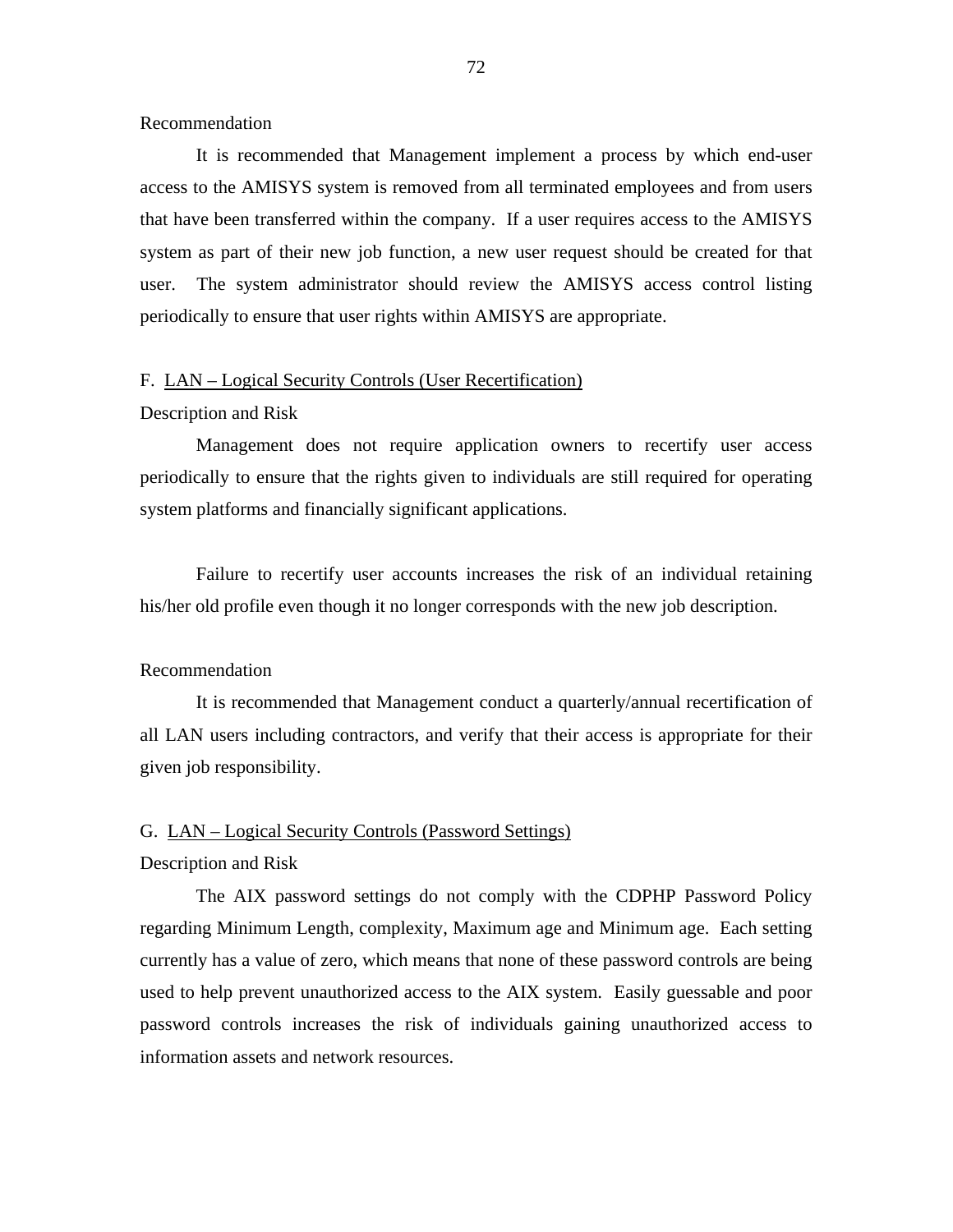Recommendation

It is recommended that Management implement a process by which end-user access to the AMISYS system is removed from all terminated employees and from users that have been transferred within the company. If a user requires access to the AMISYS system as part of their new job function, a new user request should be created for that user. The system administrator should review the AMISYS access control listing periodically to ensure that user rights within AMISYS are appropriate.

F. LAN – Logical Security Controls (User Recertification)

Description and Risk

Management does not require application owners to recertify user access periodically to ensure that the rights given to individuals are still required for operating system platforms and financially significant applications.

Failure to recertify user accounts increases the risk of an individual retaining his/her old profile even though it no longer corresponds with the new job description.

Recommendation

It is recommended that Management conduct a quarterly/annual recertification of all LAN users including contractors, and verify that their access is appropriate for their given job responsibility.

G. LAN – Logical Security Controls (Password Settings)

Description and Risk

The AIX password settings do not comply with the CDPHP Password Policy regarding Minimum Length, complexity, Maximum age and Minimum age. Each setting currently has a value of zero, which means that none of these password controls are being used to help prevent unauthorized access to the AIX system. Easily guessable and poor password controls increases the risk of individuals gaining unauthorized access to information assets and network resources.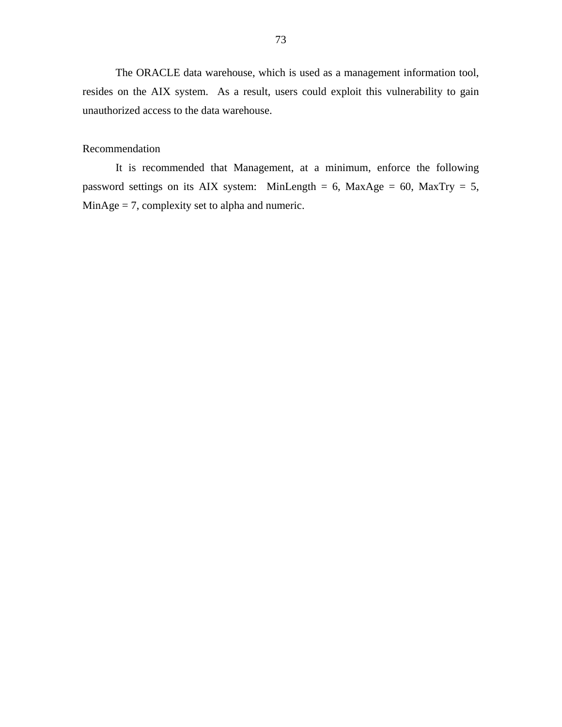The ORACLE data warehouse, which is used as a management information tool, resides on the AIX system. As a result, users could exploit this vulnerability to gain unauthorized access to the data warehouse.

Recommendation

It is recommended that Management, at a minimum, enforce the following password settings on its AIX system: MinLength = 6, MaxAge = 60, MaxTry = 5, MinAge = 7, complexity set to alpha and numeric.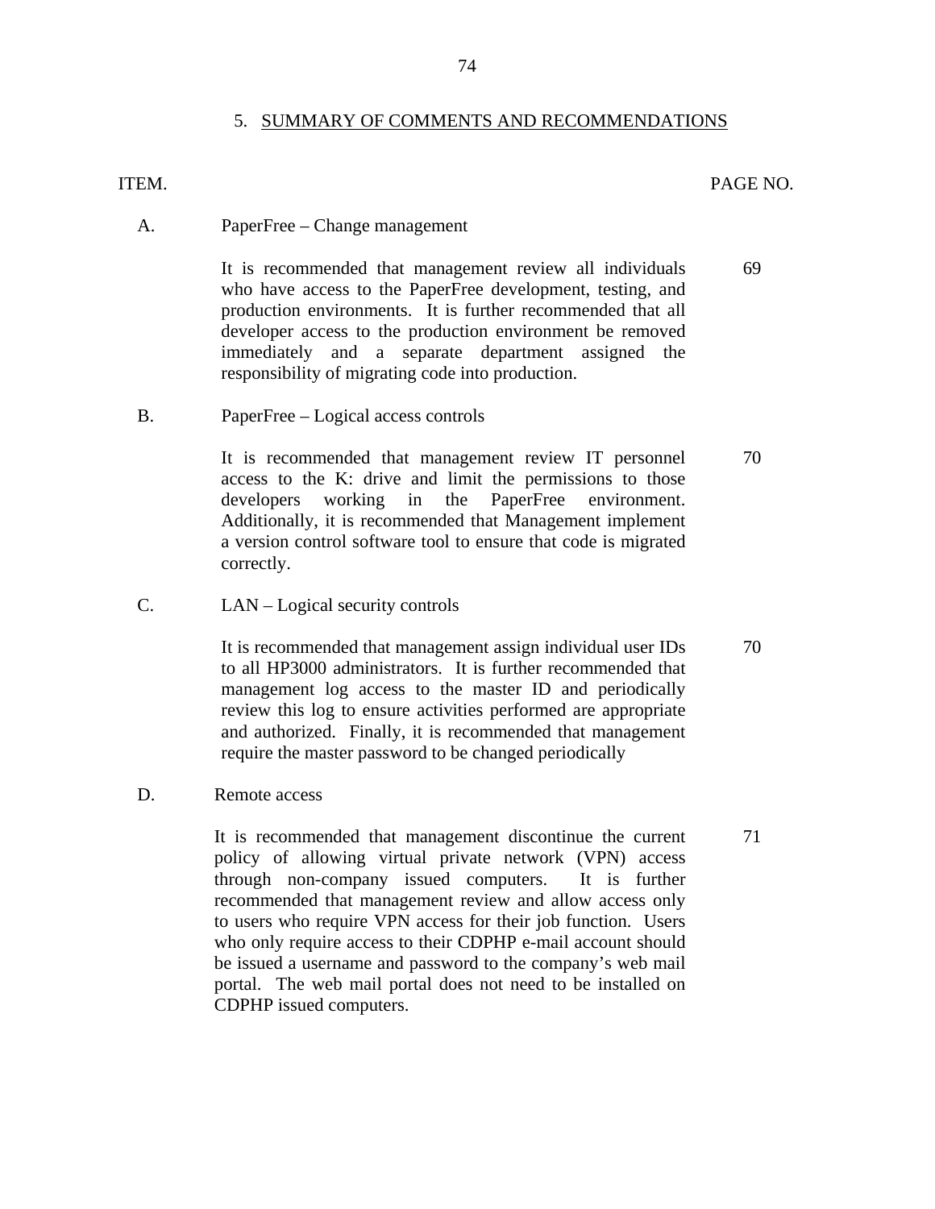## 5. SUMMARY OF COMMENTS AND RECOMMENDATIONS

| ITEM. | | PAGE NO. |
|---|---|---|
| A. | PaperFree – Change management | |
| | It is recommended that management review all individuals who have access to the PaperFree development, testing, and production environments. It is further recommended that all developer access to the production environment be removed immediately and a separate department assigned the responsibility of migrating code into production. | 69 |
| B. | PaperFree – Logical access controls | |
| | It is recommended that management review IT personnel access to the K: drive and limit the permissions to those developers working in the PaperFree environment. Additionally, it is recommended that Management implement a version control software tool to ensure that code is migrated correctly. | 70 |
| C. | LAN – Logical security controls | |
| | It is recommended that management assign individual user IDs to all HP3000 administrators. It is further recommended that management log access to the master ID and periodically review this log to ensure activities performed are appropriate and authorized. Finally, it is recommended that management require the master password to be changed periodically | 70 |
| D. | Remote access | |
| | It is recommended that management discontinue the current policy of allowing virtual private network (VPN) access through non-company issued computers. It is further recommended that management review and allow access only to users who require VPN access for their job function. Users who only require access to their CDPHP e-mail account should be issued a username and password to the company's web mail portal. The web mail portal does not need to be installed on CDPHP issued computers. | 71 |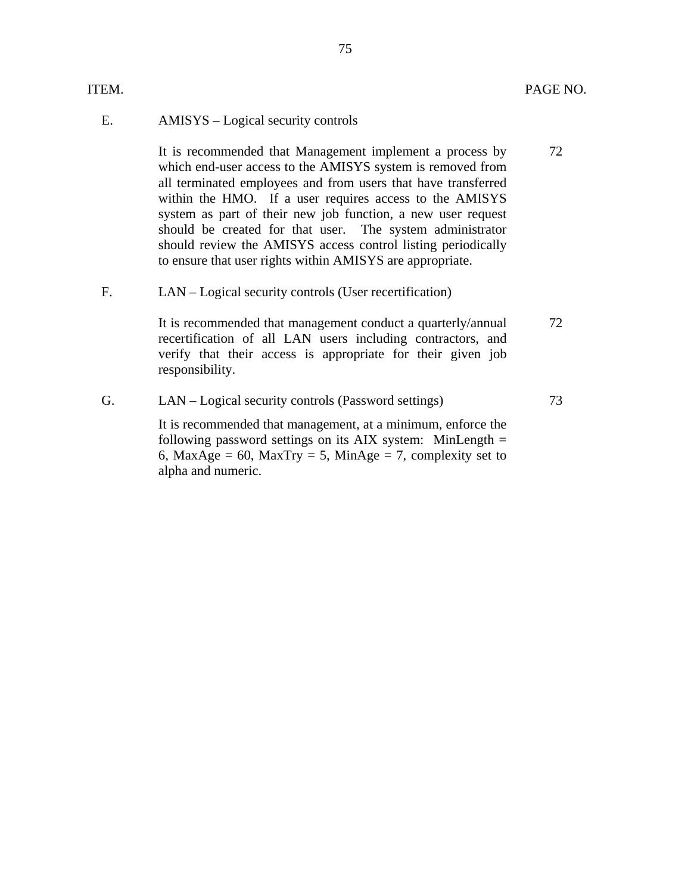| ITEM. | | PAGE NO. |
|---|---|---|
| E. | AMISYS – Logical security controls | |
| | It is recommended that Management implement a process by which end-user access to the AMISYS system is removed from all terminated employees and from users that have transferred within the HMO. If a user requires access to the AMISYS system as part of their new job function, a new user request should be created for that user. The system administrator should review the AMISYS access control listing periodically to ensure that user rights within AMISYS are appropriate. | 72 |
| F. | LAN – Logical security controls (User recertification) | |
| | It is recommended that management conduct a quarterly/annual recertification of all LAN users including contractors, and verify that their access is appropriate for their given job responsibility. | 72 |
| G. | LAN – Logical security controls (Password settings) | 73 |
| | It is recommended that management, at a minimum, enforce the following password settings on its AIX system: MinLength = 6, MaxAge = 60, MaxTry = 5, MinAge = 7, complexity set to alpha and numeric. | |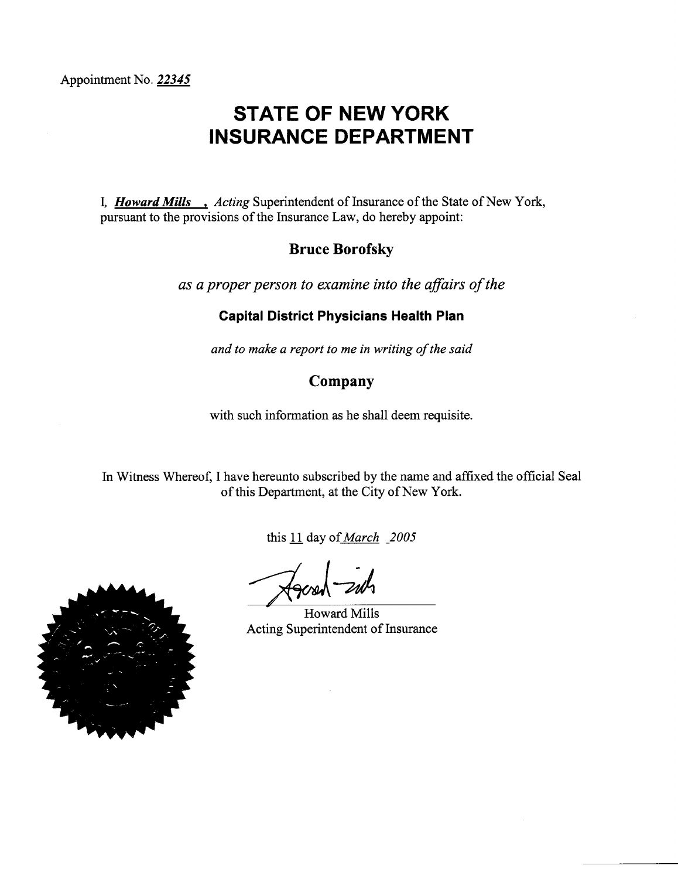Appointment No. ***22345***

# STATE OF NEW YORK INSURANCE DEPARTMENT

I, ***Howard Mills*** , *Acting* Superintendent of Insurance of the State of New York, pursuant to the provisions of the Insurance Law, do hereby appoint:

**Bruce Borofsky**

*as a proper person to examine into the affairs of the*

**Capital District Physicians Health Plan**

*and to make a report to me in writing of the said*

**Company**

with such information as he shall deem requisite.

In Witness Whereof, I have hereunto subscribed by the name and affixed the official Seal of this Department, at the City of New York.

this 11 day of *March* *2005*

Howard Mills
Acting Superintendent of Insurance